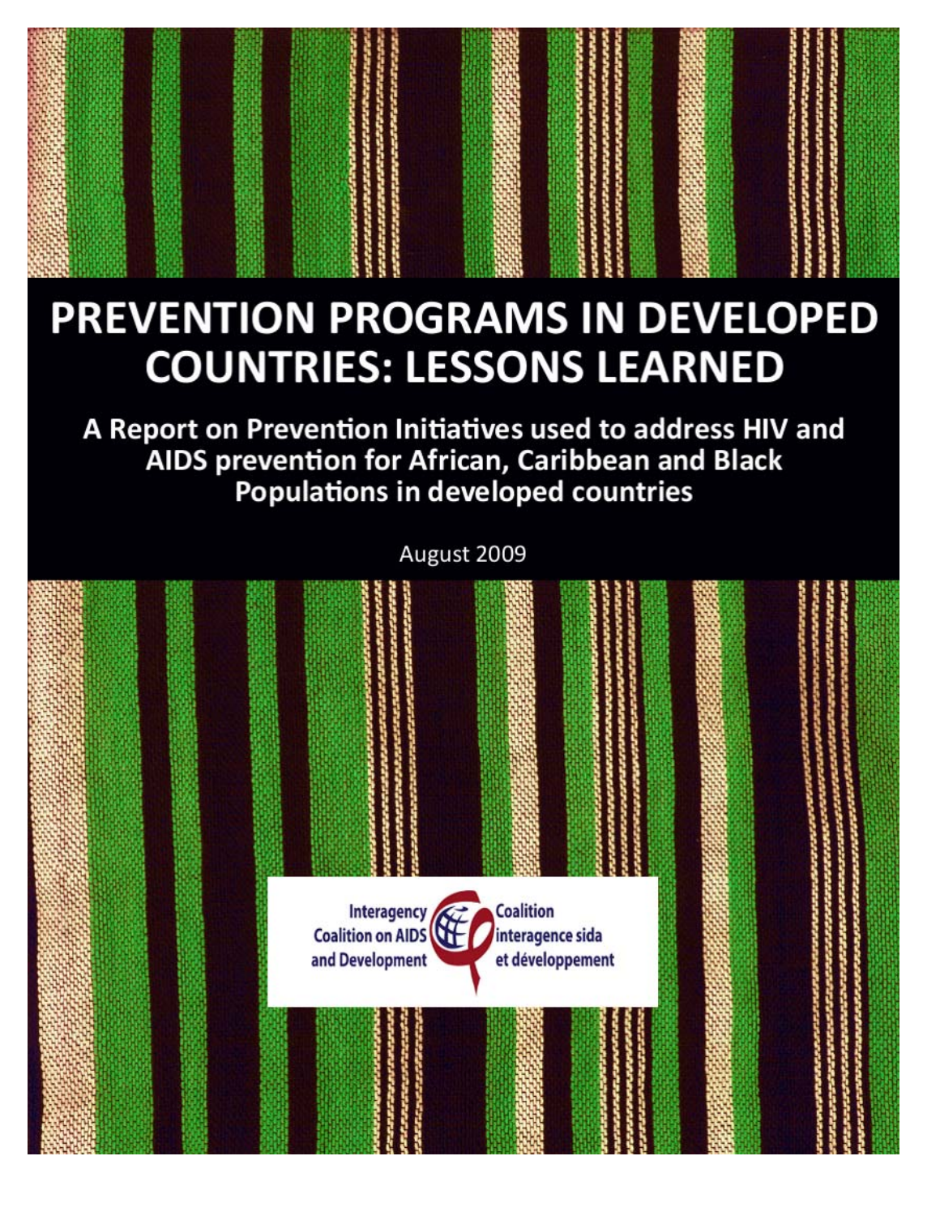# PREVENTION PROGRAMS IN DEVELOPED COUNTRIES: LESSONS LEARNED

## A Report on Prevention Initiatives used to address HIV and AIDS prevention for African, Caribbean and Black Populations in developed countries

August 2009

Interagency Coalition on AIDS and Development

Coalition interagence sida et développement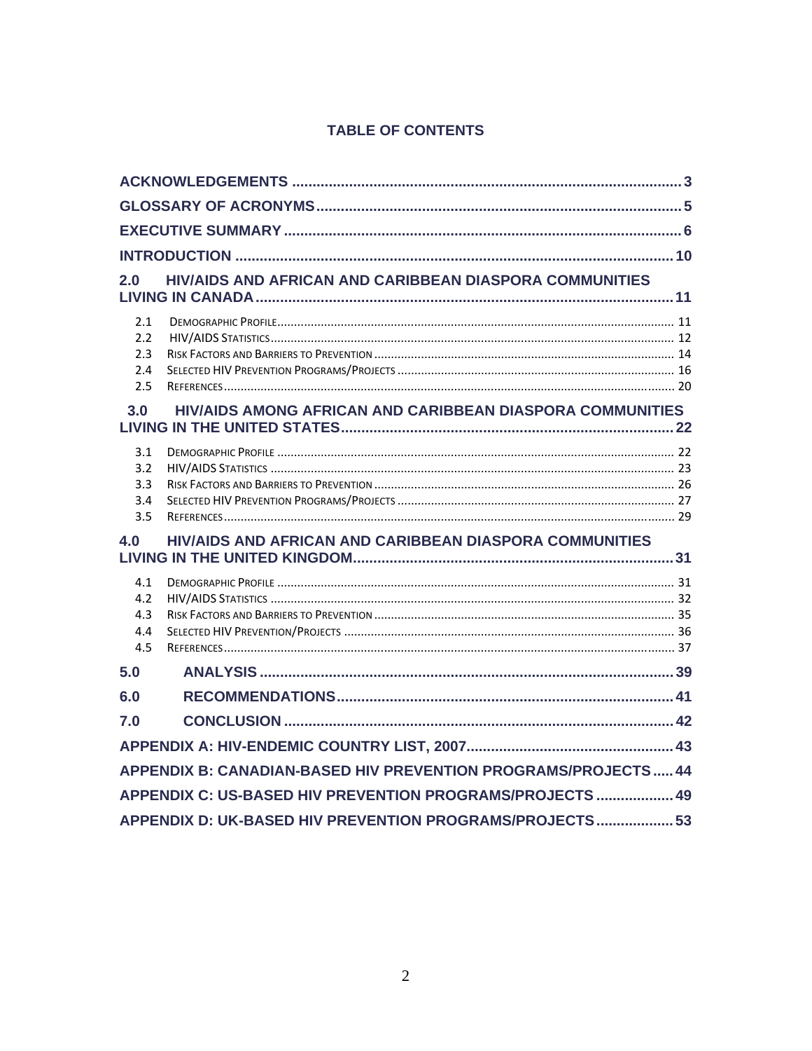# TABLE OF CONTENTS

- ACKNOWLEDGEMENTS ..... 3
- GLOSSARY OF ACRONYMS ..... 5
- EXECUTIVE SUMMARY ..... 6
- INTRODUCTION ..... 10
- 2.0 HIV/AIDS AND AFRICAN AND CARIBBEAN DIASPORA COMMUNITIES LIVING IN CANADA ..... 11
  - 2.1 Demographic Profile ..... 11
  - 2.2 HIV/AIDS Statistics ..... 12
  - 2.3 Risk Factors and Barriers to Prevention ..... 14
  - 2.4 Selected HIV Prevention Programs/Projects ..... 16
  - 2.5 References ..... 20
- 3.0 HIV/AIDS AMONG AFRICAN AND CARIBBEAN DIASPORA COMMUNITIES LIVING IN THE UNITED STATES ..... 22
  - 3.1 Demographic Profile ..... 22
  - 3.2 HIV/AIDS Statistics ..... 23
  - 3.3 Risk Factors and Barriers to Prevention ..... 26
  - 3.4 Selected HIV Prevention Programs/Projects ..... 27
  - 3.5 References ..... 29
- 4.0 HIV/AIDS AND AFRICAN AND CARIBBEAN DIASPORA COMMUNITIES LIVING IN THE UNITED KINGDOM ..... 31
  - 4.1 Demographic Profile ..... 31
  - 4.2 HIV/AIDS Statistics ..... 32
  - 4.3 Risk Factors and Barriers to Prevention ..... 35
  - 4.4 Selected HIV Prevention/Projects ..... 36
  - 4.5 References ..... 37
- 5.0 ANALYSIS ..... 39
- 6.0 RECOMMENDATIONS ..... 41
- 7.0 CONCLUSION ..... 42
- APPENDIX A: HIV-ENDEMIC COUNTRY LIST, 2007 ..... 43
- APPENDIX B: CANADIAN-BASED HIV PREVENTION PROGRAMS/PROJECTS ..... 44
- APPENDIX C: US-BASED HIV PREVENTION PROGRAMS/PROJECTS ..... 49
- APPENDIX D: UK-BASED HIV PREVENTION PROGRAMS/PROJECTS ..... 53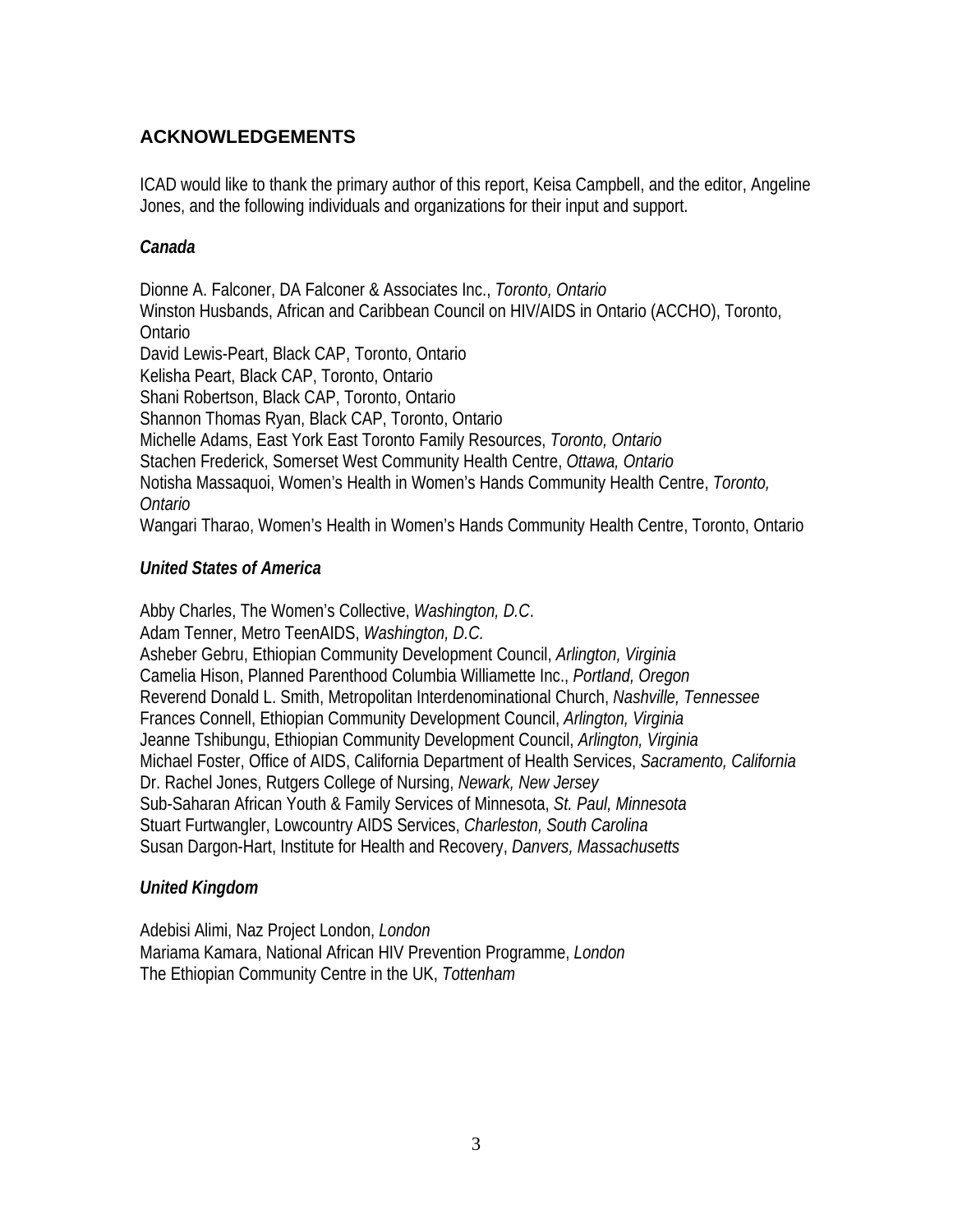## ACKNOWLEDGEMENTS

ICAD would like to thank the primary author of this report, Keisa Campbell, and the editor, Angeline Jones, and the following individuals and organizations for their input and support.

### *Canada*

Dionne A. Falconer, DA Falconer & Associates Inc., *Toronto, Ontario*
Winston Husbands, African and Caribbean Council on HIV/AIDS in Ontario (ACCHO), Toronto, Ontario
David Lewis-Peart, Black CAP, Toronto, Ontario
Kelisha Peart, Black CAP, Toronto, Ontario
Shani Robertson, Black CAP, Toronto, Ontario
Shannon Thomas Ryan, Black CAP, Toronto, Ontario
Michelle Adams, East York East Toronto Family Resources, *Toronto, Ontario*
Stachen Frederick, Somerset West Community Health Centre, *Ottawa, Ontario*
Notisha Massaquoi, Women's Health in Women's Hands Community Health Centre, *Toronto, Ontario*
Wangari Tharao, Women's Health in Women's Hands Community Health Centre, Toronto, Ontario

### *United States of America*

Abby Charles, The Women's Collective, *Washington, D.C*.
Adam Tenner, Metro TeenAIDS, *Washington, D.C.*
Asheber Gebru, Ethiopian Community Development Council, *Arlington, Virginia*
Camelia Hison, Planned Parenthood Columbia Williamette Inc., *Portland, Oregon*
Reverend Donald L. Smith, Metropolitan Interdenominational Church, *Nashville, Tennessee*
Frances Connell, Ethiopian Community Development Council, *Arlington, Virginia*
Jeanne Tshibungu, Ethiopian Community Development Council, *Arlington, Virginia*
Michael Foster, Office of AIDS, California Department of Health Services, *Sacramento, California*
Dr. Rachel Jones, Rutgers College of Nursing, *Newark, New Jersey*
Sub-Saharan African Youth & Family Services of Minnesota, *St. Paul, Minnesota*
Stuart Furtwangler, Lowcountry AIDS Services, *Charleston, South Carolina*
Susan Dargon-Hart, Institute for Health and Recovery, *Danvers, Massachusetts*

### *United Kingdom*

Adebisi Alimi, Naz Project London, *London*
Mariama Kamara, National African HIV Prevention Programme, *London*
The Ethiopian Community Centre in the UK, *Tottenham*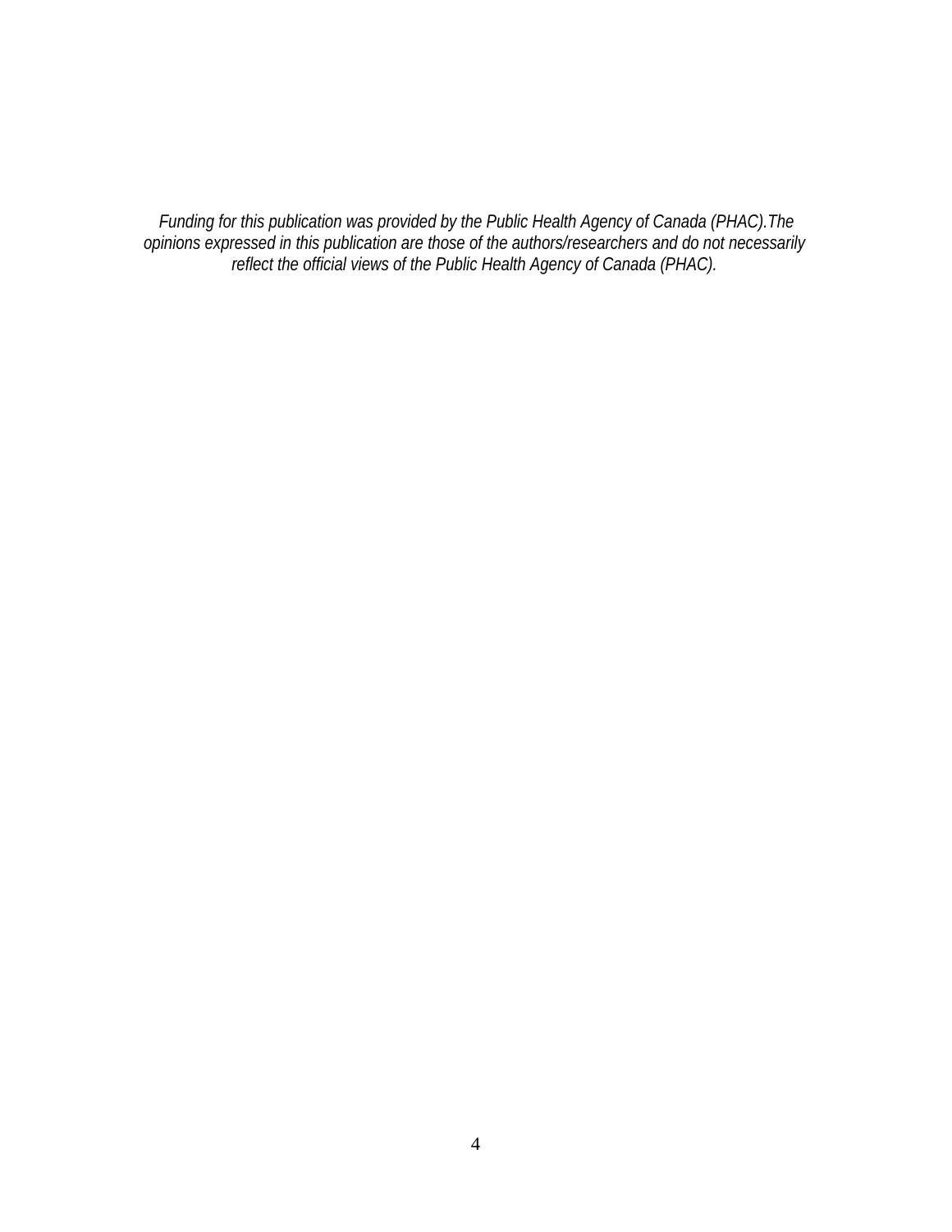*Funding for this publication was provided by the Public Health Agency of Canada (PHAC).The opinions expressed in this publication are those of the authors/researchers and do not necessarily reflect the official views of the Public Health Agency of Canada (PHAC).*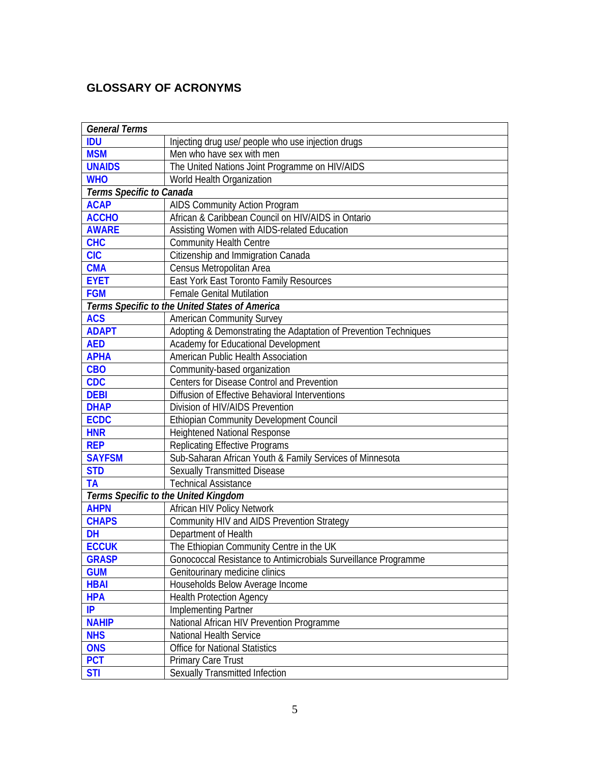## GLOSSARY OF ACRONYMS

| *General Terms* | |
|---|---|
| **IDU** | Injecting drug use/ people who use injection drugs |
| **MSM** | Men who have sex with men |
| **UNAIDS** | The United Nations Joint Programme on HIV/AIDS |
| **WHO** | World Health Organization |
| *Terms Specific to Canada* | |
| **ACAP** | AIDS Community Action Program |
| **ACCHO** | African & Caribbean Council on HIV/AIDS in Ontario |
| **AWARE** | Assisting Women with AIDS-related Education |
| **CHC** | Community Health Centre |
| **CIC** | Citizenship and Immigration Canada |
| **CMA** | Census Metropolitan Area |
| **EYET** | East York East Toronto Family Resources |
| **FGM** | Female Genital Mutilation |
| *Terms Specific to the United States of America* | |
| **ACS** | American Community Survey |
| **ADAPT** | Adopting & Demonstrating the Adaptation of Prevention Techniques |
| **AED** | Academy for Educational Development |
| **APHA** | American Public Health Association |
| **CBO** | Community-based organization |
| **CDC** | Centers for Disease Control and Prevention |
| **DEBI** | Diffusion of Effective Behavioral Interventions |
| **DHAP** | Division of HIV/AIDS Prevention |
| **ECDC** | Ethiopian Community Development Council |
| **HNR** | Heightened National Response |
| **REP** | Replicating Effective Programs |
| **SAYFSM** | Sub-Saharan African Youth & Family Services of Minnesota |
| **STD** | Sexually Transmitted Disease |
| **TA** | Technical Assistance |
| *Terms Specific to the United Kingdom* | |
| **AHPN** | African HIV Policy Network |
| **CHAPS** | Community HIV and AIDS Prevention Strategy |
| **DH** | Department of Health |
| **ECCUK** | The Ethiopian Community Centre in the UK |
| **GRASP** | Gonococcal Resistance to Antimicrobials Surveillance Programme |
| **GUM** | Genitourinary medicine clinics |
| **HBAI** | Households Below Average Income |
| **HPA** | Health Protection Agency |
| **IP** | Implementing Partner |
| **NAHIP** | National African HIV Prevention Programme |
| **NHS** | National Health Service |
| **ONS** | Office for National Statistics |
| **PCT** | Primary Care Trust |
| **STI** | Sexually Transmitted Infection |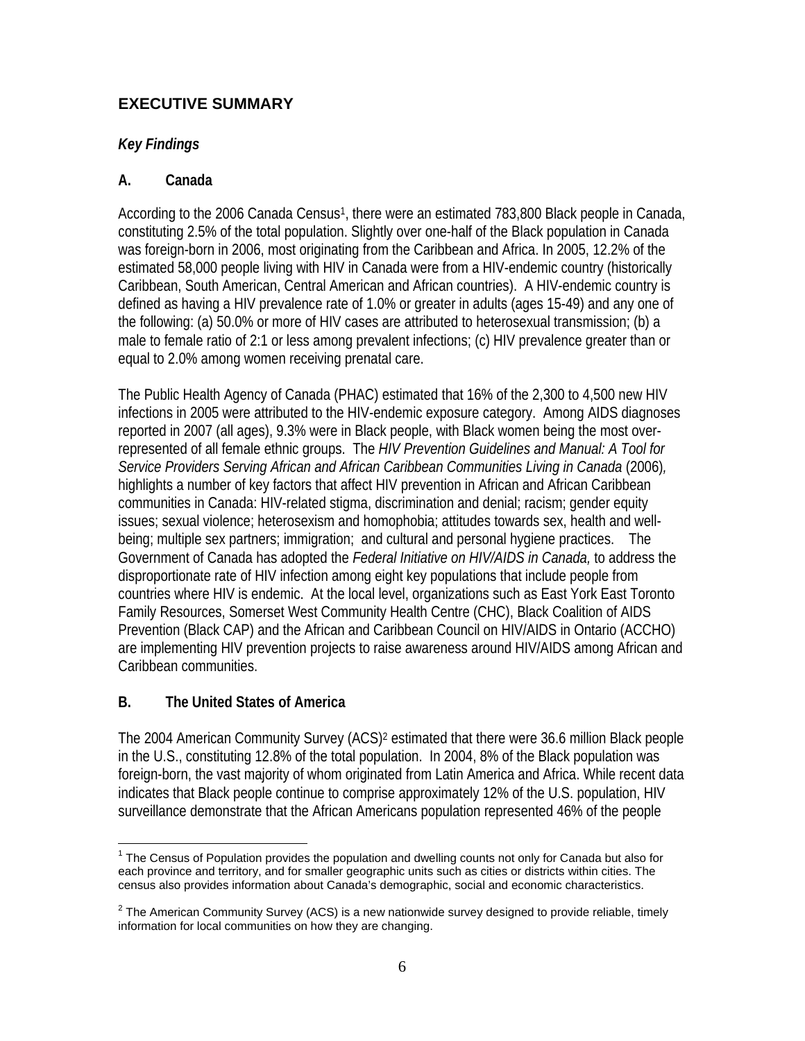## EXECUTIVE SUMMARY

### *Key Findings*

#### A. Canada

According to the 2006 Canada Census[1], there were an estimated 783,800 Black people in Canada, constituting 2.5% of the total population. Slightly over one-half of the Black population in Canada was foreign-born in 2006, most originating from the Caribbean and Africa. In 2005, 12.2% of the estimated 58,000 people living with HIV in Canada were from a HIV-endemic country (historically Caribbean, South American, Central American and African countries). A HIV-endemic country is defined as having a HIV prevalence rate of 1.0% or greater in adults (ages 15-49) and any one of the following: (a) 50.0% or more of HIV cases are attributed to heterosexual transmission; (b) a male to female ratio of 2:1 or less among prevalent infections; (c) HIV prevalence greater than or equal to 2.0% among women receiving prenatal care.

The Public Health Agency of Canada (PHAC) estimated that 16% of the 2,300 to 4,500 new HIV infections in 2005 were attributed to the HIV-endemic exposure category. Among AIDS diagnoses reported in 2007 (all ages), 9.3% were in Black people, with Black women being the most over-represented of all female ethnic groups. The *HIV Prevention Guidelines and Manual: A Tool for Service Providers Serving African and African Caribbean Communities Living in Canada* (2006), highlights a number of key factors that affect HIV prevention in African and African Caribbean communities in Canada: HIV-related stigma, discrimination and denial; racism; gender equity issues; sexual violence; heterosexism and homophobia; attitudes towards sex, health and well-being; multiple sex partners; immigration; and cultural and personal hygiene practices. The Government of Canada has adopted the *Federal Initiative on HIV/AIDS in Canada,* to address the disproportionate rate of HIV infection among eight key populations that include people from countries where HIV is endemic. At the local level, organizations such as East York East Toronto Family Resources, Somerset West Community Health Centre (CHC), Black Coalition of AIDS Prevention (Black CAP) and the African and Caribbean Council on HIV/AIDS in Ontario (ACCHO) are implementing HIV prevention projects to raise awareness around HIV/AIDS among African and Caribbean communities.

#### B. The United States of America

The 2004 American Community Survey (ACS)[2] estimated that there were 36.6 million Black people in the U.S., constituting 12.8% of the total population. In 2004, 8% of the Black population was foreign-born, the vast majority of whom originated from Latin America and Africa. While recent data indicates that Black people continue to comprise approximately 12% of the U.S. population, HIV surveillance demonstrate that the African Americans population represented 46% of the people

---

[1] The Census of Population provides the population and dwelling counts not only for Canada but also for each province and territory, and for smaller geographic units such as cities or districts within cities. The census also provides information about Canada's demographic, social and economic characteristics.

[2] The American Community Survey (ACS) is a new nationwide survey designed to provide reliable, timely information for local communities on how they are changing.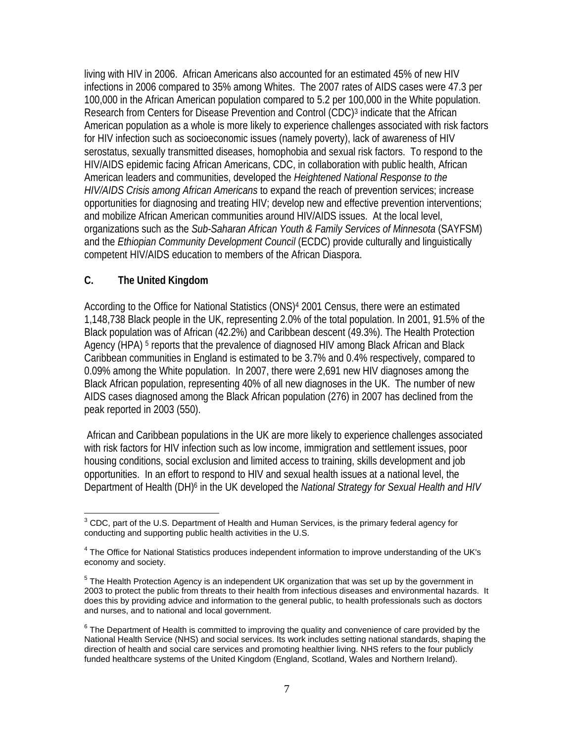living with HIV in 2006. African Americans also accounted for an estimated 45% of new HIV infections in 2006 compared to 35% among Whites. The 2007 rates of AIDS cases were 47.3 per 100,000 in the African American population compared to 5.2 per 100,000 in the White population. Research from Centers for Disease Prevention and Control (CDC)[3] indicate that the African American population as a whole is more likely to experience challenges associated with risk factors for HIV infection such as socioeconomic issues (namely poverty), lack of awareness of HIV serostatus, sexually transmitted diseases, homophobia and sexual risk factors. To respond to the HIV/AIDS epidemic facing African Americans, CDC, in collaboration with public health, African American leaders and communities, developed the *Heightened National Response to the HIV/AIDS Crisis among African Americans* to expand the reach of prevention services; increase opportunities for diagnosing and treating HIV; develop new and effective prevention interventions; and mobilize African American communities around HIV/AIDS issues. At the local level, organizations such as the *Sub-Saharan African Youth & Family Services of Minnesota* (SAYFSM) and the *Ethiopian Community Development Council* (ECDC) provide culturally and linguistically competent HIV/AIDS education to members of the African Diaspora.

### C. The United Kingdom

According to the Office for National Statistics (ONS)[4] 2001 Census, there were an estimated 1,148,738 Black people in the UK, representing 2.0% of the total population. In 2001, 91.5% of the Black population was of African (42.2%) and Caribbean descent (49.3%). The Health Protection Agency (HPA) [5] reports that the prevalence of diagnosed HIV among Black African and Black Caribbean communities in England is estimated to be 3.7% and 0.4% respectively, compared to 0.09% among the White population. In 2007, there were 2,691 new HIV diagnoses among the Black African population, representing 40% of all new diagnoses in the UK. The number of new AIDS cases diagnosed among the Black African population (276) in 2007 has declined from the peak reported in 2003 (550).

African and Caribbean populations in the UK are more likely to experience challenges associated with risk factors for HIV infection such as low income, immigration and settlement issues, poor housing conditions, social exclusion and limited access to training, skills development and job opportunities. In an effort to respond to HIV and sexual health issues at a national level, the Department of Health (DH)[6] in the UK developed the *National Strategy for Sexual Health and HIV*

---

[3] CDC, part of the U.S. Department of Health and Human Services, is the primary federal agency for conducting and supporting public health activities in the U.S.

[4] The Office for National Statistics produces independent information to improve understanding of the UK's economy and society.

[5] The Health Protection Agency is an independent UK organization that was set up by the government in 2003 to protect the public from threats to their health from infectious diseases and environmental hazards. It does this by providing advice and information to the general public, to health professionals such as doctors and nurses, and to national and local government.

[6] The Department of Health is committed to improving the quality and convenience of care provided by the National Health Service (NHS) and social services. Its work includes setting national standards, shaping the direction of health and social care services and promoting healthier living. NHS refers to the four publicly funded healthcare systems of the United Kingdom (England, Scotland, Wales and Northern Ireland).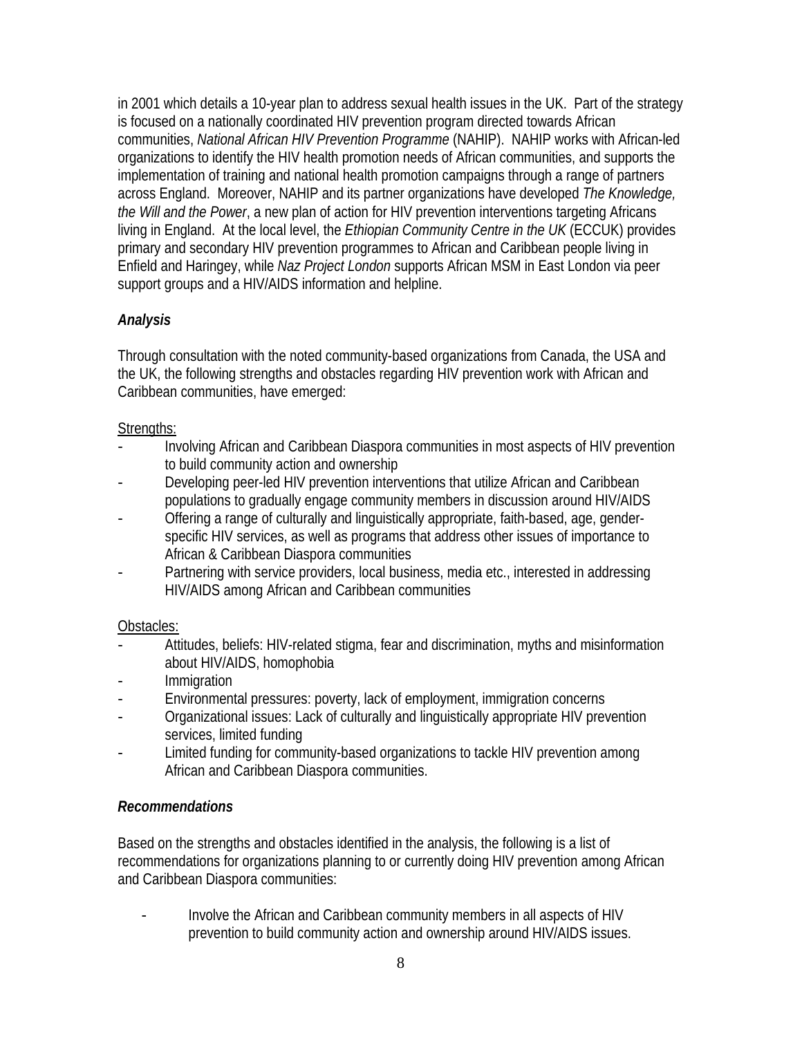in 2001 which details a 10-year plan to address sexual health issues in the UK. Part of the strategy is focused on a nationally coordinated HIV prevention program directed towards African communities, *National African HIV Prevention Programme* (NAHIP). NAHIP works with African-led organizations to identify the HIV health promotion needs of African communities, and supports the implementation of training and national health promotion campaigns through a range of partners across England. Moreover, NAHIP and its partner organizations have developed *The Knowledge, the Will and the Power*, a new plan of action for HIV prevention interventions targeting Africans living in England. At the local level, the *Ethiopian Community Centre in the UK* (ECCUK) provides primary and secondary HIV prevention programmes to African and Caribbean people living in Enfield and Haringey, while *Naz Project London* supports African MSM in East London via peer support groups and a HIV/AIDS information and helpline.

### *Analysis*

Through consultation with the noted community-based organizations from Canada, the USA and the UK, the following strengths and obstacles regarding HIV prevention work with African and Caribbean communities, have emerged:

Strengths:

- Involving African and Caribbean Diaspora communities in most aspects of HIV prevention to build community action and ownership
- Developing peer-led HIV prevention interventions that utilize African and Caribbean populations to gradually engage community members in discussion around HIV/AIDS
- Offering a range of culturally and linguistically appropriate, faith-based, age, gender-specific HIV services, as well as programs that address other issues of importance to African & Caribbean Diaspora communities
- Partnering with service providers, local business, media etc., interested in addressing HIV/AIDS among African and Caribbean communities

Obstacles:

- Attitudes, beliefs: HIV-related stigma, fear and discrimination, myths and misinformation about HIV/AIDS, homophobia
- Immigration
- Environmental pressures: poverty, lack of employment, immigration concerns
- Organizational issues: Lack of culturally and linguistically appropriate HIV prevention services, limited funding
- Limited funding for community-based organizations to tackle HIV prevention among African and Caribbean Diaspora communities.

### *Recommendations*

Based on the strengths and obstacles identified in the analysis, the following is a list of recommendations for organizations planning to or currently doing HIV prevention among African and Caribbean Diaspora communities:

- Involve the African and Caribbean community members in all aspects of HIV prevention to build community action and ownership around HIV/AIDS issues.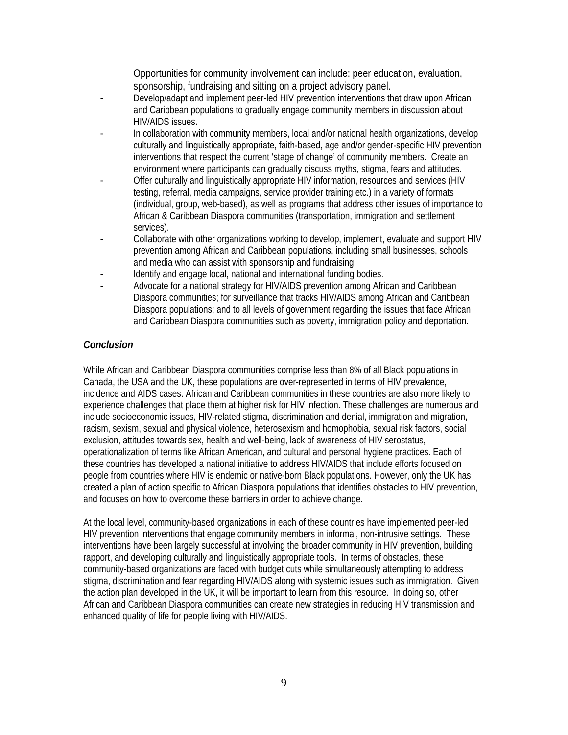Opportunities for community involvement can include: peer education, evaluation, sponsorship, fundraising and sitting on a project advisory panel.

- Develop/adapt and implement peer-led HIV prevention interventions that draw upon African and Caribbean populations to gradually engage community members in discussion about HIV/AIDS issues.
- In collaboration with community members, local and/or national health organizations, develop culturally and linguistically appropriate, faith-based, age and/or gender-specific HIV prevention interventions that respect the current 'stage of change' of community members. Create an environment where participants can gradually discuss myths, stigma, fears and attitudes.
- Offer culturally and linguistically appropriate HIV information, resources and services (HIV testing, referral, media campaigns, service provider training etc.) in a variety of formats (individual, group, web-based), as well as programs that address other issues of importance to African & Caribbean Diaspora communities (transportation, immigration and settlement services).
- Collaborate with other organizations working to develop, implement, evaluate and support HIV prevention among African and Caribbean populations, including small businesses, schools and media who can assist with sponsorship and fundraising.
- Identify and engage local, national and international funding bodies.
- Advocate for a national strategy for HIV/AIDS prevention among African and Caribbean Diaspora communities; for surveillance that tracks HIV/AIDS among African and Caribbean Diaspora populations; and to all levels of government regarding the issues that face African and Caribbean Diaspora communities such as poverty, immigration policy and deportation.

### *Conclusion*

While African and Caribbean Diaspora communities comprise less than 8% of all Black populations in Canada, the USA and the UK, these populations are over-represented in terms of HIV prevalence, incidence and AIDS cases. African and Caribbean communities in these countries are also more likely to experience challenges that place them at higher risk for HIV infection. These challenges are numerous and include socioeconomic issues, HIV-related stigma, discrimination and denial, immigration and migration, racism, sexism, sexual and physical violence, heterosexism and homophobia, sexual risk factors, social exclusion, attitudes towards sex, health and well-being, lack of awareness of HIV serostatus, operationalization of terms like African American, and cultural and personal hygiene practices. Each of these countries has developed a national initiative to address HIV/AIDS that include efforts focused on people from countries where HIV is endemic or native-born Black populations. However, only the UK has created a plan of action specific to African Diaspora populations that identifies obstacles to HIV prevention, and focuses on how to overcome these barriers in order to achieve change.

At the local level, community-based organizations in each of these countries have implemented peer-led HIV prevention interventions that engage community members in informal, non-intrusive settings. These interventions have been largely successful at involving the broader community in HIV prevention, building rapport, and developing culturally and linguistically appropriate tools. In terms of obstacles, these community-based organizations are faced with budget cuts while simultaneously attempting to address stigma, discrimination and fear regarding HIV/AIDS along with systemic issues such as immigration. Given the action plan developed in the UK, it will be important to learn from this resource. In doing so, other African and Caribbean Diaspora communities can create new strategies in reducing HIV transmission and enhanced quality of life for people living with HIV/AIDS.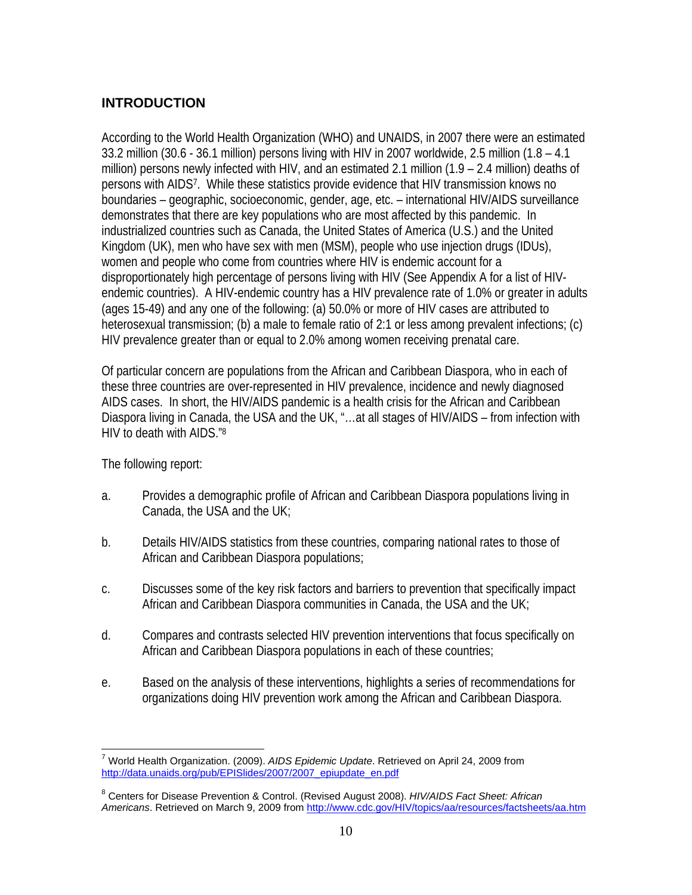## INTRODUCTION

According to the World Health Organization (WHO) and UNAIDS, in 2007 there were an estimated 33.2 million (30.6 - 36.1 million) persons living with HIV in 2007 worldwide, 2.5 million (1.8 – 4.1 million) persons newly infected with HIV, and an estimated 2.1 million (1.9 – 2.4 million) deaths of persons with AIDS[7]. While these statistics provide evidence that HIV transmission knows no boundaries – geographic, socioeconomic, gender, age, etc. – international HIV/AIDS surveillance demonstrates that there are key populations who are most affected by this pandemic. In industrialized countries such as Canada, the United States of America (U.S.) and the United Kingdom (UK), men who have sex with men (MSM), people who use injection drugs (IDUs), women and people who come from countries where HIV is endemic account for a disproportionately high percentage of persons living with HIV (See Appendix A for a list of HIV-endemic countries). A HIV-endemic country has a HIV prevalence rate of 1.0% or greater in adults (ages 15-49) and any one of the following: (a) 50.0% or more of HIV cases are attributed to heterosexual transmission; (b) a male to female ratio of 2:1 or less among prevalent infections; (c) HIV prevalence greater than or equal to 2.0% among women receiving prenatal care.

Of particular concern are populations from the African and Caribbean Diaspora, who in each of these three countries are over-represented in HIV prevalence, incidence and newly diagnosed AIDS cases. In short, the HIV/AIDS pandemic is a health crisis for the African and Caribbean Diaspora living in Canada, the USA and the UK, "…at all stages of HIV/AIDS – from infection with HIV to death with AIDS."[8]

The following report:

a. Provides a demographic profile of African and Caribbean Diaspora populations living in Canada, the USA and the UK;

b. Details HIV/AIDS statistics from these countries, comparing national rates to those of African and Caribbean Diaspora populations;

c. Discusses some of the key risk factors and barriers to prevention that specifically impact African and Caribbean Diaspora communities in Canada, the USA and the UK;

d. Compares and contrasts selected HIV prevention interventions that focus specifically on African and Caribbean Diaspora populations in each of these countries;

e. Based on the analysis of these interventions, highlights a series of recommendations for organizations doing HIV prevention work among the African and Caribbean Diaspora.

---

[7] World Health Organization. (2009). *AIDS Epidemic Update*. Retrieved on April 24, 2009 from http://data.unaids.org/pub/EPISlides/2007/2007_epiupdate_en.pdf

[8] Centers for Disease Prevention & Control. (Revised August 2008). *HIV/AIDS Fact Sheet: African Americans*. Retrieved on March 9, 2009 from http://www.cdc.gov/HIV/topics/aa/resources/factsheets/aa.htm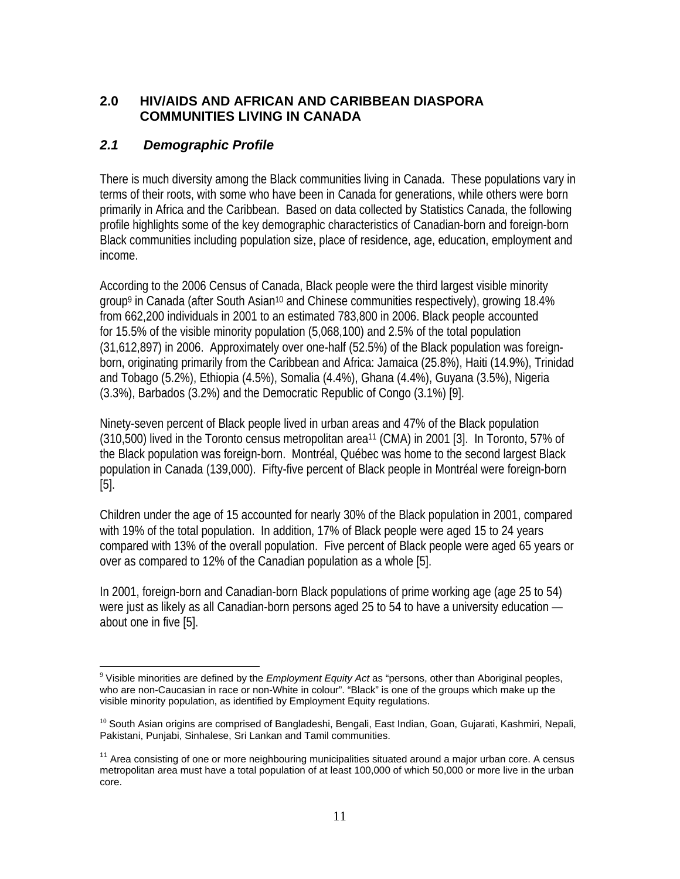## 2.0 HIV/AIDS AND AFRICAN AND CARIBBEAN DIASPORA COMMUNITIES LIVING IN CANADA

### *2.1 Demographic Profile*

There is much diversity among the Black communities living in Canada. These populations vary in terms of their roots, with some who have been in Canada for generations, while others were born primarily in Africa and the Caribbean. Based on data collected by Statistics Canada, the following profile highlights some of the key demographic characteristics of Canadian-born and foreign-born Black communities including population size, place of residence, age, education, employment and income.

According to the 2006 Census of Canada, Black people were the third largest visible minority group[9] in Canada (after South Asian[10] and Chinese communities respectively), growing 18.4% from 662,200 individuals in 2001 to an estimated 783,800 in 2006. Black people accounted for 15.5% of the visible minority population (5,068,100) and 2.5% of the total population (31,612,897) in 2006. Approximately over one-half (52.5%) of the Black population was foreign-born, originating primarily from the Caribbean and Africa: Jamaica (25.8%), Haiti (14.9%), Trinidad and Tobago (5.2%), Ethiopia (4.5%), Somalia (4.4%), Ghana (4.4%), Guyana (3.5%), Nigeria (3.3%), Barbados (3.2%) and the Democratic Republic of Congo (3.1%) [9].

Ninety-seven percent of Black people lived in urban areas and 47% of the Black population (310,500) lived in the Toronto census metropolitan area[11] (CMA) in 2001 [3]. In Toronto, 57% of the Black population was foreign-born. Montréal, Québec was home to the second largest Black population in Canada (139,000). Fifty-five percent of Black people in Montréal were foreign-born [5].

Children under the age of 15 accounted for nearly 30% of the Black population in 2001, compared with 19% of the total population. In addition, 17% of Black people were aged 15 to 24 years compared with 13% of the overall population. Five percent of Black people were aged 65 years or over as compared to 12% of the Canadian population as a whole [5].

In 2001, foreign-born and Canadian-born Black populations of prime working age (age 25 to 54) were just as likely as all Canadian-born persons aged 25 to 54 to have a university education — about one in five [5].

---

[9] Visible minorities are defined by the *Employment Equity Act* as "persons, other than Aboriginal peoples, who are non-Caucasian in race or non-White in colour". "Black" is one of the groups which make up the visible minority population, as identified by Employment Equity regulations.

[10] South Asian origins are comprised of Bangladeshi, Bengali, East Indian, Goan, Gujarati, Kashmiri, Nepali, Pakistani, Punjabi, Sinhalese, Sri Lankan and Tamil communities.

[11] Area consisting of one or more neighbouring municipalities situated around a major urban core. A census metropolitan area must have a total population of at least 100,000 of which 50,000 or more live in the urban core.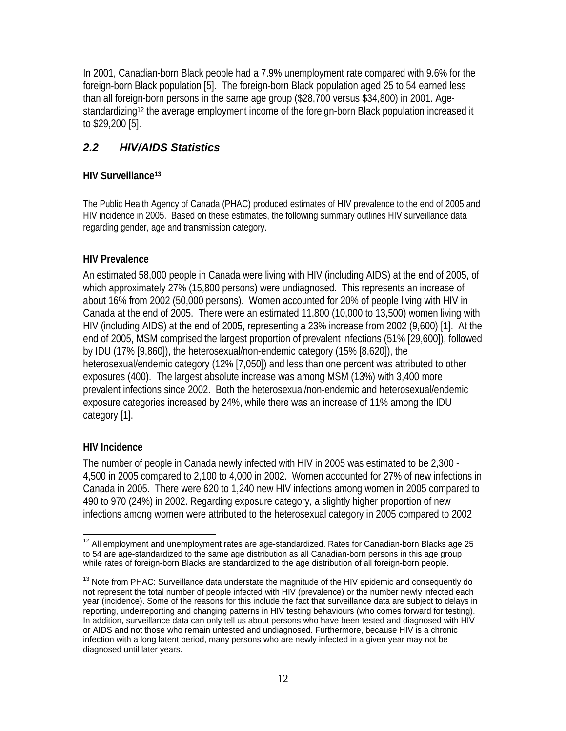In 2001, Canadian-born Black people had a 7.9% unemployment rate compared with 9.6% for the foreign-born Black population [5]. The foreign-born Black population aged 25 to 54 earned less than all foreign-born persons in the same age group ($28,700 versus $34,800) in 2001. Age-standardizing[12] the average employment income of the foreign-born Black population increased it to $29,200 [5].

## *2.2 HIV/AIDS Statistics*

**HIV Surveillance[13]**

The Public Health Agency of Canada (PHAC) produced estimates of HIV prevalence to the end of 2005 and HIV incidence in 2005. Based on these estimates, the following summary outlines HIV surveillance data regarding gender, age and transmission category.

**HIV Prevalence**

An estimated 58,000 people in Canada were living with HIV (including AIDS) at the end of 2005, of which approximately 27% (15,800 persons) were undiagnosed. This represents an increase of about 16% from 2002 (50,000 persons). Women accounted for 20% of people living with HIV in Canada at the end of 2005. There were an estimated 11,800 (10,000 to 13,500) women living with HIV (including AIDS) at the end of 2005, representing a 23% increase from 2002 (9,600) [1]. At the end of 2005, MSM comprised the largest proportion of prevalent infections (51% [29,600]), followed by IDU (17% [9,860]), the heterosexual/non-endemic category (15% [8,620]), the heterosexual/endemic category (12% [7,050]) and less than one percent was attributed to other exposures (400). The largest absolute increase was among MSM (13%) with 3,400 more prevalent infections since 2002. Both the heterosexual/non-endemic and heterosexual/endemic exposure categories increased by 24%, while there was an increase of 11% among the IDU category [1].

**HIV Incidence**

The number of people in Canada newly infected with HIV in 2005 was estimated to be 2,300 - 4,500 in 2005 compared to 2,100 to 4,000 in 2002. Women accounted for 27% of new infections in Canada in 2005. There were 620 to 1,240 new HIV infections among women in 2005 compared to 490 to 970 (24%) in 2002. Regarding exposure category, a slightly higher proportion of new infections among women were attributed to the heterosexual category in 2005 compared to 2002

---

[12] All employment and unemployment rates are age-standardized. Rates for Canadian-born Blacks age 25 to 54 are age-standardized to the same age distribution as all Canadian-born persons in this age group while rates of foreign-born Blacks are standardized to the age distribution of all foreign-born people.

[13] Note from PHAC: Surveillance data understate the magnitude of the HIV epidemic and consequently do not represent the total number of people infected with HIV (prevalence) or the number newly infected each year (incidence). Some of the reasons for this include the fact that surveillance data are subject to delays in reporting, underreporting and changing patterns in HIV testing behaviours (who comes forward for testing). In addition, surveillance data can only tell us about persons who have been tested and diagnosed with HIV or AIDS and not those who remain untested and undiagnosed. Furthermore, because HIV is a chronic infection with a long latent period, many persons who are newly infected in a given year may not be diagnosed until later years.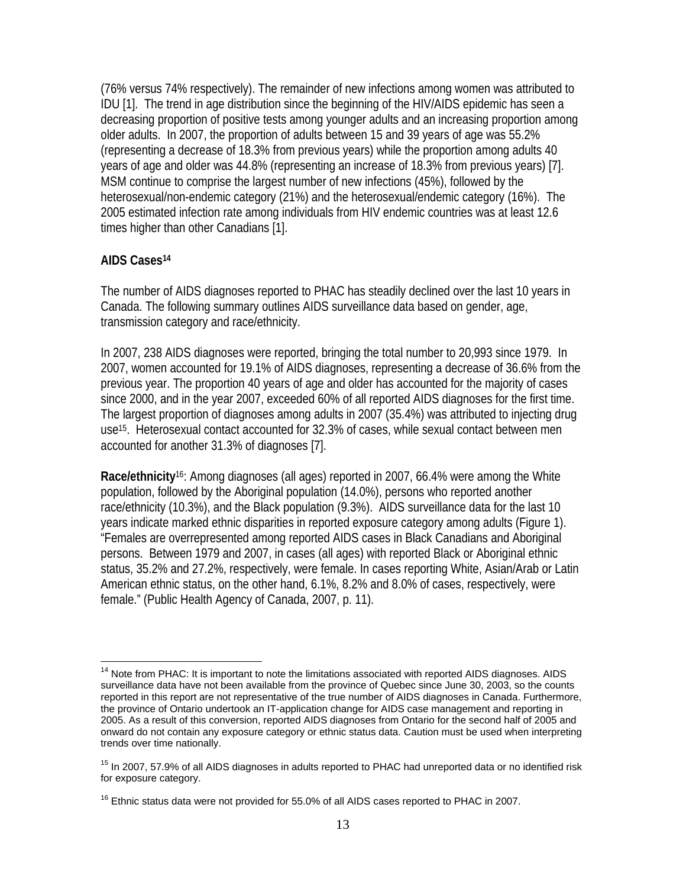(76% versus 74% respectively). The remainder of new infections among women was attributed to IDU [1]. The trend in age distribution since the beginning of the HIV/AIDS epidemic has seen a decreasing proportion of positive tests among younger adults and an increasing proportion among older adults. In 2007, the proportion of adults between 15 and 39 years of age was 55.2% (representing a decrease of 18.3% from previous years) while the proportion among adults 40 years of age and older was 44.8% (representing an increase of 18.3% from previous years) [7]. MSM continue to comprise the largest number of new infections (45%), followed by the heterosexual/non-endemic category (21%) and the heterosexual/endemic category (16%). The 2005 estimated infection rate among individuals from HIV endemic countries was at least 12.6 times higher than other Canadians [1].

**AIDS Cases**[14]

The number of AIDS diagnoses reported to PHAC has steadily declined over the last 10 years in Canada. The following summary outlines AIDS surveillance data based on gender, age, transmission category and race/ethnicity.

In 2007, 238 AIDS diagnoses were reported, bringing the total number to 20,993 since 1979. In 2007, women accounted for 19.1% of AIDS diagnoses, representing a decrease of 36.6% from the previous year. The proportion 40 years of age and older has accounted for the majority of cases since 2000, and in the year 2007, exceeded 60% of all reported AIDS diagnoses for the first time. The largest proportion of diagnoses among adults in 2007 (35.4%) was attributed to injecting drug use[15]. Heterosexual contact accounted for 32.3% of cases, while sexual contact between men accounted for another 31.3% of diagnoses [7].

**Race/ethnicity**[16]: Among diagnoses (all ages) reported in 2007, 66.4% were among the White population, followed by the Aboriginal population (14.0%), persons who reported another race/ethnicity (10.3%), and the Black population (9.3%). AIDS surveillance data for the last 10 years indicate marked ethnic disparities in reported exposure category among adults (Figure 1). "Females are overrepresented among reported AIDS cases in Black Canadians and Aboriginal persons. Between 1979 and 2007, in cases (all ages) with reported Black or Aboriginal ethnic status, 35.2% and 27.2%, respectively, were female. In cases reporting White, Asian/Arab or Latin American ethnic status, on the other hand, 6.1%, 8.2% and 8.0% of cases, respectively, were female." (Public Health Agency of Canada, 2007, p. 11).

---

[14] Note from PHAC: It is important to note the limitations associated with reported AIDS diagnoses. AIDS surveillance data have not been available from the province of Quebec since June 30, 2003, so the counts reported in this report are not representative of the true number of AIDS diagnoses in Canada. Furthermore, the province of Ontario undertook an IT-application change for AIDS case management and reporting in 2005. As a result of this conversion, reported AIDS diagnoses from Ontario for the second half of 2005 and onward do not contain any exposure category or ethnic status data. Caution must be used when interpreting trends over time nationally.

[15] In 2007, 57.9% of all AIDS diagnoses in adults reported to PHAC had unreported data or no identified risk for exposure category.

[16] Ethnic status data were not provided for 55.0% of all AIDS cases reported to PHAC in 2007.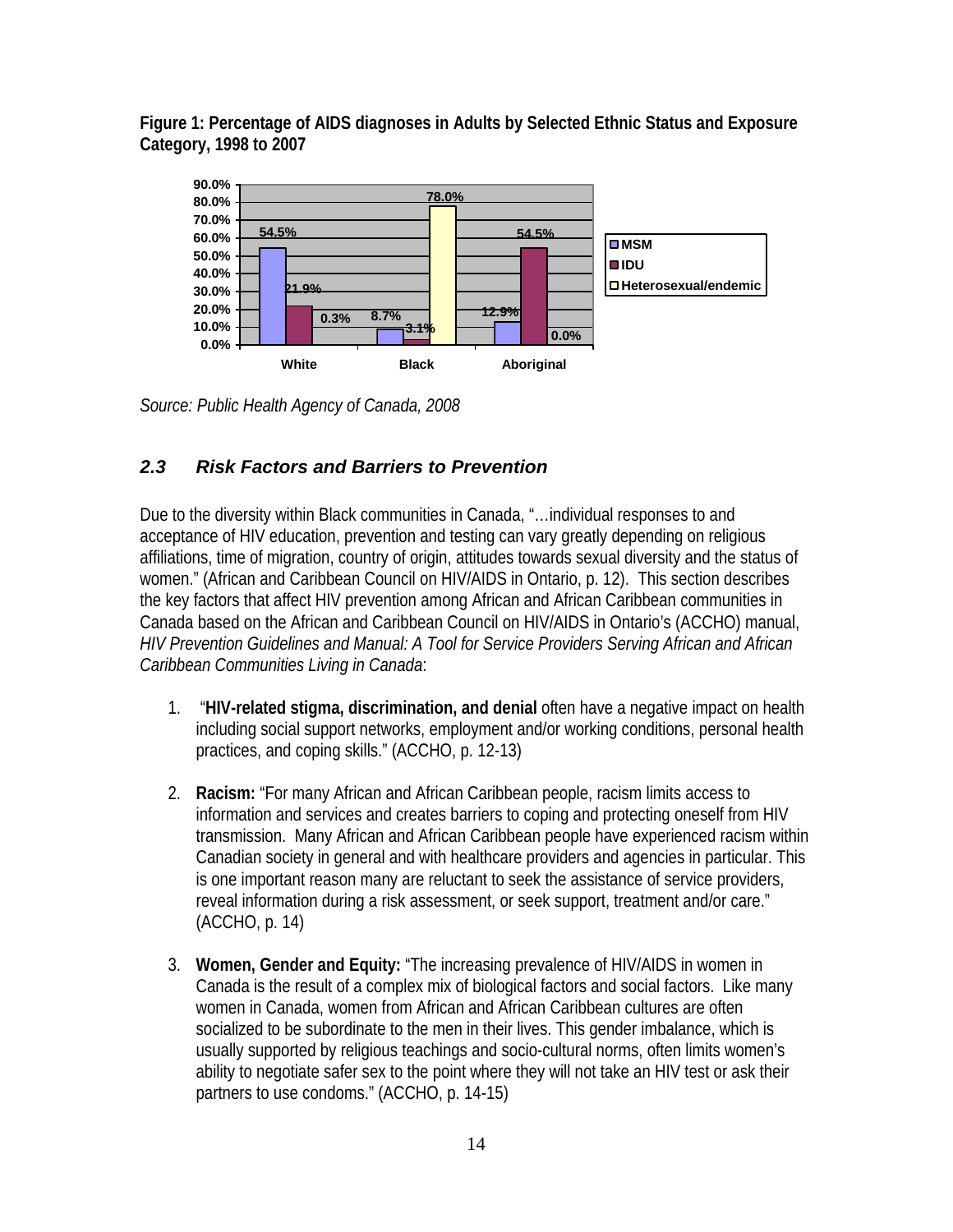**Figure 1: Percentage of AIDS diagnoses in Adults by Selected Ethnic Status and Exposure Category, 1998 to 2007**

| | MSM | IDU | Heterosexual/endemic |
|---|---|---|---|
| White | 54.5% | 21.9% | 0.3% |
| Black | 8.7% | 3.1% | 78.0% |
| Aboriginal | 12.9% | 54.5% | 0.0% |

*Source: Public Health Agency of Canada, 2008*

### *2.3 Risk Factors and Barriers to Prevention*

Due to the diversity within Black communities in Canada, "…individual responses to and acceptance of HIV education, prevention and testing can vary greatly depending on religious affiliations, time of migration, country of origin, attitudes towards sexual diversity and the status of women." (African and Caribbean Council on HIV/AIDS in Ontario, p. 12). This section describes the key factors that affect HIV prevention among African and African Caribbean communities in Canada based on the African and Caribbean Council on HIV/AIDS in Ontario's (ACCHO) manual, *HIV Prevention Guidelines and Manual: A Tool for Service Providers Serving African and African Caribbean Communities Living in Canada*:

1. "**HIV-related stigma, discrimination, and denial** often have a negative impact on health including social support networks, employment and/or working conditions, personal health practices, and coping skills." (ACCHO, p. 12-13)

2. **Racism:** "For many African and African Caribbean people, racism limits access to information and services and creates barriers to coping and protecting oneself from HIV transmission. Many African and African Caribbean people have experienced racism within Canadian society in general and with healthcare providers and agencies in particular. This is one important reason many are reluctant to seek the assistance of service providers, reveal information during a risk assessment, or seek support, treatment and/or care." (ACCHO, p. 14)

3. **Women, Gender and Equity:** "The increasing prevalence of HIV/AIDS in women in Canada is the result of a complex mix of biological factors and social factors. Like many women in Canada, women from African and African Caribbean cultures are often socialized to be subordinate to the men in their lives. This gender imbalance, which is usually supported by religious teachings and socio-cultural norms, often limits women's ability to negotiate safer sex to the point where they will not take an HIV test or ask their partners to use condoms." (ACCHO, p. 14-15)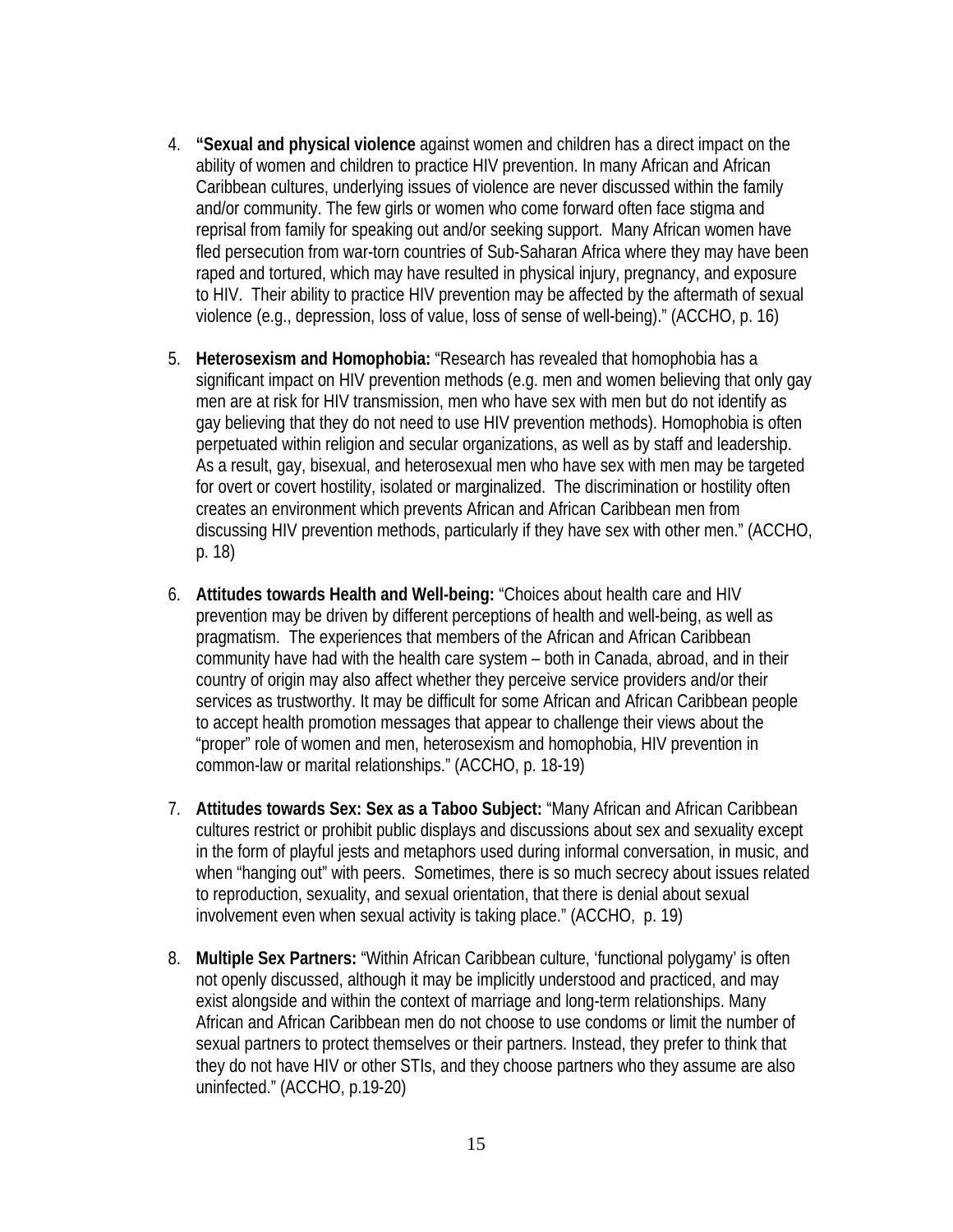4. **"Sexual and physical violence** against women and children has a direct impact on the ability of women and children to practice HIV prevention. In many African and African Caribbean cultures, underlying issues of violence are never discussed within the family and/or community. The few girls or women who come forward often face stigma and reprisal from family for speaking out and/or seeking support. Many African women have fled persecution from war-torn countries of Sub-Saharan Africa where they may have been raped and tortured, which may have resulted in physical injury, pregnancy, and exposure to HIV. Their ability to practice HIV prevention may be affected by the aftermath of sexual violence (e.g., depression, loss of value, loss of sense of well-being)." (ACCHO, p. 16)

5. **Heterosexism and Homophobia:** "Research has revealed that homophobia has a significant impact on HIV prevention methods (e.g. men and women believing that only gay men are at risk for HIV transmission, men who have sex with men but do not identify as gay believing that they do not need to use HIV prevention methods). Homophobia is often perpetuated within religion and secular organizations, as well as by staff and leadership. As a result, gay, bisexual, and heterosexual men who have sex with men may be targeted for overt or covert hostility, isolated or marginalized. The discrimination or hostility often creates an environment which prevents African and African Caribbean men from discussing HIV prevention methods, particularly if they have sex with other men." (ACCHO, p. 18)

6. **Attitudes towards Health and Well-being:** "Choices about health care and HIV prevention may be driven by different perceptions of health and well-being, as well as pragmatism. The experiences that members of the African and African Caribbean community have had with the health care system – both in Canada, abroad, and in their country of origin may also affect whether they perceive service providers and/or their services as trustworthy. It may be difficult for some African and African Caribbean people to accept health promotion messages that appear to challenge their views about the "proper" role of women and men, heterosexism and homophobia, HIV prevention in common-law or marital relationships." (ACCHO, p. 18-19)

7. **Attitudes towards Sex: Sex as a Taboo Subject:** "Many African and African Caribbean cultures restrict or prohibit public displays and discussions about sex and sexuality except in the form of playful jests and metaphors used during informal conversation, in music, and when "hanging out" with peers. Sometimes, there is so much secrecy about issues related to reproduction, sexuality, and sexual orientation, that there is denial about sexual involvement even when sexual activity is taking place." (ACCHO, p. 19)

8. **Multiple Sex Partners:** "Within African Caribbean culture, 'functional polygamy' is often not openly discussed, although it may be implicitly understood and practiced, and may exist alongside and within the context of marriage and long-term relationships. Many African and African Caribbean men do not choose to use condoms or limit the number of sexual partners to protect themselves or their partners. Instead, they prefer to think that they do not have HIV or other STIs, and they choose partners who they assume are also uninfected." (ACCHO, p.19-20)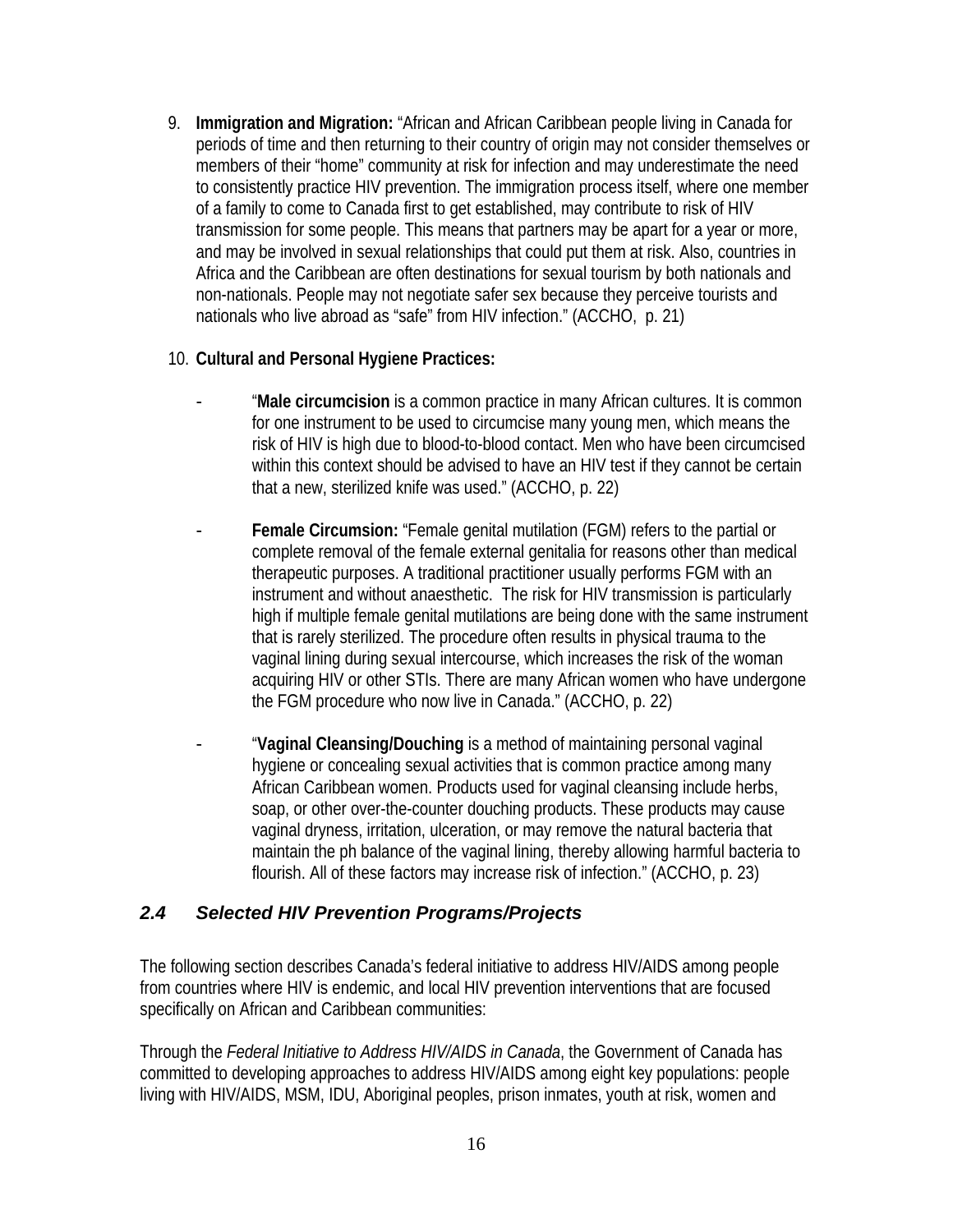9. **Immigration and Migration:** "African and African Caribbean people living in Canada for periods of time and then returning to their country of origin may not consider themselves or members of their "home" community at risk for infection and may underestimate the need to consistently practice HIV prevention. The immigration process itself, where one member of a family to come to Canada first to get established, may contribute to risk of HIV transmission for some people. This means that partners may be apart for a year or more, and may be involved in sexual relationships that could put them at risk. Also, countries in Africa and the Caribbean are often destinations for sexual tourism by both nationals and non-nationals. People may not negotiate safer sex because they perceive tourists and nationals who live abroad as "safe" from HIV infection." (ACCHO, p. 21)

10. **Cultural and Personal Hygiene Practices:**

    - "**Male circumcision** is a common practice in many African cultures. It is common for one instrument to be used to circumcise many young men, which means the risk of HIV is high due to blood-to-blood contact. Men who have been circumcised within this context should be advised to have an HIV test if they cannot be certain that a new, sterilized knife was used." (ACCHO, p. 22)

    - **Female Circumsion:** "Female genital mutilation (FGM) refers to the partial or complete removal of the female external genitalia for reasons other than medical therapeutic purposes. A traditional practitioner usually performs FGM with an instrument and without anaesthetic. The risk for HIV transmission is particularly high if multiple female genital mutilations are being done with the same instrument that is rarely sterilized. The procedure often results in physical trauma to the vaginal lining during sexual intercourse, which increases the risk of the woman acquiring HIV or other STIs. There are many African women who have undergone the FGM procedure who now live in Canada." (ACCHO, p. 22)

    - "**Vaginal Cleansing/Douching** is a method of maintaining personal vaginal hygiene or concealing sexual activities that is common practice among many African Caribbean women. Products used for vaginal cleansing include herbs, soap, or other over-the-counter douching products. These products may cause vaginal dryness, irritation, ulceration, or may remove the natural bacteria that maintain the ph balance of the vaginal lining, thereby allowing harmful bacteria to flourish. All of these factors may increase risk of infection." (ACCHO, p. 23)

## *2.4 Selected HIV Prevention Programs/Projects*

The following section describes Canada's federal initiative to address HIV/AIDS among people from countries where HIV is endemic, and local HIV prevention interventions that are focused specifically on African and Caribbean communities:

Through the *Federal Initiative to Address HIV/AIDS in Canada*, the Government of Canada has committed to developing approaches to address HIV/AIDS among eight key populations: people living with HIV/AIDS, MSM, IDU, Aboriginal peoples, prison inmates, youth at risk, women and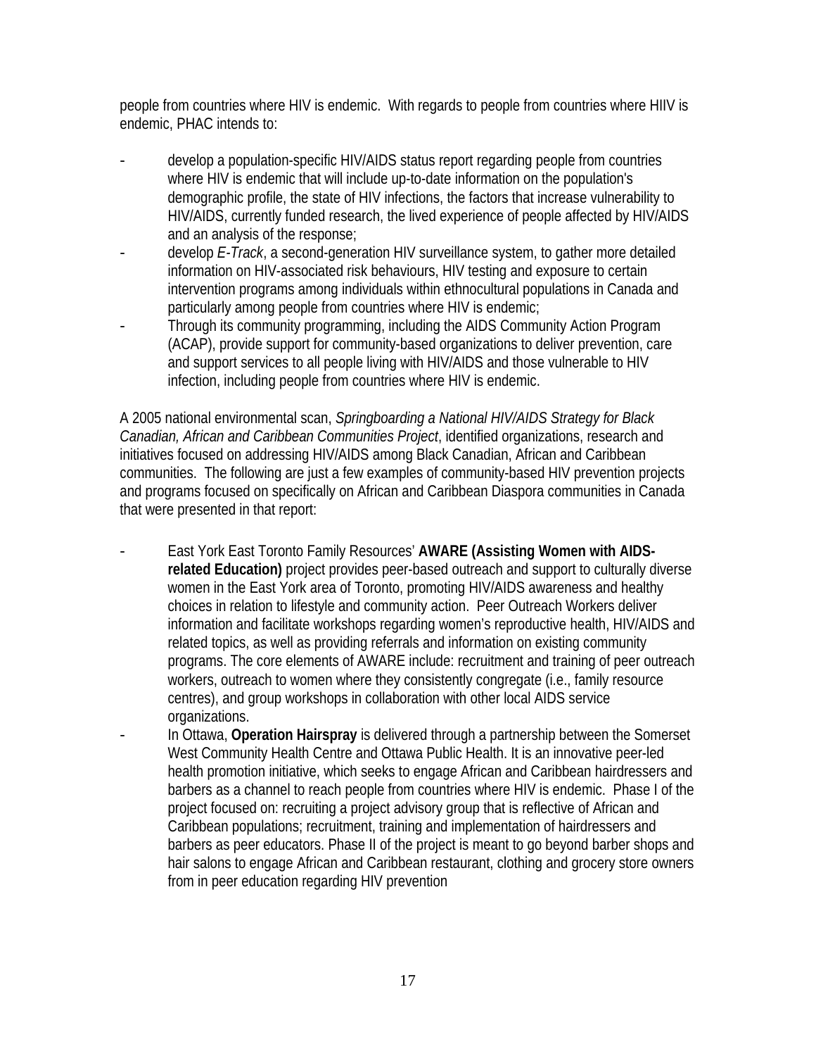people from countries where HIV is endemic. With regards to people from countries where HIIV is endemic, PHAC intends to:

- develop a population-specific HIV/AIDS status report regarding people from countries where HIV is endemic that will include up-to-date information on the population's demographic profile, the state of HIV infections, the factors that increase vulnerability to HIV/AIDS, currently funded research, the lived experience of people affected by HIV/AIDS and an analysis of the response;
- develop *E-Track*, a second-generation HIV surveillance system, to gather more detailed information on HIV-associated risk behaviours, HIV testing and exposure to certain intervention programs among individuals within ethnocultural populations in Canada and particularly among people from countries where HIV is endemic;
- Through its community programming, including the AIDS Community Action Program (ACAP), provide support for community-based organizations to deliver prevention, care and support services to all people living with HIV/AIDS and those vulnerable to HIV infection, including people from countries where HIV is endemic.

A 2005 national environmental scan, *Springboarding a National HIV/AIDS Strategy for Black Canadian, African and Caribbean Communities Project*, identified organizations, research and initiatives focused on addressing HIV/AIDS among Black Canadian, African and Caribbean communities. The following are just a few examples of community-based HIV prevention projects and programs focused on specifically on African and Caribbean Diaspora communities in Canada that were presented in that report:

- East York East Toronto Family Resources' **AWARE (Assisting Women with AIDS-related Education)** project provides peer-based outreach and support to culturally diverse women in the East York area of Toronto, promoting HIV/AIDS awareness and healthy choices in relation to lifestyle and community action. Peer Outreach Workers deliver information and facilitate workshops regarding women's reproductive health, HIV/AIDS and related topics, as well as providing referrals and information on existing community programs. The core elements of AWARE include: recruitment and training of peer outreach workers, outreach to women where they consistently congregate (i.e., family resource centres), and group workshops in collaboration with other local AIDS service organizations.
- In Ottawa, **Operation Hairspray** is delivered through a partnership between the Somerset West Community Health Centre and Ottawa Public Health. It is an innovative peer-led health promotion initiative, which seeks to engage African and Caribbean hairdressers and barbers as a channel to reach people from countries where HIV is endemic. Phase I of the project focused on: recruiting a project advisory group that is reflective of African and Caribbean populations; recruitment, training and implementation of hairdressers and barbers as peer educators. Phase II of the project is meant to go beyond barber shops and hair salons to engage African and Caribbean restaurant, clothing and grocery store owners from in peer education regarding HIV prevention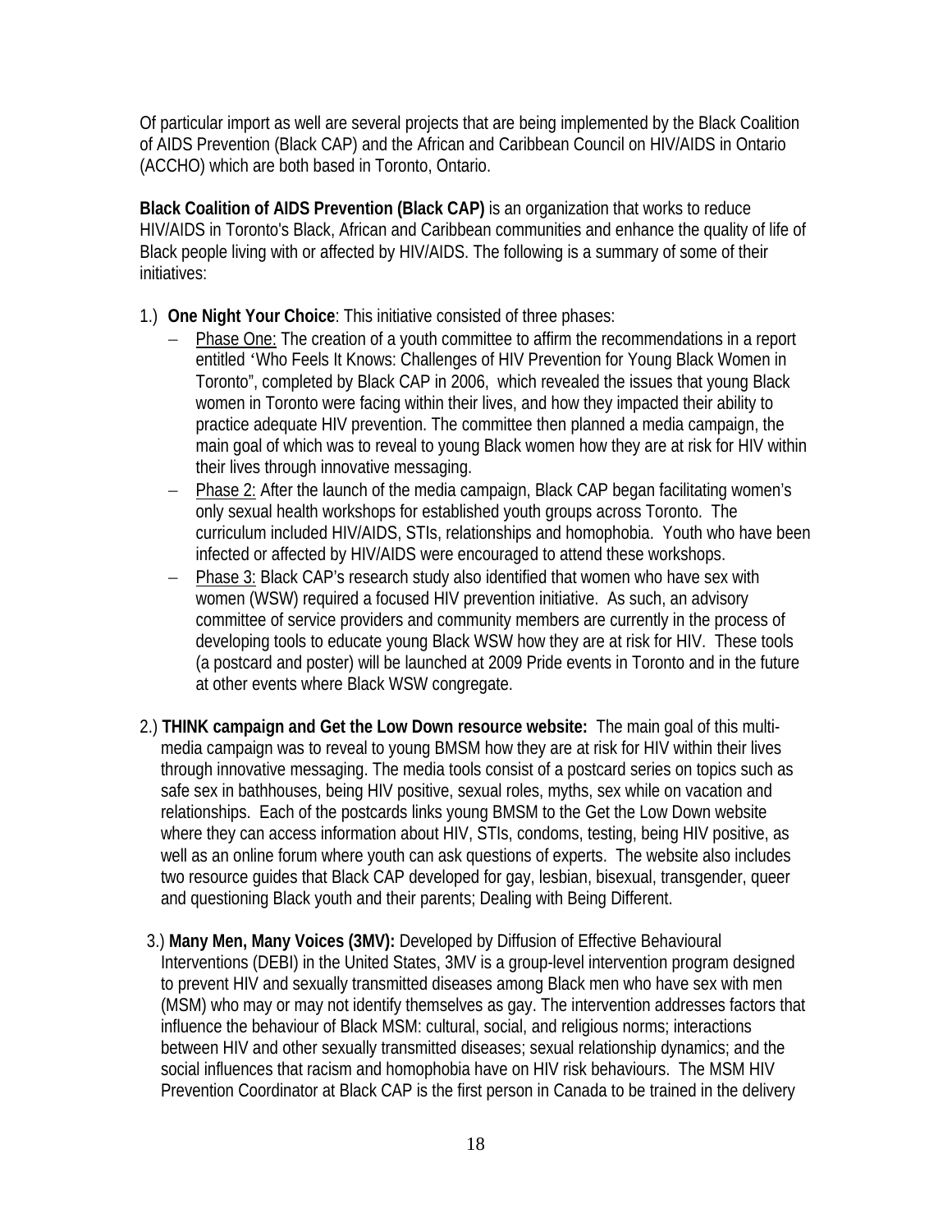Of particular import as well are several projects that are being implemented by the Black Coalition of AIDS Prevention (Black CAP) and the African and Caribbean Council on HIV/AIDS in Ontario (ACCHO) which are both based in Toronto, Ontario.

**Black Coalition of AIDS Prevention (Black CAP)** is an organization that works to reduce HIV/AIDS in Toronto's Black, African and Caribbean communities and enhance the quality of life of Black people living with or affected by HIV/AIDS. The following is a summary of some of their initiatives:

1.) **One Night Your Choice**: This initiative consisted of three phases:
   - Phase One: The creation of a youth committee to affirm the recommendations in a report entitled 'Who Feels It Knows: Challenges of HIV Prevention for Young Black Women in Toronto", completed by Black CAP in 2006, which revealed the issues that young Black women in Toronto were facing within their lives, and how they impacted their ability to practice adequate HIV prevention. The committee then planned a media campaign, the main goal of which was to reveal to young Black women how they are at risk for HIV within their lives through innovative messaging.
   - Phase 2: After the launch of the media campaign, Black CAP began facilitating women's only sexual health workshops for established youth groups across Toronto. The curriculum included HIV/AIDS, STIs, relationships and homophobia. Youth who have been infected or affected by HIV/AIDS were encouraged to attend these workshops.
   - Phase 3: Black CAP's research study also identified that women who have sex with women (WSW) required a focused HIV prevention initiative. As such, an advisory committee of service providers and community members are currently in the process of developing tools to educate young Black WSW how they are at risk for HIV. These tools (a postcard and poster) will be launched at 2009 Pride events in Toronto and in the future at other events where Black WSW congregate.

2.) **THINK campaign and Get the Low Down resource website:** The main goal of this multi-media campaign was to reveal to young BMSM how they are at risk for HIV within their lives through innovative messaging. The media tools consist of a postcard series on topics such as safe sex in bathhouses, being HIV positive, sexual roles, myths, sex while on vacation and relationships. Each of the postcards links young BMSM to the Get the Low Down website where they can access information about HIV, STIs, condoms, testing, being HIV positive, as well as an online forum where youth can ask questions of experts. The website also includes two resource guides that Black CAP developed for gay, lesbian, bisexual, transgender, queer and questioning Black youth and their parents; Dealing with Being Different.

3.) **Many Men, Many Voices (3MV):** Developed by Diffusion of Effective Behavioural Interventions (DEBI) in the United States, 3MV is a group-level intervention program designed to prevent HIV and sexually transmitted diseases among Black men who have sex with men (MSM) who may or may not identify themselves as gay. The intervention addresses factors that influence the behaviour of Black MSM: cultural, social, and religious norms; interactions between HIV and other sexually transmitted diseases; sexual relationship dynamics; and the social influences that racism and homophobia have on HIV risk behaviours. The MSM HIV Prevention Coordinator at Black CAP is the first person in Canada to be trained in the delivery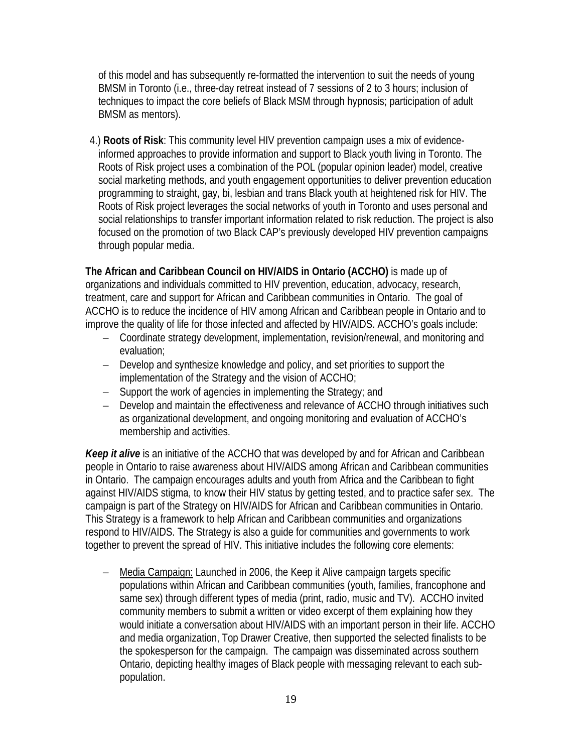of this model and has subsequently re-formatted the intervention to suit the needs of young BMSM in Toronto (i.e., three-day retreat instead of 7 sessions of 2 to 3 hours; inclusion of techniques to impact the core beliefs of Black MSM through hypnosis; participation of adult BMSM as mentors).

4.) **Roots of Risk**: This community level HIV prevention campaign uses a mix of evidence-informed approaches to provide information and support to Black youth living in Toronto. The Roots of Risk project uses a combination of the POL (popular opinion leader) model, creative social marketing methods, and youth engagement opportunities to deliver prevention education programming to straight, gay, bi, lesbian and trans Black youth at heightened risk for HIV. The Roots of Risk project leverages the social networks of youth in Toronto and uses personal and social relationships to transfer important information related to risk reduction. The project is also focused on the promotion of two Black CAP's previously developed HIV prevention campaigns through popular media.

**The African and Caribbean Council on HIV/AIDS in Ontario (ACCHO)** is made up of organizations and individuals committed to HIV prevention, education, advocacy, research, treatment, care and support for African and Caribbean communities in Ontario. The goal of ACCHO is to reduce the incidence of HIV among African and Caribbean people in Ontario and to improve the quality of life for those infected and affected by HIV/AIDS. ACCHO's goals include:

- Coordinate strategy development, implementation, revision/renewal, and monitoring and evaluation;
- Develop and synthesize knowledge and policy, and set priorities to support the implementation of the Strategy and the vision of ACCHO;
- Support the work of agencies in implementing the Strategy; and
- Develop and maintain the effectiveness and relevance of ACCHO through initiatives such as organizational development, and ongoing monitoring and evaluation of ACCHO's membership and activities.

***Keep it alive*** is an initiative of the ACCHO that was developed by and for African and Caribbean people in Ontario to raise awareness about HIV/AIDS among African and Caribbean communities in Ontario. The campaign encourages adults and youth from Africa and the Caribbean to fight against HIV/AIDS stigma, to know their HIV status by getting tested, and to practice safer sex. The campaign is part of the Strategy on HIV/AIDS for African and Caribbean communities in Ontario. This Strategy is a framework to help African and Caribbean communities and organizations respond to HIV/AIDS. The Strategy is also a guide for communities and governments to work together to prevent the spread of HIV. This initiative includes the following core elements:

- <u>Media Campaign:</u> Launched in 2006, the Keep it Alive campaign targets specific populations within African and Caribbean communities (youth, families, francophone and same sex) through different types of media (print, radio, music and TV). ACCHO invited community members to submit a written or video excerpt of them explaining how they would initiate a conversation about HIV/AIDS with an important person in their life. ACCHO and media organization, Top Drawer Creative, then supported the selected finalists to be the spokesperson for the campaign. The campaign was disseminated across southern Ontario, depicting healthy images of Black people with messaging relevant to each sub-population.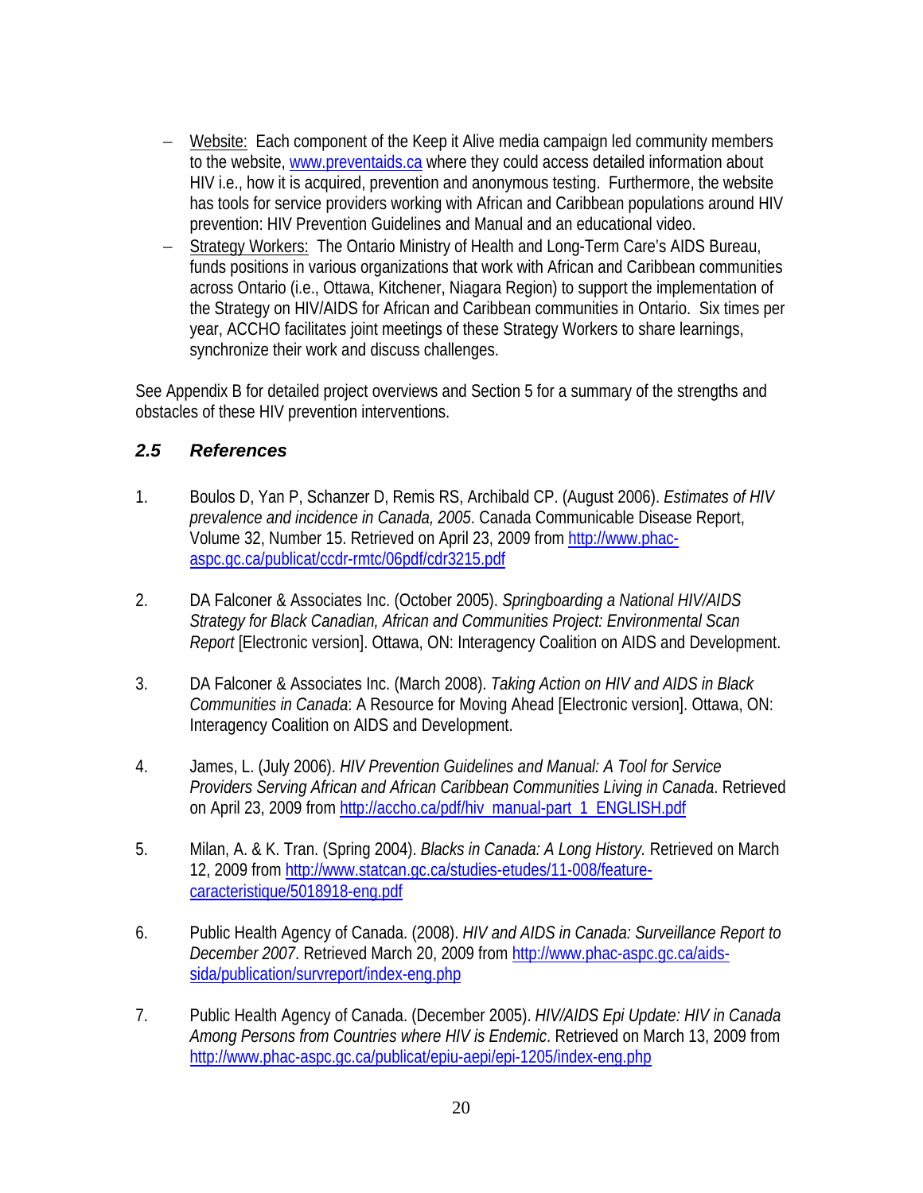- Website: Each component of the Keep it Alive media campaign led community members to the website, www.preventaids.ca where they could access detailed information about HIV i.e., how it is acquired, prevention and anonymous testing. Furthermore, the website has tools for service providers working with African and Caribbean populations around HIV prevention: HIV Prevention Guidelines and Manual and an educational video.
- Strategy Workers: The Ontario Ministry of Health and Long-Term Care's AIDS Bureau, funds positions in various organizations that work with African and Caribbean communities across Ontario (i.e., Ottawa, Kitchener, Niagara Region) to support the implementation of the Strategy on HIV/AIDS for African and Caribbean communities in Ontario. Six times per year, ACCHO facilitates joint meetings of these Strategy Workers to share learnings, synchronize their work and discuss challenges.

See Appendix B for detailed project overviews and Section 5 for a summary of the strengths and obstacles of these HIV prevention interventions.

### 2.5 References

1. Boulos D, Yan P, Schanzer D, Remis RS, Archibald CP. (August 2006). *Estimates of HIV prevalence and incidence in Canada, 2005*. Canada Communicable Disease Report, Volume 32, Number 15. Retrieved on April 23, 2009 from http://www.phac-aspc.gc.ca/publicat/ccdr-rmtc/06pdf/cdr3215.pdf

2. DA Falconer & Associates Inc. (October 2005). *Springboarding a National HIV/AIDS Strategy for Black Canadian, African and Communities Project: Environmental Scan Report* [Electronic version]. Ottawa, ON: Interagency Coalition on AIDS and Development.

3. DA Falconer & Associates Inc. (March 2008). *Taking Action on HIV and AIDS in Black Communities in Canada*: A Resource for Moving Ahead [Electronic version]. Ottawa, ON: Interagency Coalition on AIDS and Development.

4. James, L. (July 2006). *HIV Prevention Guidelines and Manual: A Tool for Service Providers Serving African and African Caribbean Communities Living in Canada*. Retrieved on April 23, 2009 from http://accho.ca/pdf/hiv_manual-part_1_ENGLISH.pdf

5. Milan, A. & K. Tran. (Spring 2004). *Blacks in Canada: A Long History.* Retrieved on March 12, 2009 from http://www.statcan.gc.ca/studies-etudes/11-008/feature-caracteristique/5018918-eng.pdf

6. Public Health Agency of Canada. (2008). *HIV and AIDS in Canada: Surveillance Report to December 2007*. Retrieved March 20, 2009 from http://www.phac-aspc.gc.ca/aids-sida/publication/survreport/index-eng.php

7. Public Health Agency of Canada. (December 2005). *HIV/AIDS Epi Update: HIV in Canada Among Persons from Countries where HIV is Endemic*. Retrieved on March 13, 2009 from http://www.phac-aspc.gc.ca/publicat/epiu-aepi/epi-1205/index-eng.php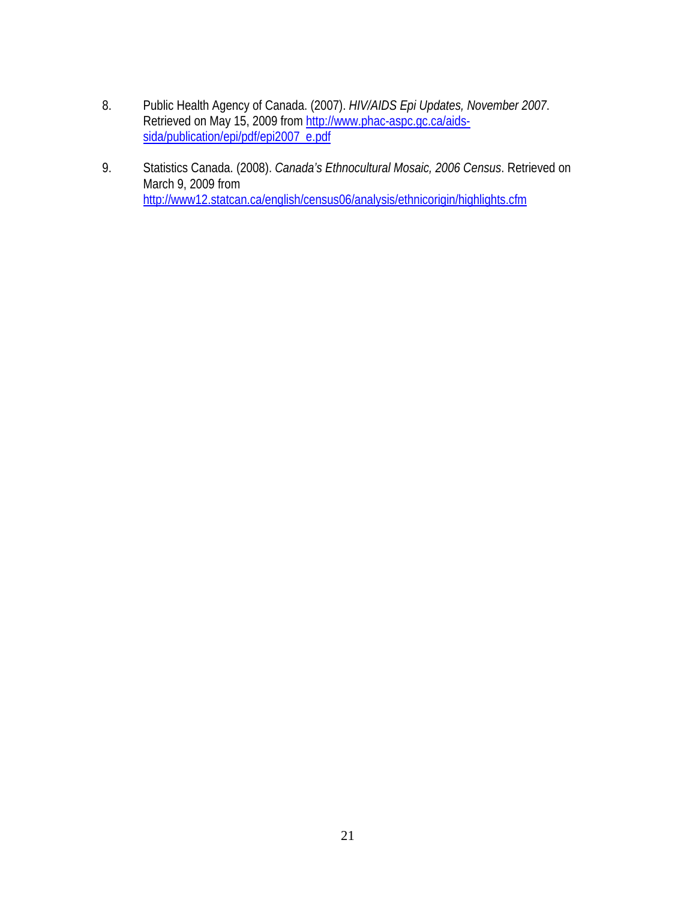8. Public Health Agency of Canada. (2007). *HIV/AIDS Epi Updates, November 2007*. Retrieved on May 15, 2009 from http://www.phac-aspc.gc.ca/aids-sida/publication/epi/pdf/epi2007_e.pdf

9. Statistics Canada. (2008). *Canada's Ethnocultural Mosaic, 2006 Census*. Retrieved on March 9, 2009 from http://www12.statcan.ca/english/census06/analysis/ethnicorigin/highlights.cfm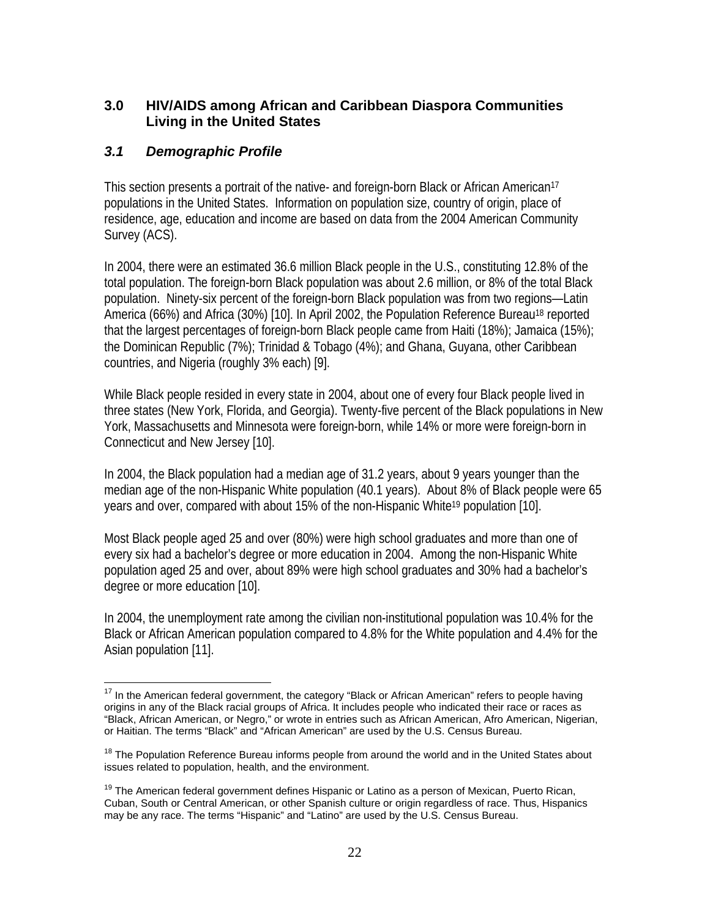## 3.0 HIV/AIDS among African and Caribbean Diaspora Communities Living in the United States

### *3.1 Demographic Profile*

This section presents a portrait of the native- and foreign-born Black or African American[17] populations in the United States. Information on population size, country of origin, place of residence, age, education and income are based on data from the 2004 American Community Survey (ACS).

In 2004, there were an estimated 36.6 million Black people in the U.S., constituting 12.8% of the total population. The foreign-born Black population was about 2.6 million, or 8% of the total Black population. Ninety-six percent of the foreign-born Black population was from two regions—Latin America (66%) and Africa (30%) [10]. In April 2002, the Population Reference Bureau[18] reported that the largest percentages of foreign-born Black people came from Haiti (18%); Jamaica (15%); the Dominican Republic (7%); Trinidad & Tobago (4%); and Ghana, Guyana, other Caribbean countries, and Nigeria (roughly 3% each) [9].

While Black people resided in every state in 2004, about one of every four Black people lived in three states (New York, Florida, and Georgia). Twenty-five percent of the Black populations in New York, Massachusetts and Minnesota were foreign-born, while 14% or more were foreign-born in Connecticut and New Jersey [10].

In 2004, the Black population had a median age of 31.2 years, about 9 years younger than the median age of the non-Hispanic White population (40.1 years). About 8% of Black people were 65 years and over, compared with about 15% of the non-Hispanic White[19] population [10].

Most Black people aged 25 and over (80%) were high school graduates and more than one of every six had a bachelor's degree or more education in 2004. Among the non-Hispanic White population aged 25 and over, about 89% were high school graduates and 30% had a bachelor's degree or more education [10].

In 2004, the unemployment rate among the civilian non-institutional population was 10.4% for the Black or African American population compared to 4.8% for the White population and 4.4% for the Asian population [11].

---

[17] In the American federal government, the category "Black or African American" refers to people having origins in any of the Black racial groups of Africa. It includes people who indicated their race or races as "Black, African American, or Negro," or wrote in entries such as African American, Afro American, Nigerian, or Haitian. The terms "Black" and "African American" are used by the U.S. Census Bureau.

[18] The Population Reference Bureau informs people from around the world and in the United States about issues related to population, health, and the environment.

[19] The American federal government defines Hispanic or Latino as a person of Mexican, Puerto Rican, Cuban, South or Central American, or other Spanish culture or origin regardless of race. Thus, Hispanics may be any race. The terms "Hispanic" and "Latino" are used by the U.S. Census Bureau.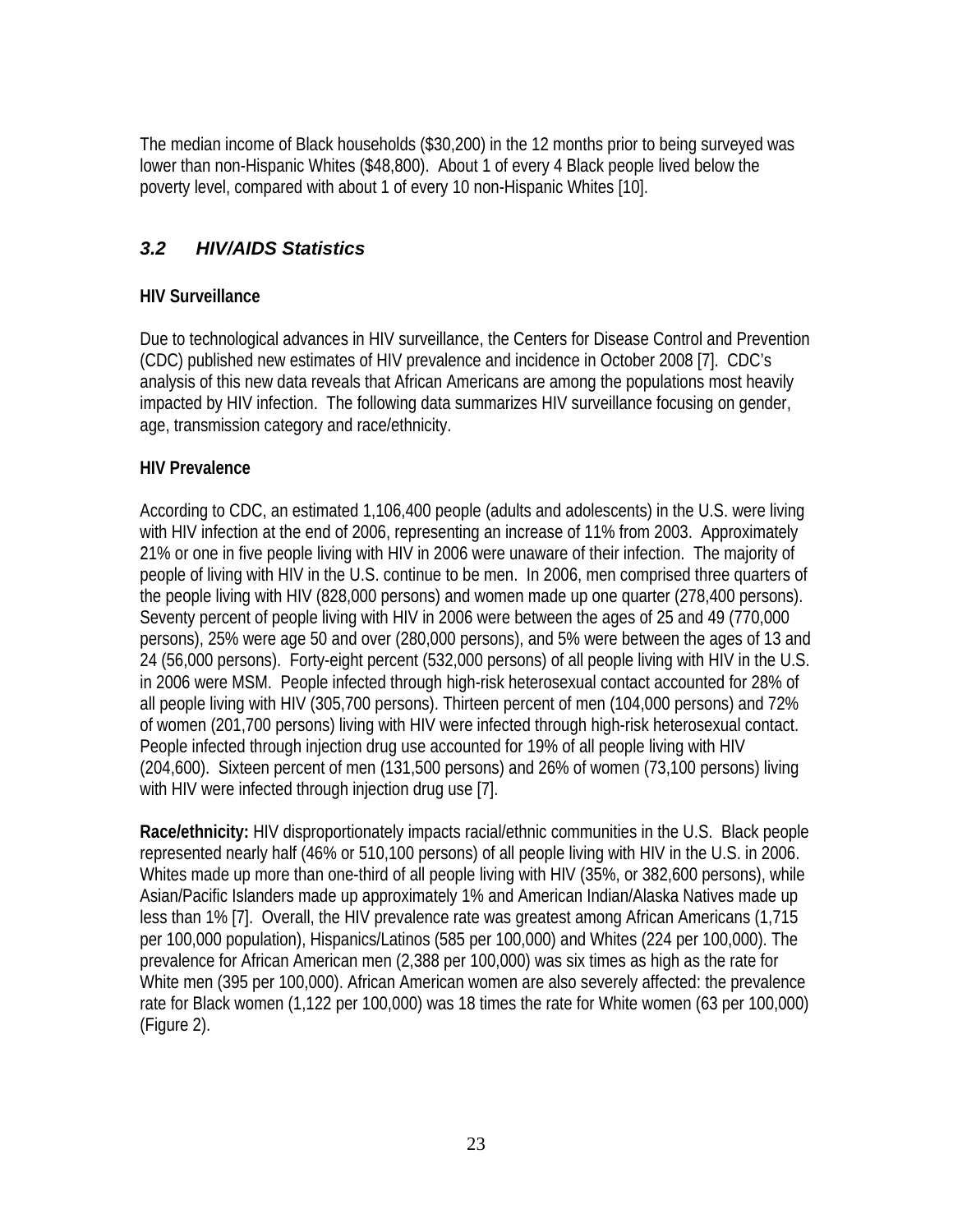The median income of Black households ($30,200) in the 12 months prior to being surveyed was lower than non-Hispanic Whites ($48,800). About 1 of every 4 Black people lived below the poverty level, compared with about 1 of every 10 non-Hispanic Whites [10].

## *3.2 HIV/AIDS Statistics*

### HIV Surveillance

Due to technological advances in HIV surveillance, the Centers for Disease Control and Prevention (CDC) published new estimates of HIV prevalence and incidence in October 2008 [7]. CDC's analysis of this new data reveals that African Americans are among the populations most heavily impacted by HIV infection. The following data summarizes HIV surveillance focusing on gender, age, transmission category and race/ethnicity.

### HIV Prevalence

According to CDC, an estimated 1,106,400 people (adults and adolescents) in the U.S. were living with HIV infection at the end of 2006, representing an increase of 11% from 2003. Approximately 21% or one in five people living with HIV in 2006 were unaware of their infection. The majority of people of living with HIV in the U.S. continue to be men. In 2006, men comprised three quarters of the people living with HIV (828,000 persons) and women made up one quarter (278,400 persons). Seventy percent of people living with HIV in 2006 were between the ages of 25 and 49 (770,000 persons), 25% were age 50 and over (280,000 persons), and 5% were between the ages of 13 and 24 (56,000 persons). Forty-eight percent (532,000 persons) of all people living with HIV in the U.S. in 2006 were MSM. People infected through high-risk heterosexual contact accounted for 28% of all people living with HIV (305,700 persons). Thirteen percent of men (104,000 persons) and 72% of women (201,700 persons) living with HIV were infected through high-risk heterosexual contact. People infected through injection drug use accounted for 19% of all people living with HIV (204,600). Sixteen percent of men (131,500 persons) and 26% of women (73,100 persons) living with HIV were infected through injection drug use [7].

**Race/ethnicity:** HIV disproportionately impacts racial/ethnic communities in the U.S. Black people represented nearly half (46% or 510,100 persons) of all people living with HIV in the U.S. in 2006. Whites made up more than one-third of all people living with HIV (35%, or 382,600 persons), while Asian/Pacific Islanders made up approximately 1% and American Indian/Alaska Natives made up less than 1% [7]. Overall, the HIV prevalence rate was greatest among African Americans (1,715 per 100,000 population), Hispanics/Latinos (585 per 100,000) and Whites (224 per 100,000). The prevalence for African American men (2,388 per 100,000) was six times as high as the rate for White men (395 per 100,000). African American women are also severely affected: the prevalence rate for Black women (1,122 per 100,000) was 18 times the rate for White women (63 per 100,000) (Figure 2).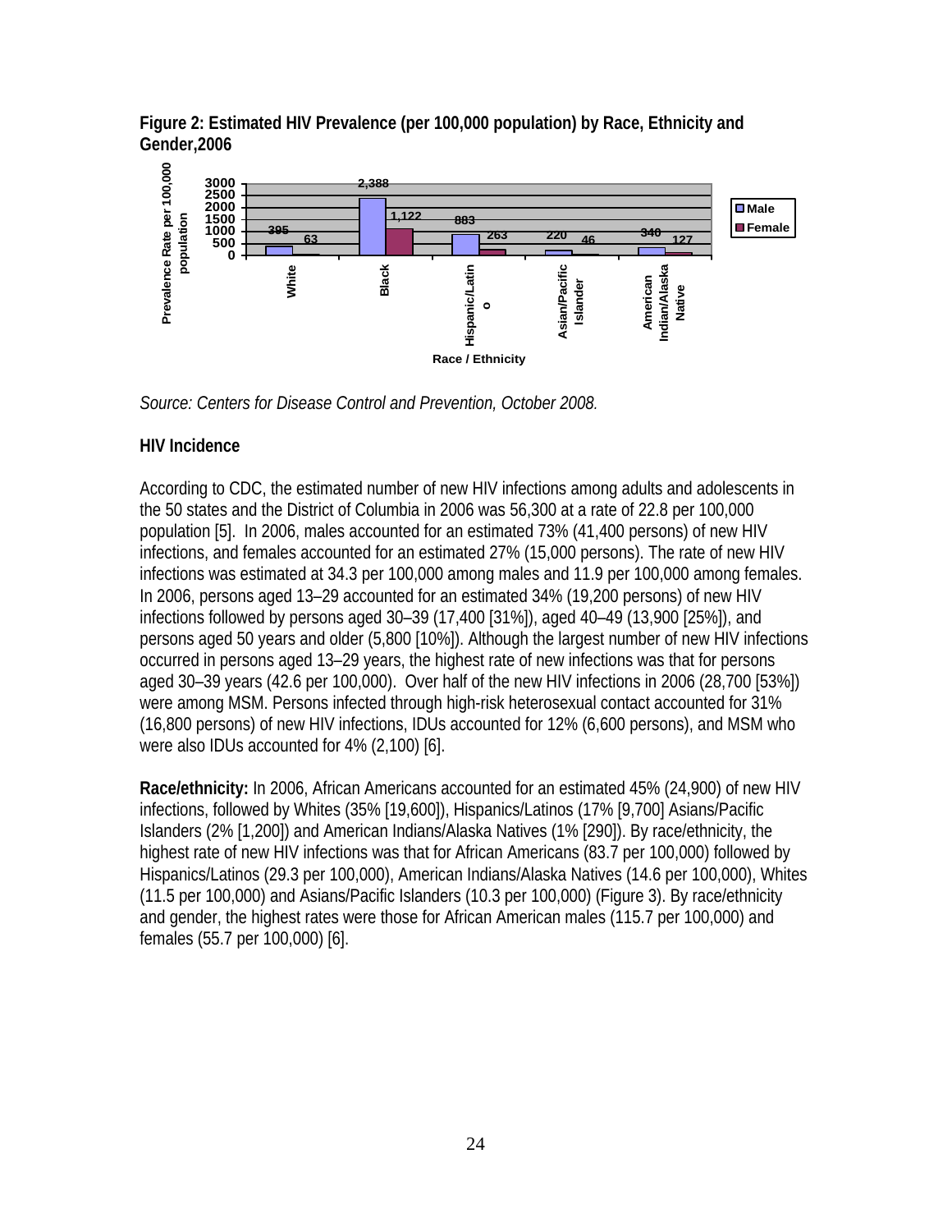**Figure 2: Estimated HIV Prevalence (per 100,000 population) by Race, Ethnicity and Gender,2006**

| Race / Ethnicity | Male | Female |
|---|---|---|
| White | 395 | 63 |
| Black | 2,388 | 1,122 |
| Hispanic/Latino | 883 | 263 |
| Asian/Pacific Islander | 220 | 46 |
| American Indian/Alaska Native | 340 | 127 |

*Source: Centers for Disease Control and Prevention, October 2008.*

**HIV Incidence**

According to CDC, the estimated number of new HIV infections among adults and adolescents in the 50 states and the District of Columbia in 2006 was 56,300 at a rate of 22.8 per 100,000 population [5]. In 2006, males accounted for an estimated 73% (41,400 persons) of new HIV infections, and females accounted for an estimated 27% (15,000 persons). The rate of new HIV infections was estimated at 34.3 per 100,000 among males and 11.9 per 100,000 among females. In 2006, persons aged 13–29 accounted for an estimated 34% (19,200 persons) of new HIV infections followed by persons aged 30–39 (17,400 [31%]), aged 40–49 (13,900 [25%]), and persons aged 50 years and older (5,800 [10%]). Although the largest number of new HIV infections occurred in persons aged 13–29 years, the highest rate of new infections was that for persons aged 30–39 years (42.6 per 100,000). Over half of the new HIV infections in 2006 (28,700 [53%]) were among MSM. Persons infected through high-risk heterosexual contact accounted for 31% (16,800 persons) of new HIV infections, IDUs accounted for 12% (6,600 persons), and MSM who were also IDUs accounted for 4% (2,100) [6].

**Race/ethnicity:** In 2006, African Americans accounted for an estimated 45% (24,900) of new HIV infections, followed by Whites (35% [19,600]), Hispanics/Latinos (17% [9,700] Asians/Pacific Islanders (2% [1,200]) and American Indians/Alaska Natives (1% [290]). By race/ethnicity, the highest rate of new HIV infections was that for African Americans (83.7 per 100,000) followed by Hispanics/Latinos (29.3 per 100,000), American Indians/Alaska Natives (14.6 per 100,000), Whites (11.5 per 100,000) and Asians/Pacific Islanders (10.3 per 100,000) (Figure 3). By race/ethnicity and gender, the highest rates were those for African American males (115.7 per 100,000) and females (55.7 per 100,000) [6].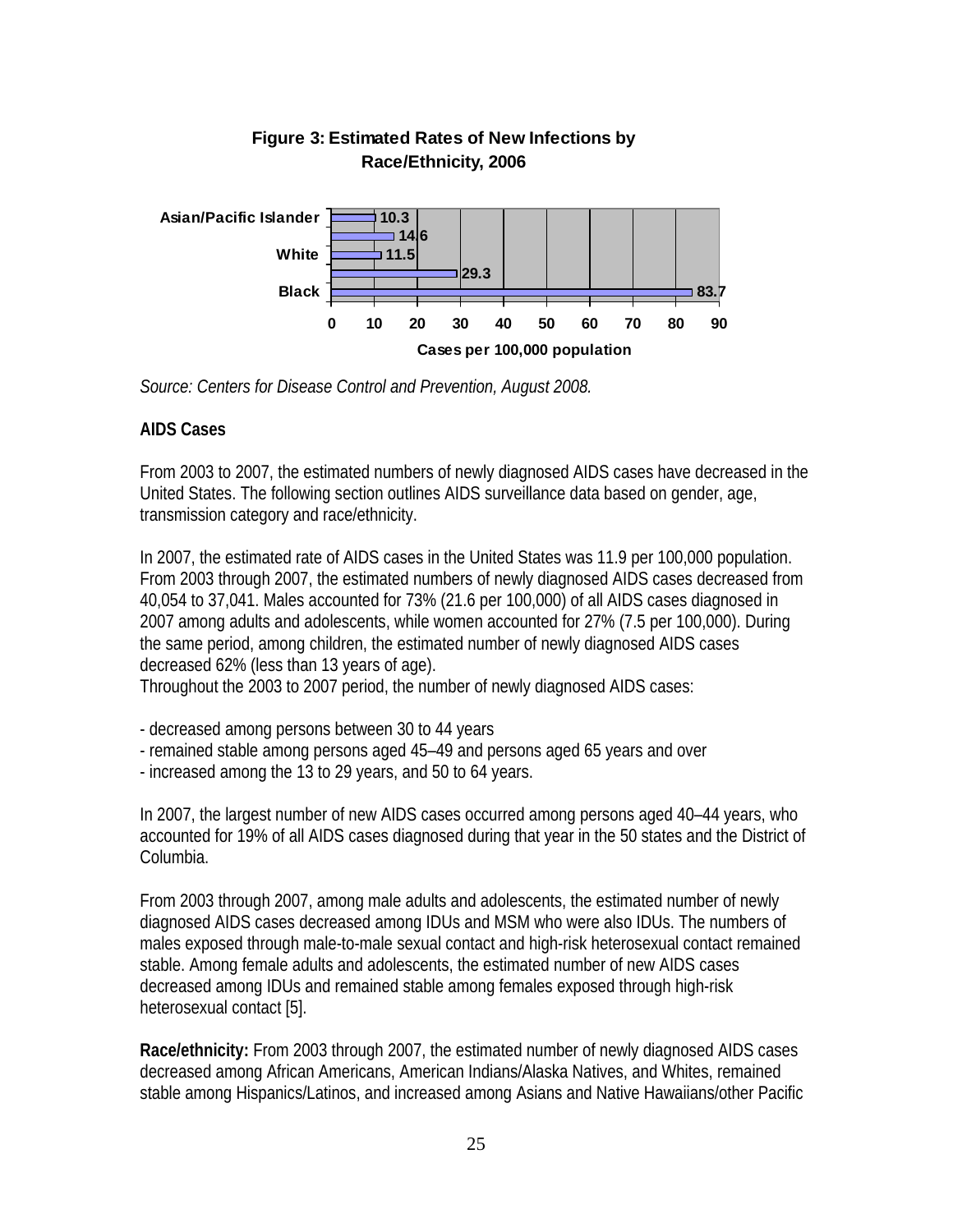**Figure 3: Estimated Rates of New Infections by Race/Ethnicity, 2006**

| Race/Ethnicity | Cases per 100,000 population |
|---|---|
| Asian/Pacific Islander | 10.3 |
| | 14.6 |
| White | 11.5 |
| | 29.3 |
| Black | 83.7 |

*Source: Centers for Disease Control and Prevention, August 2008.*

**AIDS Cases**

From 2003 to 2007, the estimated numbers of newly diagnosed AIDS cases have decreased in the United States. The following section outlines AIDS surveillance data based on gender, age, transmission category and race/ethnicity.

In 2007, the estimated rate of AIDS cases in the United States was 11.9 per 100,000 population. From 2003 through 2007, the estimated numbers of newly diagnosed AIDS cases decreased from 40,054 to 37,041. Males accounted for 73% (21.6 per 100,000) of all AIDS cases diagnosed in 2007 among adults and adolescents, while women accounted for 27% (7.5 per 100,000). During the same period, among children, the estimated number of newly diagnosed AIDS cases decreased 62% (less than 13 years of age).
Throughout the 2003 to 2007 period, the number of newly diagnosed AIDS cases:

- decreased among persons between 30 to 44 years
- remained stable among persons aged 45–49 and persons aged 65 years and over
- increased among the 13 to 29 years, and 50 to 64 years.

In 2007, the largest number of new AIDS cases occurred among persons aged 40–44 years, who accounted for 19% of all AIDS cases diagnosed during that year in the 50 states and the District of Columbia.

From 2003 through 2007, among male adults and adolescents, the estimated number of newly diagnosed AIDS cases decreased among IDUs and MSM who were also IDUs. The numbers of males exposed through male-to-male sexual contact and high-risk heterosexual contact remained stable. Among female adults and adolescents, the estimated number of new AIDS cases decreased among IDUs and remained stable among females exposed through high-risk heterosexual contact [5].

**Race/ethnicity:** From 2003 through 2007, the estimated number of newly diagnosed AIDS cases decreased among African Americans, American Indians/Alaska Natives, and Whites, remained stable among Hispanics/Latinos, and increased among Asians and Native Hawaiians/other Pacific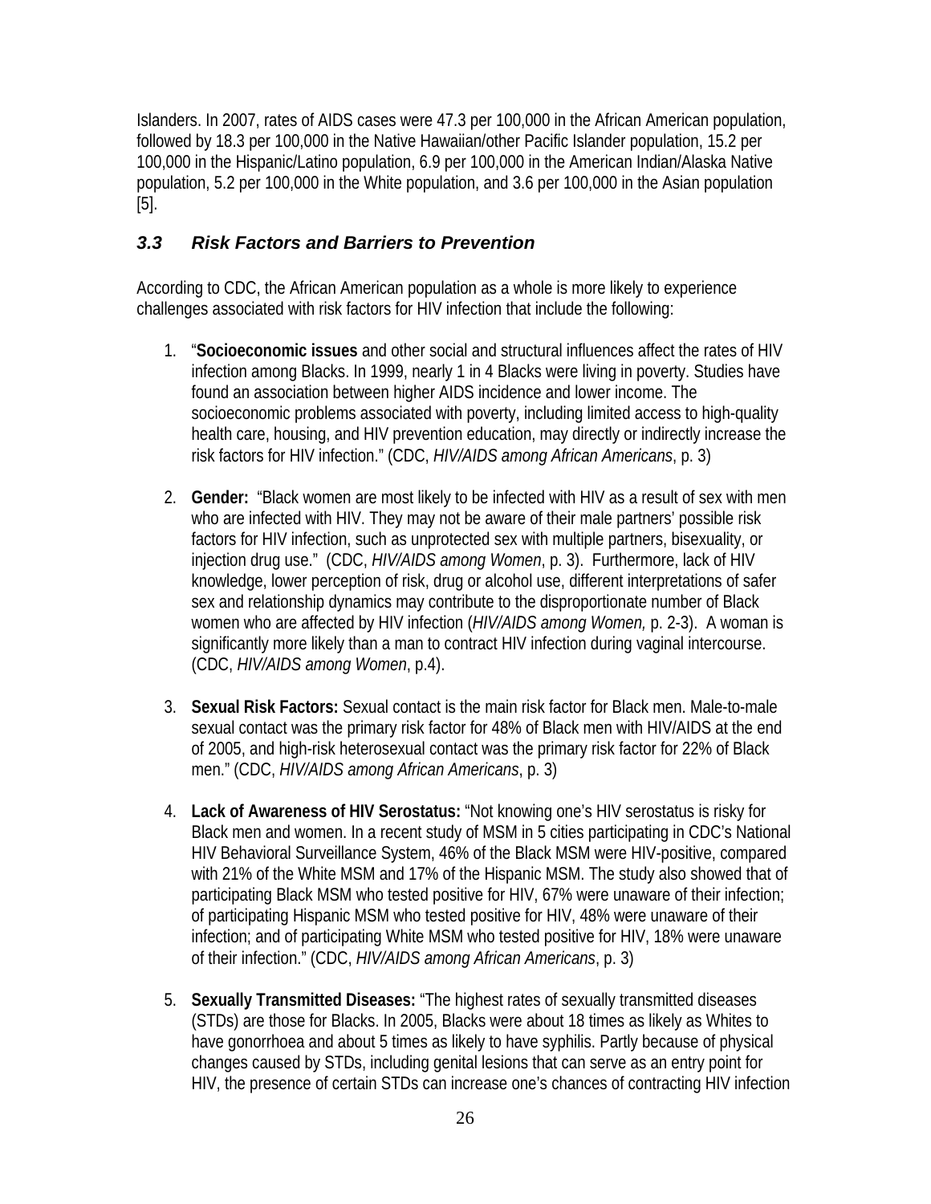Islanders. In 2007, rates of AIDS cases were 47.3 per 100,000 in the African American population, followed by 18.3 per 100,000 in the Native Hawaiian/other Pacific Islander population, 15.2 per 100,000 in the Hispanic/Latino population, 6.9 per 100,000 in the American Indian/Alaska Native population, 5.2 per 100,000 in the White population, and 3.6 per 100,000 in the Asian population [5].

### *3.3 Risk Factors and Barriers to Prevention*

According to CDC, the African American population as a whole is more likely to experience challenges associated with risk factors for HIV infection that include the following:

1. "**Socioeconomic issues** and other social and structural influences affect the rates of HIV infection among Blacks. In 1999, nearly 1 in 4 Blacks were living in poverty. Studies have found an association between higher AIDS incidence and lower income. The socioeconomic problems associated with poverty, including limited access to high-quality health care, housing, and HIV prevention education, may directly or indirectly increase the risk factors for HIV infection." (CDC, *HIV/AIDS among African Americans*, p. 3)

2. **Gender:** "Black women are most likely to be infected with HIV as a result of sex with men who are infected with HIV. They may not be aware of their male partners' possible risk factors for HIV infection, such as unprotected sex with multiple partners, bisexuality, or injection drug use." (CDC, *HIV/AIDS among Women*, p. 3). Furthermore, lack of HIV knowledge, lower perception of risk, drug or alcohol use, different interpretations of safer sex and relationship dynamics may contribute to the disproportionate number of Black women who are affected by HIV infection (*HIV/AIDS among Women,* p. 2-3). A woman is significantly more likely than a man to contract HIV infection during vaginal intercourse. (CDC, *HIV/AIDS among Women*, p.4).

3. **Sexual Risk Factors:** Sexual contact is the main risk factor for Black men. Male-to-male sexual contact was the primary risk factor for 48% of Black men with HIV/AIDS at the end of 2005, and high-risk heterosexual contact was the primary risk factor for 22% of Black men." (CDC, *HIV/AIDS among African Americans*, p. 3)

4. **Lack of Awareness of HIV Serostatus:** "Not knowing one's HIV serostatus is risky for Black men and women. In a recent study of MSM in 5 cities participating in CDC's National HIV Behavioral Surveillance System, 46% of the Black MSM were HIV-positive, compared with 21% of the White MSM and 17% of the Hispanic MSM. The study also showed that of participating Black MSM who tested positive for HIV, 67% were unaware of their infection; of participating Hispanic MSM who tested positive for HIV, 48% were unaware of their infection; and of participating White MSM who tested positive for HIV, 18% were unaware of their infection." (CDC, *HIV/AIDS among African Americans*, p. 3)

5. **Sexually Transmitted Diseases:** "The highest rates of sexually transmitted diseases (STDs) are those for Blacks. In 2005, Blacks were about 18 times as likely as Whites to have gonorrhoea and about 5 times as likely to have syphilis. Partly because of physical changes caused by STDs, including genital lesions that can serve as an entry point for HIV, the presence of certain STDs can increase one's chances of contracting HIV infection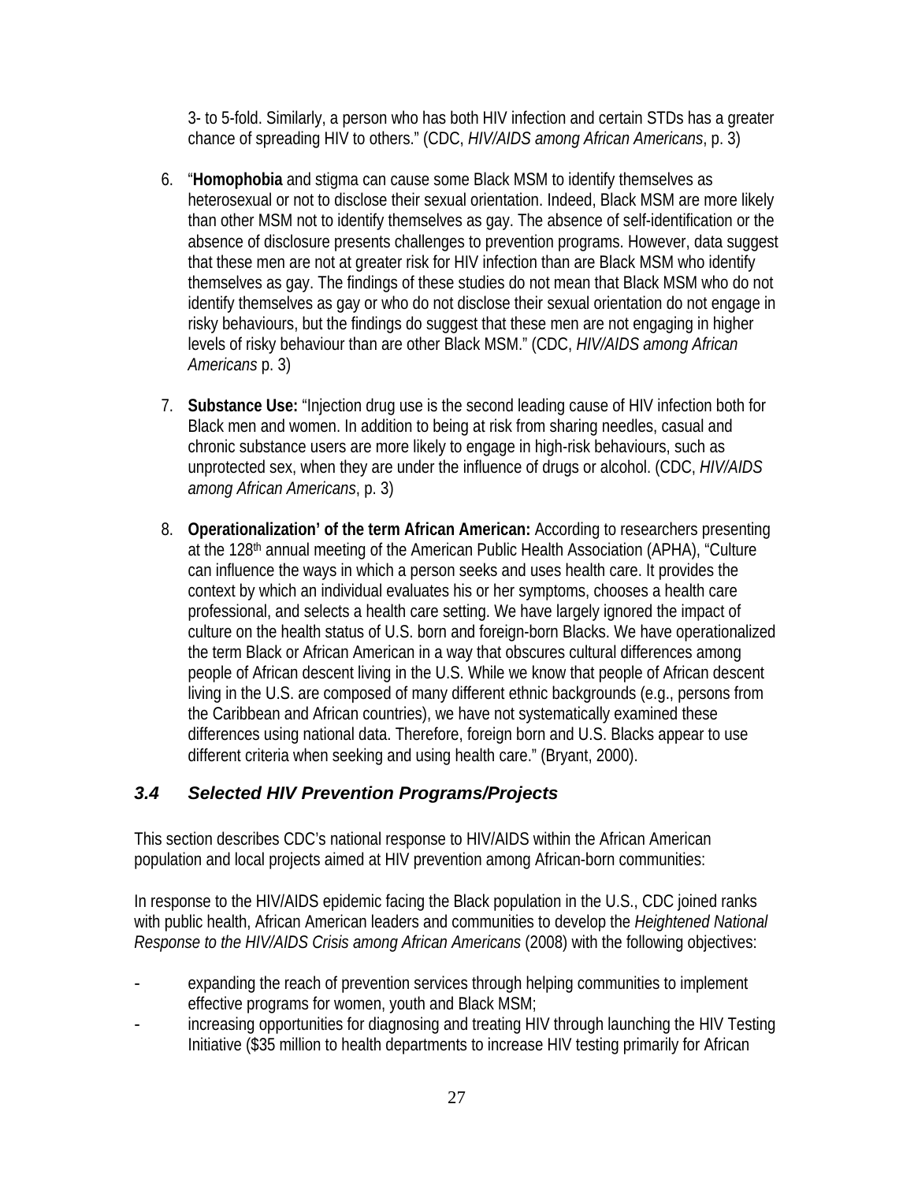3- to 5-fold. Similarly, a person who has both HIV infection and certain STDs has a greater chance of spreading HIV to others." (CDC, *HIV/AIDS among African Americans*, p. 3)

6. "**Homophobia** and stigma can cause some Black MSM to identify themselves as heterosexual or not to disclose their sexual orientation. Indeed, Black MSM are more likely than other MSM not to identify themselves as gay. The absence of self-identification or the absence of disclosure presents challenges to prevention programs. However, data suggest that these men are not at greater risk for HIV infection than are Black MSM who identify themselves as gay. The findings of these studies do not mean that Black MSM who do not identify themselves as gay or who do not disclose their sexual orientation do not engage in risky behaviours, but the findings do suggest that these men are not engaging in higher levels of risky behaviour than are other Black MSM." (CDC, *HIV/AIDS among African Americans* p. 3)

7. **Substance Use:** "Injection drug use is the second leading cause of HIV infection both for Black men and women. In addition to being at risk from sharing needles, casual and chronic substance users are more likely to engage in high-risk behaviours, such as unprotected sex, when they are under the influence of drugs or alcohol. (CDC, *HIV/AIDS among African Americans*, p. 3)

8. **Operationalization' of the term African American:** According to researchers presenting at the 128th annual meeting of the American Public Health Association (APHA), "Culture can influence the ways in which a person seeks and uses health care. It provides the context by which an individual evaluates his or her symptoms, chooses a health care professional, and selects a health care setting. We have largely ignored the impact of culture on the health status of U.S. born and foreign-born Blacks. We have operationalized the term Black or African American in a way that obscures cultural differences among people of African descent living in the U.S. While we know that people of African descent living in the U.S. are composed of many different ethnic backgrounds (e.g., persons from the Caribbean and African countries), we have not systematically examined these differences using national data. Therefore, foreign born and U.S. Blacks appear to use different criteria when seeking and using health care." (Bryant, 2000).

### *3.4 Selected HIV Prevention Programs/Projects*

This section describes CDC's national response to HIV/AIDS within the African American population and local projects aimed at HIV prevention among African-born communities:

In response to the HIV/AIDS epidemic facing the Black population in the U.S., CDC joined ranks with public health, African American leaders and communities to develop the *Heightened National Response to the HIV/AIDS Crisis among African Americans* (2008) with the following objectives:

- expanding the reach of prevention services through helping communities to implement effective programs for women, youth and Black MSM;
- increasing opportunities for diagnosing and treating HIV through launching the HIV Testing Initiative ($35 million to health departments to increase HIV testing primarily for African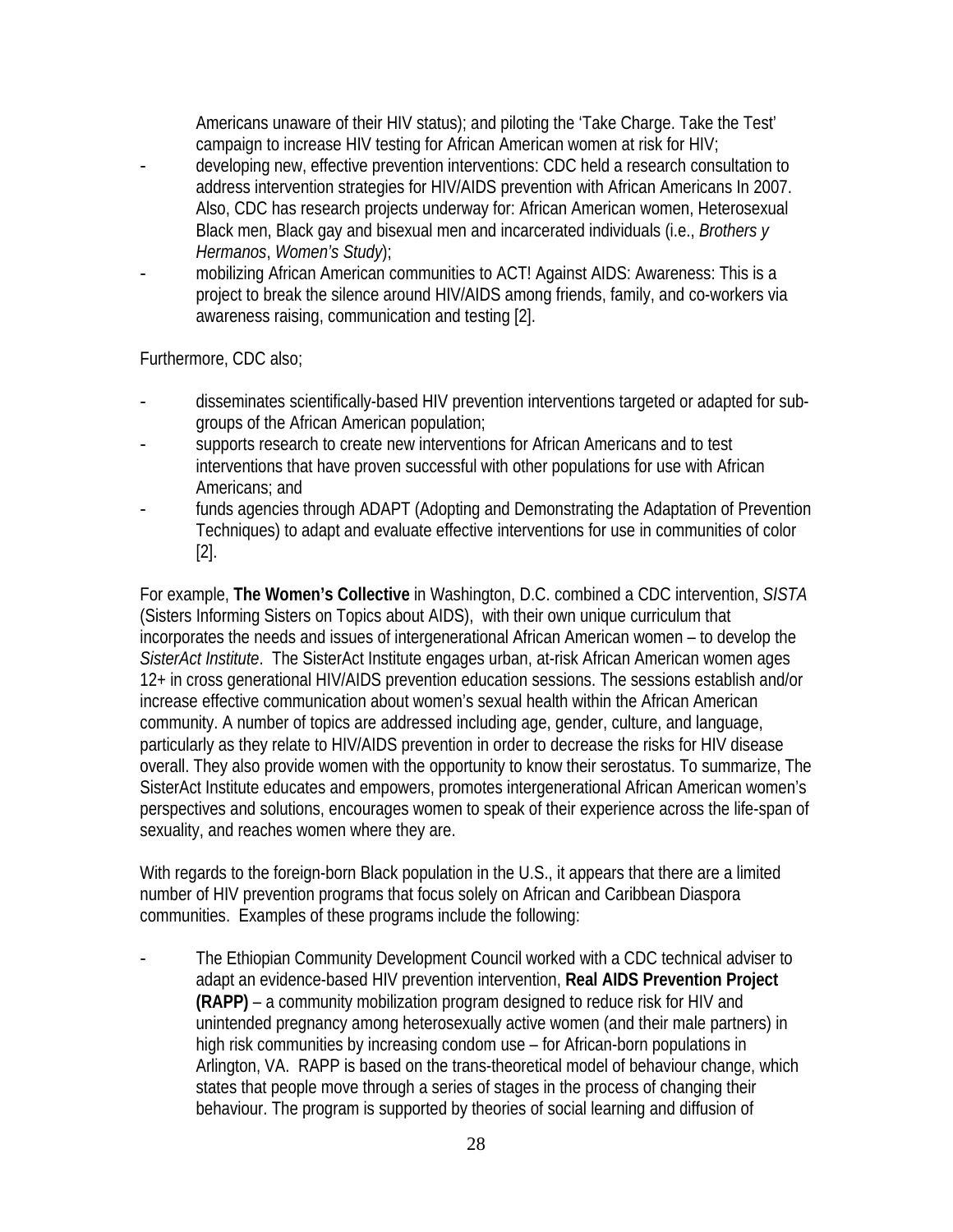Americans unaware of their HIV status); and piloting the 'Take Charge. Take the Test' campaign to increase HIV testing for African American women at risk for HIV;

- developing new, effective prevention interventions: CDC held a research consultation to address intervention strategies for HIV/AIDS prevention with African Americans In 2007. Also, CDC has research projects underway for: African American women, Heterosexual Black men, Black gay and bisexual men and incarcerated individuals (i.e., *Brothers y Hermanos*, *Women's Study*);
- mobilizing African American communities to ACT! Against AIDS: Awareness: This is a project to break the silence around HIV/AIDS among friends, family, and co-workers via awareness raising, communication and testing [2].

Furthermore, CDC also;

- disseminates scientifically-based HIV prevention interventions targeted or adapted for sub-groups of the African American population;
- supports research to create new interventions for African Americans and to test interventions that have proven successful with other populations for use with African Americans; and
- funds agencies through ADAPT (Adopting and Demonstrating the Adaptation of Prevention Techniques) to adapt and evaluate effective interventions for use in communities of color [2].

For example, **The Women's Collective** in Washington, D.C. combined a CDC intervention, *SISTA* (Sisters Informing Sisters on Topics about AIDS), with their own unique curriculum that incorporates the needs and issues of intergenerational African American women – to develop the *SisterAct Institute*. The SisterAct Institute engages urban, at-risk African American women ages 12+ in cross generational HIV/AIDS prevention education sessions. The sessions establish and/or increase effective communication about women's sexual health within the African American community. A number of topics are addressed including age, gender, culture, and language, particularly as they relate to HIV/AIDS prevention in order to decrease the risks for HIV disease overall. They also provide women with the opportunity to know their serostatus. To summarize, The SisterAct Institute educates and empowers, promotes intergenerational African American women's perspectives and solutions, encourages women to speak of their experience across the life-span of sexuality, and reaches women where they are.

With regards to the foreign-born Black population in the U.S., it appears that there are a limited number of HIV prevention programs that focus solely on African and Caribbean Diaspora communities. Examples of these programs include the following:

- The Ethiopian Community Development Council worked with a CDC technical adviser to adapt an evidence-based HIV prevention intervention, **Real AIDS Prevention Project (RAPP)** – a community mobilization program designed to reduce risk for HIV and unintended pregnancy among heterosexually active women (and their male partners) in high risk communities by increasing condom use – for African-born populations in Arlington, VA. RAPP is based on the trans-theoretical model of behaviour change, which states that people move through a series of stages in the process of changing their behaviour. The program is supported by theories of social learning and diffusion of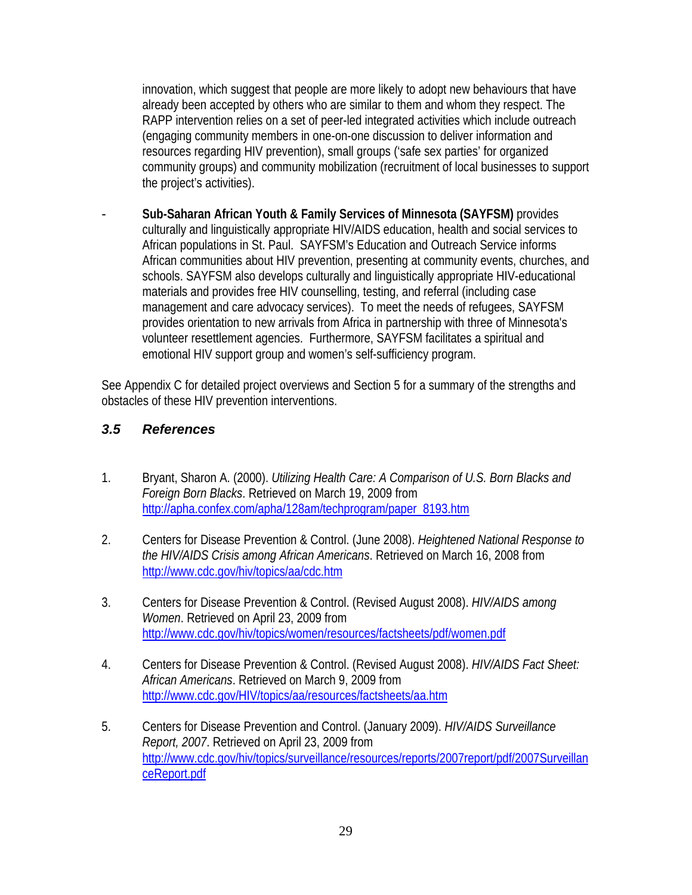innovation, which suggest that people are more likely to adopt new behaviours that have already been accepted by others who are similar to them and whom they respect. The RAPP intervention relies on a set of peer-led integrated activities which include outreach (engaging community members in one-on-one discussion to deliver information and resources regarding HIV prevention), small groups ('safe sex parties' for organized community groups) and community mobilization (recruitment of local businesses to support the project's activities).

- **Sub-Saharan African Youth & Family Services of Minnesota (SAYFSM)** provides culturally and linguistically appropriate HIV/AIDS education, health and social services to African populations in St. Paul. SAYFSM's Education and Outreach Service informs African communities about HIV prevention, presenting at community events, churches, and schools. SAYFSM also develops culturally and linguistically appropriate HIV-educational materials and provides free HIV counselling, testing, and referral (including case management and care advocacy services). To meet the needs of refugees, SAYFSM provides orientation to new arrivals from Africa in partnership with three of Minnesota's volunteer resettlement agencies. Furthermore, SAYFSM facilitates a spiritual and emotional HIV support group and women's self-sufficiency program.

See Appendix C for detailed project overviews and Section 5 for a summary of the strengths and obstacles of these HIV prevention interventions.

### *3.5 References*

1. Bryant, Sharon A. (2000). *Utilizing Health Care: A Comparison of U.S. Born Blacks and Foreign Born Blacks*. Retrieved on March 19, 2009 from http://apha.confex.com/apha/128am/techprogram/paper_8193.htm

2. Centers for Disease Prevention & Control. (June 2008). *Heightened National Response to the HIV/AIDS Crisis among African Americans*. Retrieved on March 16, 2008 from http://www.cdc.gov/hiv/topics/aa/cdc.htm

3. Centers for Disease Prevention & Control. (Revised August 2008). *HIV/AIDS among Women*. Retrieved on April 23, 2009 from http://www.cdc.gov/hiv/topics/women/resources/factsheets/pdf/women.pdf

4. Centers for Disease Prevention & Control. (Revised August 2008). *HIV/AIDS Fact Sheet: African Americans*. Retrieved on March 9, 2009 from http://www.cdc.gov/HIV/topics/aa/resources/factsheets/aa.htm

5. Centers for Disease Prevention and Control. (January 2009). *HIV/AIDS Surveillance Report, 2007*. Retrieved on April 23, 2009 from http://www.cdc.gov/hiv/topics/surveillance/resources/reports/2007report/pdf/2007SurveillanceReport.pdf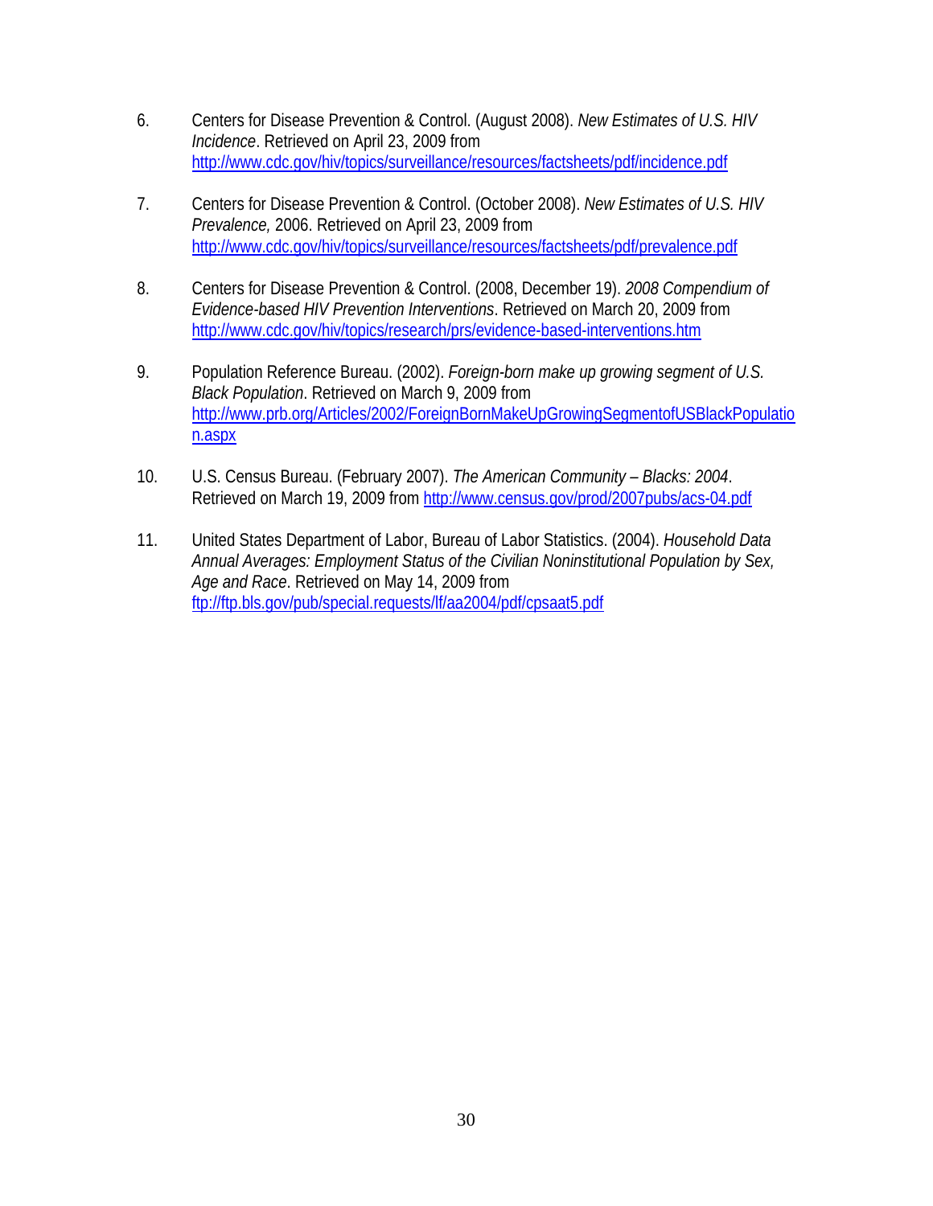6. Centers for Disease Prevention & Control. (August 2008). *New Estimates of U.S. HIV Incidence*. Retrieved on April 23, 2009 from http://www.cdc.gov/hiv/topics/surveillance/resources/factsheets/pdf/incidence.pdf

7. Centers for Disease Prevention & Control. (October 2008). *New Estimates of U.S. HIV Prevalence,* 2006. Retrieved on April 23, 2009 from http://www.cdc.gov/hiv/topics/surveillance/resources/factsheets/pdf/prevalence.pdf

8. Centers for Disease Prevention & Control. (2008, December 19). *2008 Compendium of Evidence-based HIV Prevention Interventions*. Retrieved on March 20, 2009 from http://www.cdc.gov/hiv/topics/research/prs/evidence-based-interventions.htm

9. Population Reference Bureau. (2002). *Foreign-born make up growing segment of U.S. Black Population*. Retrieved on March 9, 2009 from http://www.prb.org/Articles/2002/ForeignBornMakeUpGrowingSegmentofUSBlackPopulation.aspx

10. U.S. Census Bureau. (February 2007). *The American Community – Blacks: 2004*. Retrieved on March 19, 2009 from http://www.census.gov/prod/2007pubs/acs-04.pdf

11. United States Department of Labor, Bureau of Labor Statistics. (2004). *Household Data Annual Averages: Employment Status of the Civilian Noninstitutional Population by Sex, Age and Race*. Retrieved on May 14, 2009 from ftp://ftp.bls.gov/pub/special.requests/lf/aa2004/pdf/cpsaat5.pdf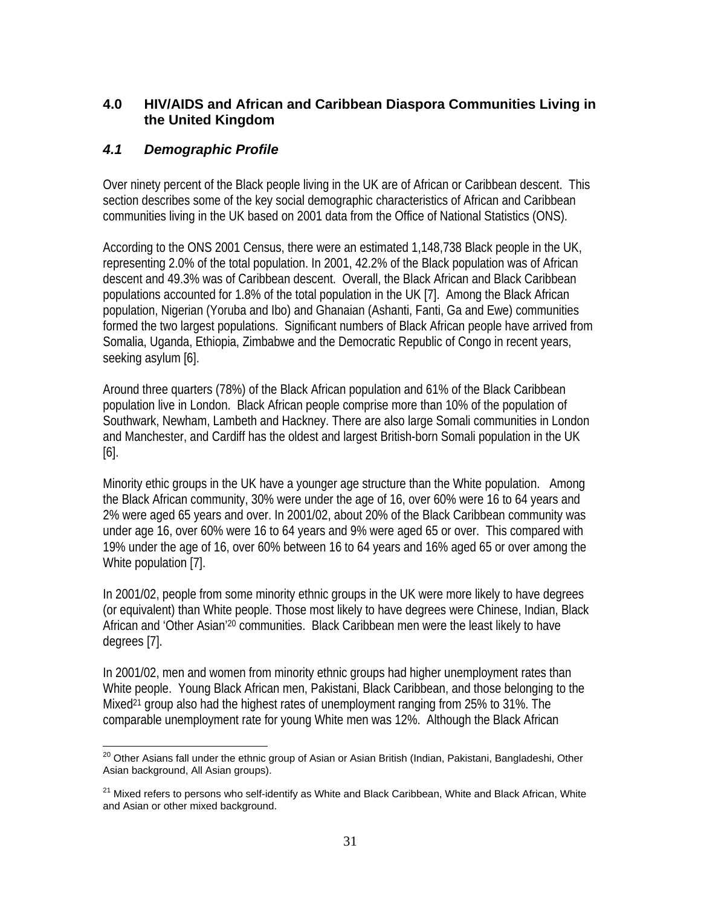## 4.0 HIV/AIDS and African and Caribbean Diaspora Communities Living in the United Kingdom

### *4.1 Demographic Profile*

Over ninety percent of the Black people living in the UK are of African or Caribbean descent. This section describes some of the key social demographic characteristics of African and Caribbean communities living in the UK based on 2001 data from the Office of National Statistics (ONS).

According to the ONS 2001 Census, there were an estimated 1,148,738 Black people in the UK, representing 2.0% of the total population. In 2001, 42.2% of the Black population was of African descent and 49.3% was of Caribbean descent. Overall, the Black African and Black Caribbean populations accounted for 1.8% of the total population in the UK [7]. Among the Black African population, Nigerian (Yoruba and Ibo) and Ghanaian (Ashanti, Fanti, Ga and Ewe) communities formed the two largest populations. Significant numbers of Black African people have arrived from Somalia, Uganda, Ethiopia, Zimbabwe and the Democratic Republic of Congo in recent years, seeking asylum [6].

Around three quarters (78%) of the Black African population and 61% of the Black Caribbean population live in London. Black African people comprise more than 10% of the population of Southwark, Newham, Lambeth and Hackney. There are also large Somali communities in London and Manchester, and Cardiff has the oldest and largest British-born Somali population in the UK [6].

Minority ethic groups in the UK have a younger age structure than the White population. Among the Black African community, 30% were under the age of 16, over 60% were 16 to 64 years and 2% were aged 65 years and over. In 2001/02, about 20% of the Black Caribbean community was under age 16, over 60% were 16 to 64 years and 9% were aged 65 or over. This compared with 19% under the age of 16, over 60% between 16 to 64 years and 16% aged 65 or over among the White population [7].

In 2001/02, people from some minority ethnic groups in the UK were more likely to have degrees (or equivalent) than White people. Those most likely to have degrees were Chinese, Indian, Black African and 'Other Asian'[20] communities. Black Caribbean men were the least likely to have degrees [7].

In 2001/02, men and women from minority ethnic groups had higher unemployment rates than White people. Young Black African men, Pakistani, Black Caribbean, and those belonging to the Mixed[21] group also had the highest rates of unemployment ranging from 25% to 31%. The comparable unemployment rate for young White men was 12%. Although the Black African

---

[20] Other Asians fall under the ethnic group of Asian or Asian British (Indian, Pakistani, Bangladeshi, Other Asian background, All Asian groups).

[21] Mixed refers to persons who self-identify as White and Black Caribbean, White and Black African, White and Asian or other mixed background.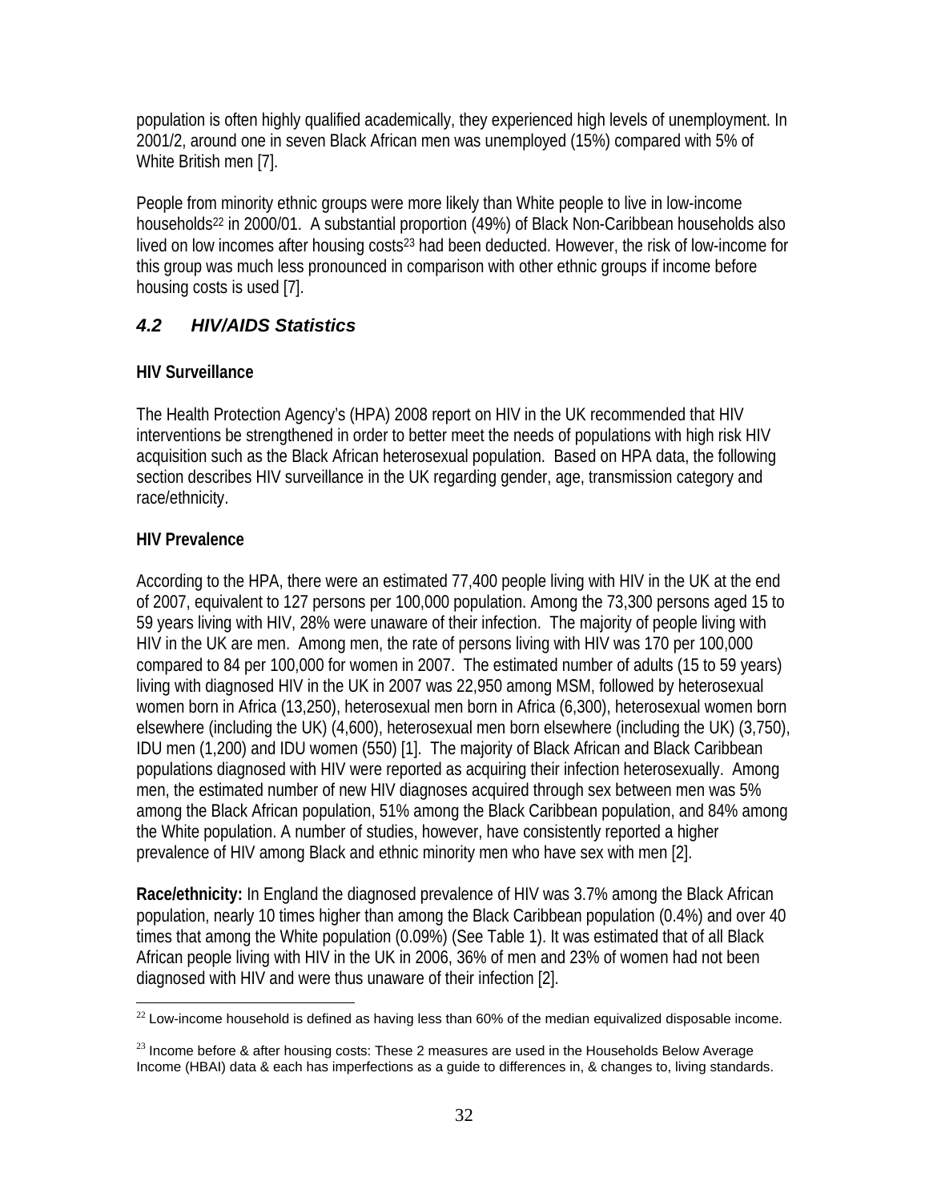population is often highly qualified academically, they experienced high levels of unemployment. In 2001/2, around one in seven Black African men was unemployed (15%) compared with 5% of White British men [7].

People from minority ethnic groups were more likely than White people to live in low-income households[22] in 2000/01. A substantial proportion (49%) of Black Non-Caribbean households also lived on low incomes after housing costs[23] had been deducted. However, the risk of low-income for this group was much less pronounced in comparison with other ethnic groups if income before housing costs is used [7].

## *4.2 HIV/AIDS Statistics*

**HIV Surveillance**

The Health Protection Agency's (HPA) 2008 report on HIV in the UK recommended that HIV interventions be strengthened in order to better meet the needs of populations with high risk HIV acquisition such as the Black African heterosexual population. Based on HPA data, the following section describes HIV surveillance in the UK regarding gender, age, transmission category and race/ethnicity.

**HIV Prevalence**

According to the HPA, there were an estimated 77,400 people living with HIV in the UK at the end of 2007, equivalent to 127 persons per 100,000 population. Among the 73,300 persons aged 15 to 59 years living with HIV, 28% were unaware of their infection. The majority of people living with HIV in the UK are men. Among men, the rate of persons living with HIV was 170 per 100,000 compared to 84 per 100,000 for women in 2007. The estimated number of adults (15 to 59 years) living with diagnosed HIV in the UK in 2007 was 22,950 among MSM, followed by heterosexual women born in Africa (13,250), heterosexual men born in Africa (6,300), heterosexual women born elsewhere (including the UK) (4,600), heterosexual men born elsewhere (including the UK) (3,750), IDU men (1,200) and IDU women (550) [1]. The majority of Black African and Black Caribbean populations diagnosed with HIV were reported as acquiring their infection heterosexually. Among men, the estimated number of new HIV diagnoses acquired through sex between men was 5% among the Black African population, 51% among the Black Caribbean population, and 84% among the White population. A number of studies, however, have consistently reported a higher prevalence of HIV among Black and ethnic minority men who have sex with men [2].

**Race/ethnicity:** In England the diagnosed prevalence of HIV was 3.7% among the Black African population, nearly 10 times higher than among the Black Caribbean population (0.4%) and over 40 times that among the White population (0.09%) (See Table 1). It was estimated that of all Black African people living with HIV in the UK in 2006, 36% of men and 23% of women had not been diagnosed with HIV and were thus unaware of their infection [2].

---

[22] Low-income household is defined as having less than 60% of the median equivalized disposable income.

[23] Income before & after housing costs: These 2 measures are used in the Households Below Average Income (HBAI) data & each has imperfections as a guide to differences in, & changes to, living standards.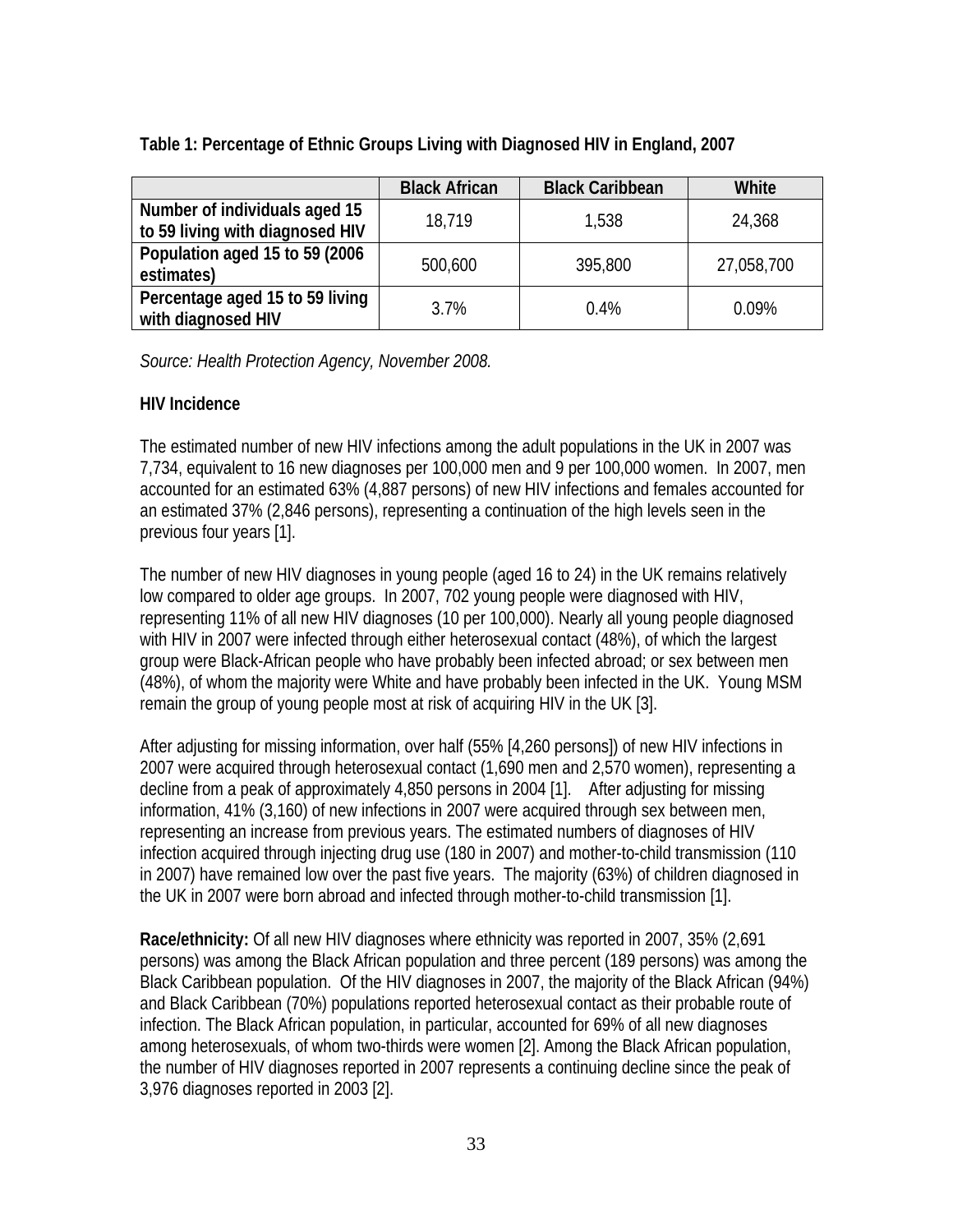**Table 1: Percentage of Ethnic Groups Living with Diagnosed HIV in England, 2007**

| | Black African | Black Caribbean | White |
|---|---|---|---|
| **Number of individuals aged 15 to 59 living with diagnosed HIV** | 18,719 | 1,538 | 24,368 |
| **Population aged 15 to 59 (2006 estimates)** | 500,600 | 395,800 | 27,058,700 |
| **Percentage aged 15 to 59 living with diagnosed HIV** | 3.7% | 0.4% | 0.09% |

*Source: Health Protection Agency, November 2008.*

**HIV Incidence**

The estimated number of new HIV infections among the adult populations in the UK in 2007 was 7,734, equivalent to 16 new diagnoses per 100,000 men and 9 per 100,000 women. In 2007, men accounted for an estimated 63% (4,887 persons) of new HIV infections and females accounted for an estimated 37% (2,846 persons), representing a continuation of the high levels seen in the previous four years [1].

The number of new HIV diagnoses in young people (aged 16 to 24) in the UK remains relatively low compared to older age groups. In 2007, 702 young people were diagnosed with HIV, representing 11% of all new HIV diagnoses (10 per 100,000). Nearly all young people diagnosed with HIV in 2007 were infected through either heterosexual contact (48%), of which the largest group were Black-African people who have probably been infected abroad; or sex between men (48%), of whom the majority were White and have probably been infected in the UK. Young MSM remain the group of young people most at risk of acquiring HIV in the UK [3].

After adjusting for missing information, over half (55% [4,260 persons]) of new HIV infections in 2007 were acquired through heterosexual contact (1,690 men and 2,570 women), representing a decline from a peak of approximately 4,850 persons in 2004 [1]. After adjusting for missing information, 41% (3,160) of new infections in 2007 were acquired through sex between men, representing an increase from previous years. The estimated numbers of diagnoses of HIV infection acquired through injecting drug use (180 in 2007) and mother-to-child transmission (110 in 2007) have remained low over the past five years. The majority (63%) of children diagnosed in the UK in 2007 were born abroad and infected through mother-to-child transmission [1].

**Race/ethnicity:** Of all new HIV diagnoses where ethnicity was reported in 2007, 35% (2,691 persons) was among the Black African population and three percent (189 persons) was among the Black Caribbean population. Of the HIV diagnoses in 2007, the majority of the Black African (94%) and Black Caribbean (70%) populations reported heterosexual contact as their probable route of infection. The Black African population, in particular, accounted for 69% of all new diagnoses among heterosexuals, of whom two-thirds were women [2]. Among the Black African population, the number of HIV diagnoses reported in 2007 represents a continuing decline since the peak of 3,976 diagnoses reported in 2003 [2].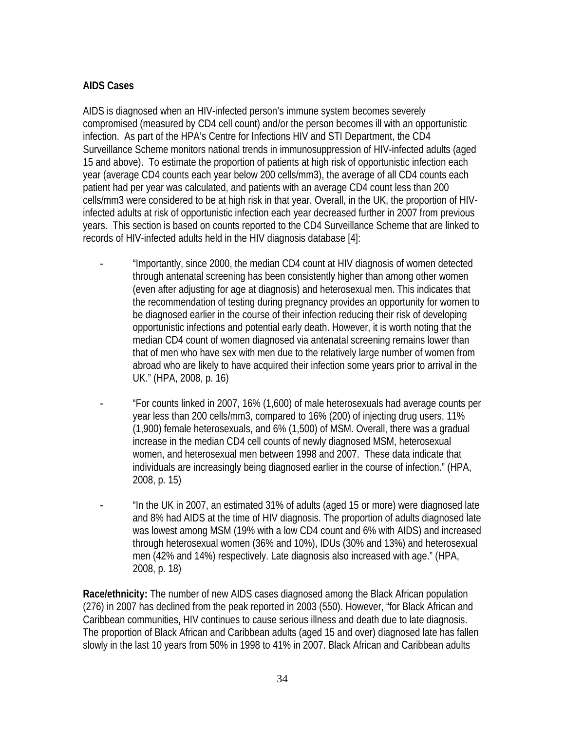**AIDS Cases**

AIDS is diagnosed when an HIV-infected person's immune system becomes severely compromised (measured by CD4 cell count) and/or the person becomes ill with an opportunistic infection. As part of the HPA's Centre for Infections HIV and STI Department, the CD4 Surveillance Scheme monitors national trends in immunosuppression of HIV-infected adults (aged 15 and above). To estimate the proportion of patients at high risk of opportunistic infection each year (average CD4 counts each year below 200 cells/mm3), the average of all CD4 counts each patient had per year was calculated, and patients with an average CD4 count less than 200 cells/mm3 were considered to be at high risk in that year. Overall, in the UK, the proportion of HIV-infected adults at risk of opportunistic infection each year decreased further in 2007 from previous years. This section is based on counts reported to the CD4 Surveillance Scheme that are linked to records of HIV-infected adults held in the HIV diagnosis database [4]:

- "Importantly, since 2000, the median CD4 count at HIV diagnosis of women detected through antenatal screening has been consistently higher than among other women (even after adjusting for age at diagnosis) and heterosexual men. This indicates that the recommendation of testing during pregnancy provides an opportunity for women to be diagnosed earlier in the course of their infection reducing their risk of developing opportunistic infections and potential early death. However, it is worth noting that the median CD4 count of women diagnosed via antenatal screening remains lower than that of men who have sex with men due to the relatively large number of women from abroad who are likely to have acquired their infection some years prior to arrival in the UK." (HPA, 2008, p. 16)

- "For counts linked in 2007, 16% (1,600) of male heterosexuals had average counts per year less than 200 cells/mm3, compared to 16% (200) of injecting drug users, 11% (1,900) female heterosexuals, and 6% (1,500) of MSM. Overall, there was a gradual increase in the median CD4 cell counts of newly diagnosed MSM, heterosexual women, and heterosexual men between 1998 and 2007. These data indicate that individuals are increasingly being diagnosed earlier in the course of infection." (HPA, 2008, p. 15)

- "In the UK in 2007, an estimated 31% of adults (aged 15 or more) were diagnosed late and 8% had AIDS at the time of HIV diagnosis. The proportion of adults diagnosed late was lowest among MSM (19% with a low CD4 count and 6% with AIDS) and increased through heterosexual women (36% and 10%), IDUs (30% and 13%) and heterosexual men (42% and 14%) respectively. Late diagnosis also increased with age." (HPA, 2008, p. 18)

**Race/ethnicity:** The number of new AIDS cases diagnosed among the Black African population (276) in 2007 has declined from the peak reported in 2003 (550). However, "for Black African and Caribbean communities, HIV continues to cause serious illness and death due to late diagnosis. The proportion of Black African and Caribbean adults (aged 15 and over) diagnosed late has fallen slowly in the last 10 years from 50% in 1998 to 41% in 2007. Black African and Caribbean adults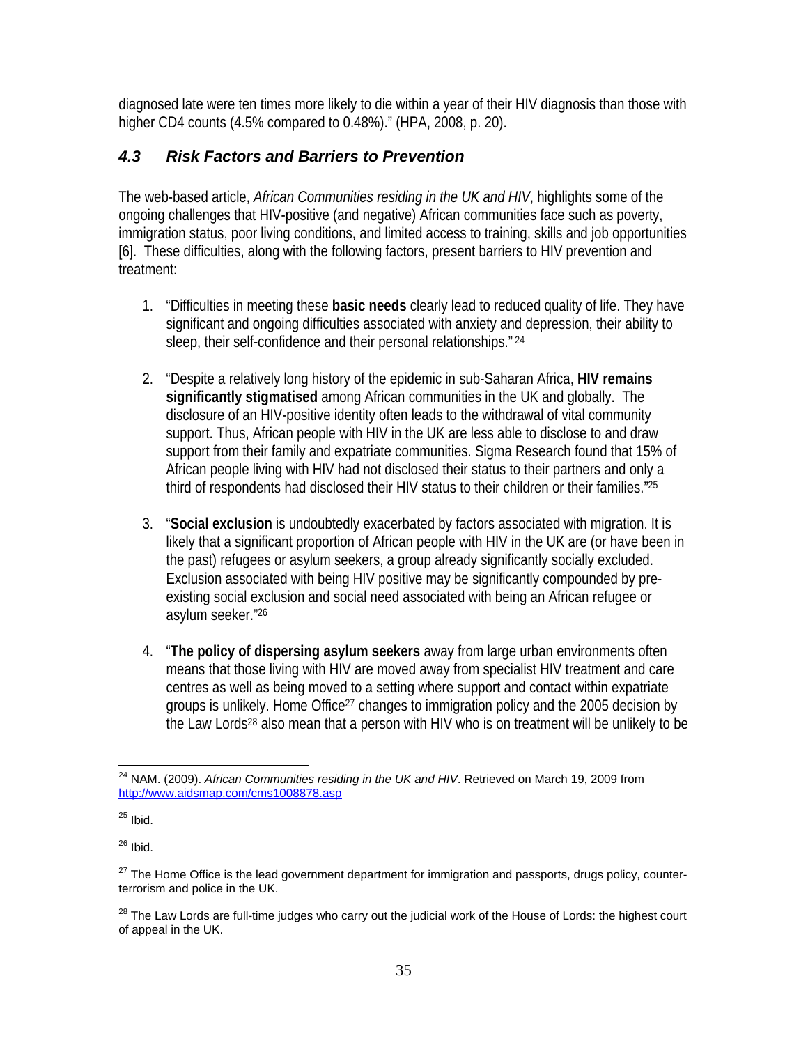diagnosed late were ten times more likely to die within a year of their HIV diagnosis than those with higher CD4 counts (4.5% compared to 0.48%)." (HPA, 2008, p. 20).

### *4.3 Risk Factors and Barriers to Prevention*

The web-based article, *African Communities residing in the UK and HIV*, highlights some of the ongoing challenges that HIV-positive (and negative) African communities face such as poverty, immigration status, poor living conditions, and limited access to training, skills and job opportunities [6]. These difficulties, along with the following factors, present barriers to HIV prevention and treatment:

1. "Difficulties in meeting these **basic needs** clearly lead to reduced quality of life. They have significant and ongoing difficulties associated with anxiety and depression, their ability to sleep, their self-confidence and their personal relationships." [24]

2. "Despite a relatively long history of the epidemic in sub-Saharan Africa, **HIV remains significantly stigmatised** among African communities in the UK and globally. The disclosure of an HIV-positive identity often leads to the withdrawal of vital community support. Thus, African people with HIV in the UK are less able to disclose to and draw support from their family and expatriate communities. Sigma Research found that 15% of African people living with HIV had not disclosed their status to their partners and only a third of respondents had disclosed their HIV status to their children or their families."[25]

3. "**Social exclusion** is undoubtedly exacerbated by factors associated with migration. It is likely that a significant proportion of African people with HIV in the UK are (or have been in the past) refugees or asylum seekers, a group already significantly socially excluded. Exclusion associated with being HIV positive may be significantly compounded by pre-existing social exclusion and social need associated with being an African refugee or asylum seeker."[26]

4. "**The policy of dispersing asylum seekers** away from large urban environments often means that those living with HIV are moved away from specialist HIV treatment and care centres as well as being moved to a setting where support and contact within expatriate groups is unlikely. Home Office[27] changes to immigration policy and the 2005 decision by the Law Lords[28] also mean that a person with HIV who is on treatment will be unlikely to be

---

[24] NAM. (2009). *African Communities residing in the UK and HIV*. Retrieved on March 19, 2009 from http://www.aidsmap.com/cms1008878.asp

[25] Ibid.

[26] Ibid.

[27] The Home Office is the lead government department for immigration and passports, drugs policy, counter-terrorism and police in the UK.

[28] The Law Lords are full-time judges who carry out the judicial work of the House of Lords: the highest court of appeal in the UK.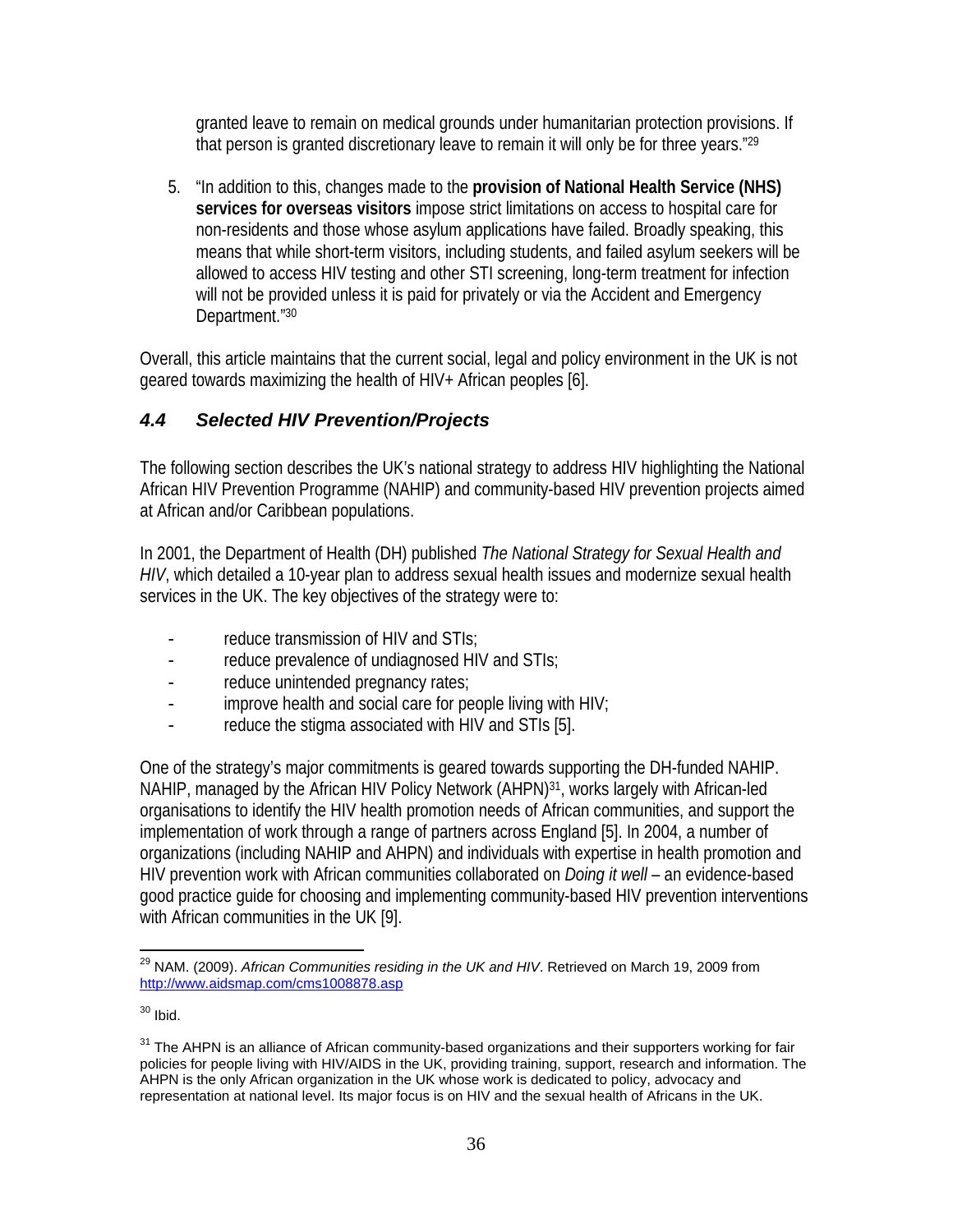granted leave to remain on medical grounds under humanitarian protection provisions. If that person is granted discretionary leave to remain it will only be for three years."[29]

5. "In addition to this, changes made to the **provision of National Health Service (NHS) services for overseas visitors** impose strict limitations on access to hospital care for non-residents and those whose asylum applications have failed. Broadly speaking, this means that while short-term visitors, including students, and failed asylum seekers will be allowed to access HIV testing and other STI screening, long-term treatment for infection will not be provided unless it is paid for privately or via the Accident and Emergency Department."[30]

Overall, this article maintains that the current social, legal and policy environment in the UK is not geared towards maximizing the health of HIV+ African peoples [6].

### *4.4 Selected HIV Prevention/Projects*

The following section describes the UK's national strategy to address HIV highlighting the National African HIV Prevention Programme (NAHIP) and community-based HIV prevention projects aimed at African and/or Caribbean populations.

In 2001, the Department of Health (DH) published *The National Strategy for Sexual Health and HIV*, which detailed a 10-year plan to address sexual health issues and modernize sexual health services in the UK. The key objectives of the strategy were to:

- reduce transmission of HIV and STIs;
- reduce prevalence of undiagnosed HIV and STIs;
- reduce unintended pregnancy rates;
- improve health and social care for people living with HIV;
- reduce the stigma associated with HIV and STIs [5].

One of the strategy's major commitments is geared towards supporting the DH-funded NAHIP. NAHIP, managed by the African HIV Policy Network (AHPN)[31], works largely with African-led organisations to identify the HIV health promotion needs of African communities, and support the implementation of work through a range of partners across England [5]. In 2004, a number of organizations (including NAHIP and AHPN) and individuals with expertise in health promotion and HIV prevention work with African communities collaborated on *Doing it well* – an evidence-based good practice guide for choosing and implementing community-based HIV prevention interventions with African communities in the UK [9].

---

[29] NAM. (2009). *African Communities residing in the UK and HIV*. Retrieved on March 19, 2009 from http://www.aidsmap.com/cms1008878.asp

[30] Ibid.

[31] The AHPN is an alliance of African community-based organizations and their supporters working for fair policies for people living with HIV/AIDS in the UK, providing training, support, research and information. The AHPN is the only African organization in the UK whose work is dedicated to policy, advocacy and representation at national level. Its major focus is on HIV and the sexual health of Africans in the UK.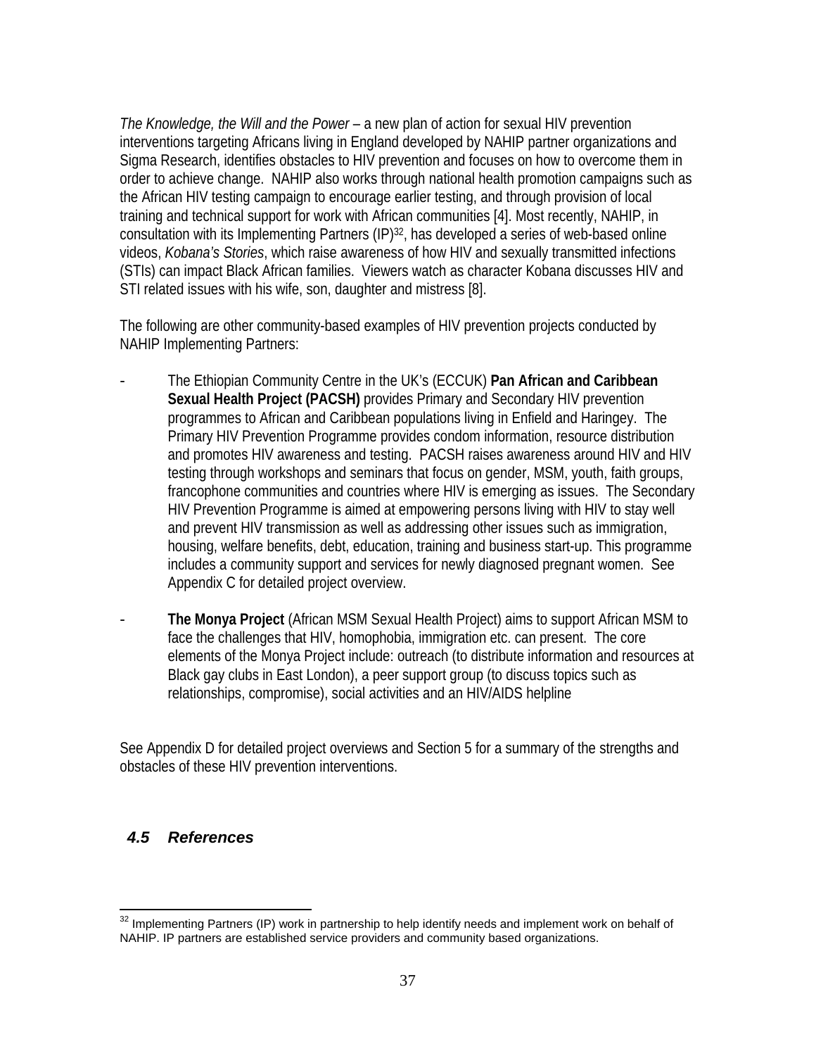*The Knowledge, the Will and the Power* – a new plan of action for sexual HIV prevention interventions targeting Africans living in England developed by NAHIP partner organizations and Sigma Research, identifies obstacles to HIV prevention and focuses on how to overcome them in order to achieve change. NAHIP also works through national health promotion campaigns such as the African HIV testing campaign to encourage earlier testing, and through provision of local training and technical support for work with African communities [4]. Most recently, NAHIP, in consultation with its Implementing Partners (IP)[32], has developed a series of web-based online videos, *Kobana's Stories*, which raise awareness of how HIV and sexually transmitted infections (STIs) can impact Black African families. Viewers watch as character Kobana discusses HIV and STI related issues with his wife, son, daughter and mistress [8].

The following are other community-based examples of HIV prevention projects conducted by NAHIP Implementing Partners:

- The Ethiopian Community Centre in the UK's (ECCUK) **Pan African and Caribbean Sexual Health Project (PACSH)** provides Primary and Secondary HIV prevention programmes to African and Caribbean populations living in Enfield and Haringey. The Primary HIV Prevention Programme provides condom information, resource distribution and promotes HIV awareness and testing. PACSH raises awareness around HIV and HIV testing through workshops and seminars that focus on gender, MSM, youth, faith groups, francophone communities and countries where HIV is emerging as issues. The Secondary HIV Prevention Programme is aimed at empowering persons living with HIV to stay well and prevent HIV transmission as well as addressing other issues such as immigration, housing, welfare benefits, debt, education, training and business start-up. This programme includes a community support and services for newly diagnosed pregnant women. See Appendix C for detailed project overview.

- **The Monya Project** (African MSM Sexual Health Project) aims to support African MSM to face the challenges that HIV, homophobia, immigration etc. can present. The core elements of the Monya Project include: outreach (to distribute information and resources at Black gay clubs in East London), a peer support group (to discuss topics such as relationships, compromise), social activities and an HIV/AIDS helpline

See Appendix D for detailed project overviews and Section 5 for a summary of the strengths and obstacles of these HIV prevention interventions.

### *4.5 References*

[32] Implementing Partners (IP) work in partnership to help identify needs and implement work on behalf of NAHIP. IP partners are established service providers and community based organizations.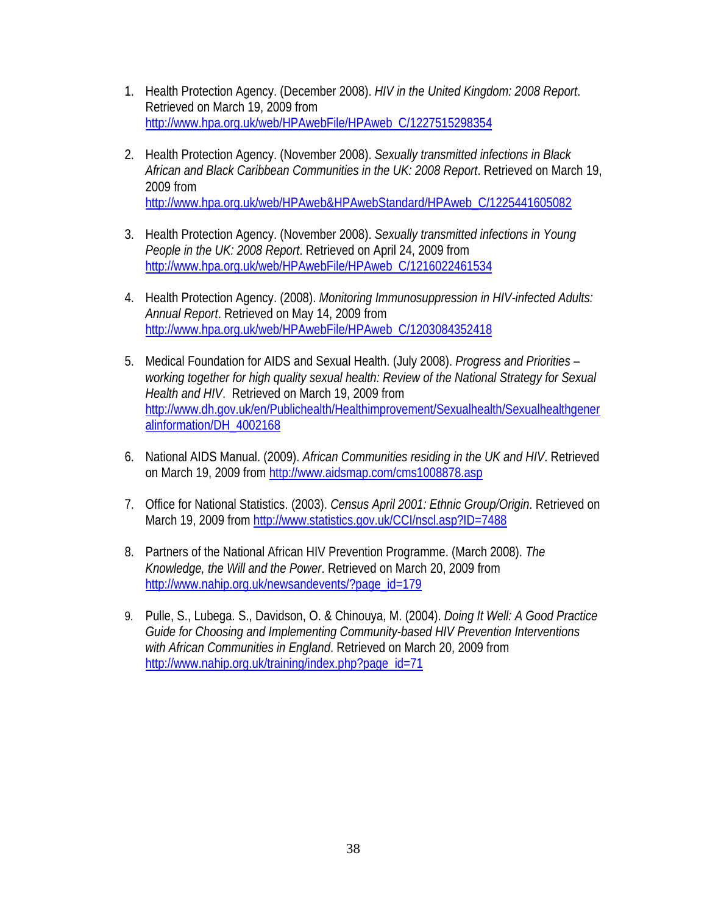1. Health Protection Agency. (December 2008). *HIV in the United Kingdom: 2008 Report*. Retrieved on March 19, 2009 from http://www.hpa.org.uk/web/HPAwebFile/HPAweb_C/1227515298354

2. Health Protection Agency. (November 2008). *Sexually transmitted infections in Black African and Black Caribbean Communities in the UK: 2008 Report*. Retrieved on March 19, 2009 from http://www.hpa.org.uk/web/HPAweb&HPAwebStandard/HPAweb_C/1225441605082

3. Health Protection Agency. (November 2008). *Sexually transmitted infections in Young People in the UK: 2008 Report*. Retrieved on April 24, 2009 from http://www.hpa.org.uk/web/HPAwebFile/HPAweb_C/1216022461534

4. Health Protection Agency. (2008). *Monitoring Immunosuppression in HIV-infected Adults: Annual Report*. Retrieved on May 14, 2009 from http://www.hpa.org.uk/web/HPAwebFile/HPAweb_C/1203084352418

5. Medical Foundation for AIDS and Sexual Health. (July 2008). *Progress and Priorities – working together for high quality sexual health: Review of the National Strategy for Sexual Health and HIV*. Retrieved on March 19, 2009 from http://www.dh.gov.uk/en/Publichealth/Healthimprovement/Sexualhealth/Sexualhealthgeneralinformation/DH_4002168

6. National AIDS Manual. (2009). *African Communities residing in the UK and HIV*. Retrieved on March 19, 2009 from http://www.aidsmap.com/cms1008878.asp

7. Office for National Statistics. (2003). *Census April 2001: Ethnic Group/Origin*. Retrieved on March 19, 2009 from http://www.statistics.gov.uk/CCI/nscl.asp?ID=7488

8. Partners of the National African HIV Prevention Programme. (March 2008). *The Knowledge, the Will and the Power*. Retrieved on March 20, 2009 from http://www.nahip.org.uk/newsandevents/?page_id=179

9. Pulle, S., Lubega. S., Davidson, O. & Chinouya, M. (2004). *Doing It Well: A Good Practice Guide for Choosing and Implementing Community-based HIV Prevention Interventions with African Communities in England*. Retrieved on March 20, 2009 from http://www.nahip.org.uk/training/index.php?page_id=71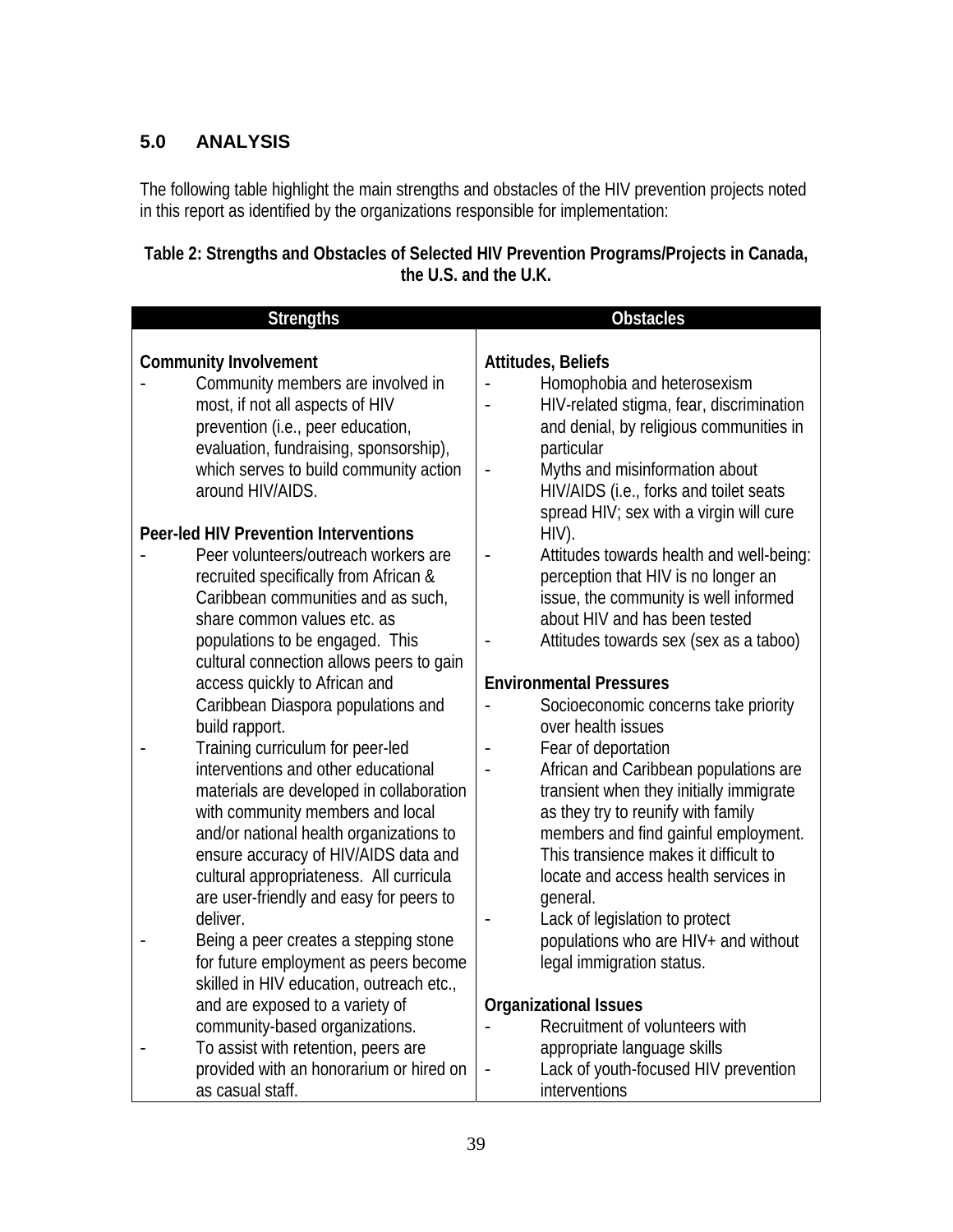## 5.0 ANALYSIS

The following table highlight the main strengths and obstacles of the HIV prevention projects noted in this report as identified by the organizations responsible for implementation:

**Table 2: Strengths and Obstacles of Selected HIV Prevention Programs/Projects in Canada, the U.S. and the U.K.**

| Strengths | Obstacles |
|---|---|
| **Community Involvement**<br>- Community members are involved in most, if not all aspects of HIV prevention (i.e., peer education, evaluation, fundraising, sponsorship), which serves to build community action around HIV/AIDS.<br><br>**Peer-led HIV Prevention Interventions**<br>- Peer volunteers/outreach workers are recruited specifically from African & Caribbean communities and as such, share common values etc. as populations to be engaged. This cultural connection allows peers to gain access quickly to African and Caribbean Diaspora populations and build rapport.<br>- Training curriculum for peer-led interventions and other educational materials are developed in collaboration with community members and local and/or national health organizations to ensure accuracy of HIV/AIDS data and cultural appropriateness. All curricula are user-friendly and easy for peers to deliver.<br>- Being a peer creates a stepping stone for future employment as peers become skilled in HIV education, outreach etc., and are exposed to a variety of community-based organizations.<br>- To assist with retention, peers are provided with an honorarium or hired on as casual staff. | **Attitudes, Beliefs**<br>- Homophobia and heterosexism<br>- HIV-related stigma, fear, discrimination and denial, by religious communities in particular<br>- Myths and misinformation about HIV/AIDS (i.e., forks and toilet seats spread HIV; sex with a virgin will cure HIV).<br>- Attitudes towards health and well-being: perception that HIV is no longer an issue, the community is well informed about HIV and has been tested<br>- Attitudes towards sex (sex as a taboo)<br><br>**Environmental Pressures**<br>- Socioeconomic concerns take priority over health issues<br>- Fear of deportation<br>- African and Caribbean populations are transient when they initially immigrate as they try to reunify with family members and find gainful employment. This transience makes it difficult to locate and access health services in general.<br>- Lack of legislation to protect populations who are HIV+ and without legal immigration status.<br><br>**Organizational Issues**<br>- Recruitment of volunteers with appropriate language skills<br>- Lack of youth-focused HIV prevention interventions |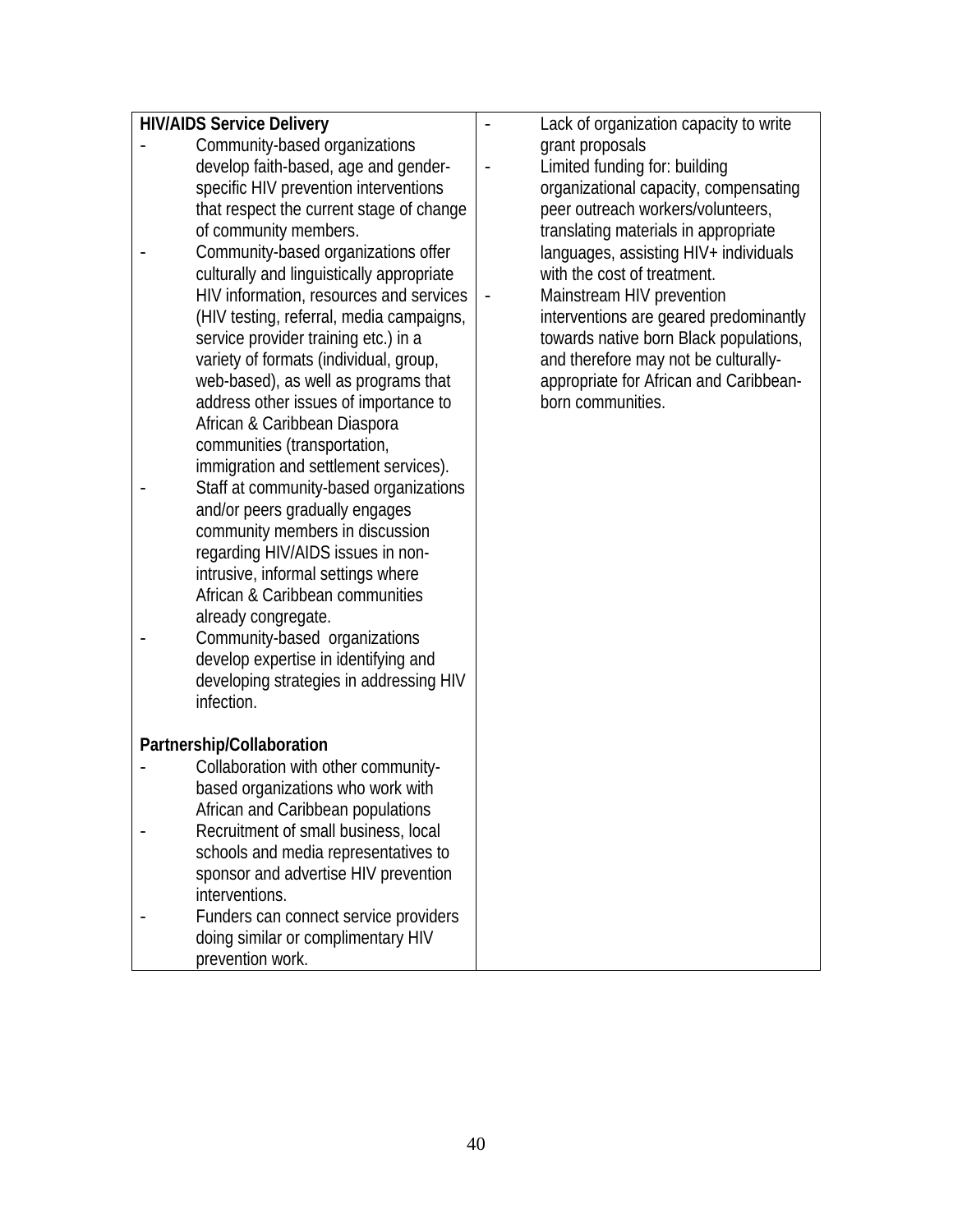| | |
|---|---|
| **HIV/AIDS Service Delivery**<br>- Community-based organizations develop faith-based, age and gender-specific HIV prevention interventions that respect the current stage of change of community members.<br>- Community-based organizations offer culturally and linguistically appropriate HIV information, resources and services (HIV testing, referral, media campaigns, service provider training etc.) in a variety of formats (individual, group, web-based), as well as programs that address other issues of importance to African & Caribbean Diaspora communities (transportation, immigration and settlement services).<br>- Staff at community-based organizations and/or peers gradually engages community members in discussion regarding HIV/AIDS issues in non-intrusive, informal settings where African & Caribbean communities already congregate.<br>- Community-based organizations develop expertise in identifying and developing strategies in addressing HIV infection.<br><br>**Partnership/Collaboration**<br>- Collaboration with other community-based organizations who work with African and Caribbean populations<br>- Recruitment of small business, local schools and media representatives to sponsor and advertise HIV prevention interventions.<br>- Funders can connect service providers doing similar or complimentary HIV prevention work. | - Lack of organization capacity to write grant proposals<br>- Limited funding for: building organizational capacity, compensating peer outreach workers/volunteers, translating materials in appropriate languages, assisting HIV+ individuals with the cost of treatment.<br>- Mainstream HIV prevention interventions are geared predominantly towards native born Black populations, and therefore may not be culturally-appropriate for African and Caribbean-born communities. |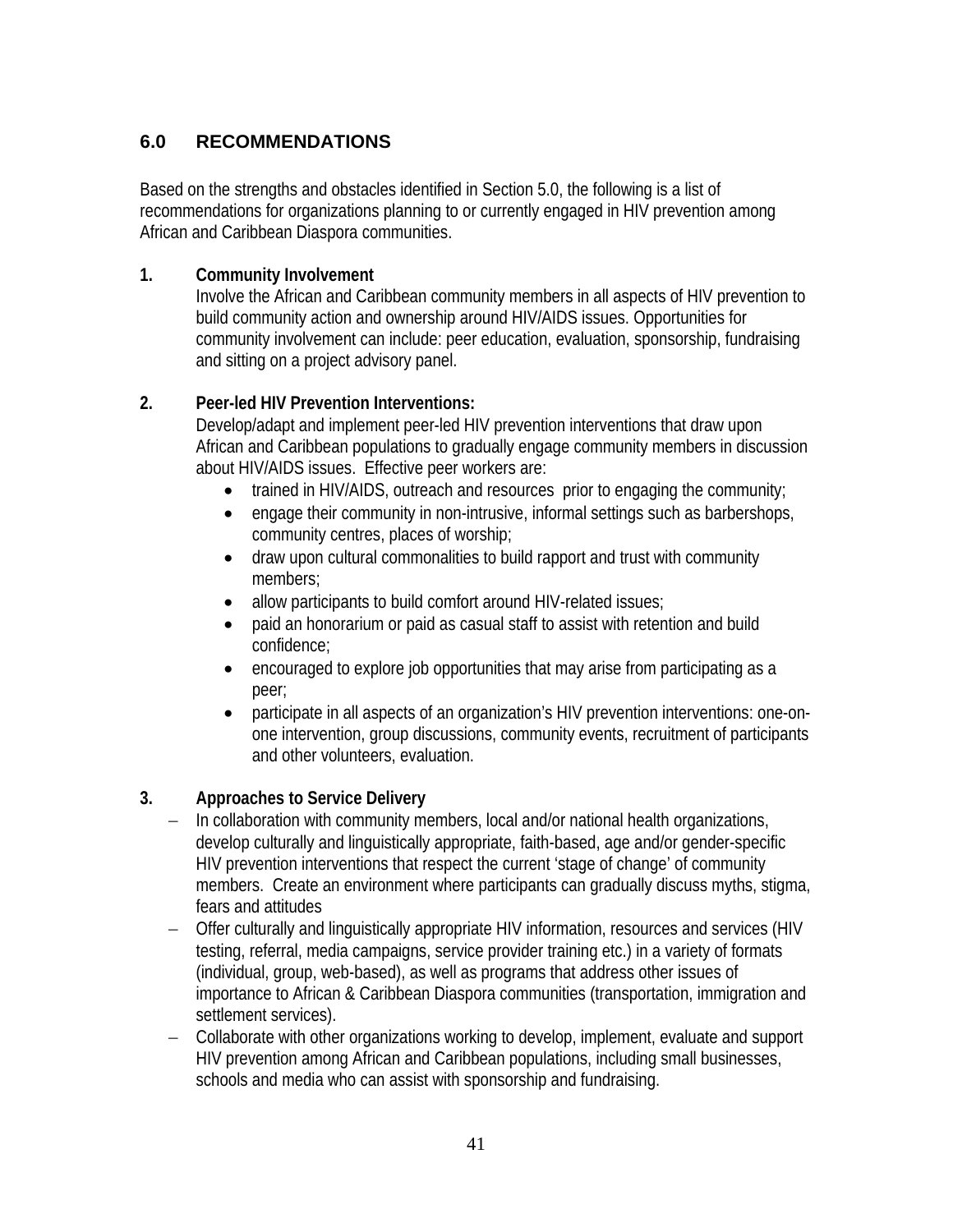## 6.0 RECOMMENDATIONS

Based on the strengths and obstacles identified in Section 5.0, the following is a list of recommendations for organizations planning to or currently engaged in HIV prevention among African and Caribbean Diaspora communities.

1. **Community Involvement**
   Involve the African and Caribbean community members in all aspects of HIV prevention to build community action and ownership around HIV/AIDS issues. Opportunities for community involvement can include: peer education, evaluation, sponsorship, fundraising and sitting on a project advisory panel.

2. **Peer-led HIV Prevention Interventions:**
   Develop/adapt and implement peer-led HIV prevention interventions that draw upon African and Caribbean populations to gradually engage community members in discussion about HIV/AIDS issues. Effective peer workers are:
   - trained in HIV/AIDS, outreach and resources prior to engaging the community;
   - engage their community in non-intrusive, informal settings such as barbershops, community centres, places of worship;
   - draw upon cultural commonalities to build rapport and trust with community members;
   - allow participants to build comfort around HIV-related issues;
   - paid an honorarium or paid as casual staff to assist with retention and build confidence;
   - encouraged to explore job opportunities that may arise from participating as a peer;
   - participate in all aspects of an organization's HIV prevention interventions: one-on-one intervention, group discussions, community events, recruitment of participants and other volunteers, evaluation.

3. **Approaches to Service Delivery**
   - In collaboration with community members, local and/or national health organizations, develop culturally and linguistically appropriate, faith-based, age and/or gender-specific HIV prevention interventions that respect the current 'stage of change' of community members. Create an environment where participants can gradually discuss myths, stigma, fears and attitudes
   - Offer culturally and linguistically appropriate HIV information, resources and services (HIV testing, referral, media campaigns, service provider training etc.) in a variety of formats (individual, group, web-based), as well as programs that address other issues of importance to African & Caribbean Diaspora communities (transportation, immigration and settlement services).
   - Collaborate with other organizations working to develop, implement, evaluate and support HIV prevention among African and Caribbean populations, including small businesses, schools and media who can assist with sponsorship and fundraising.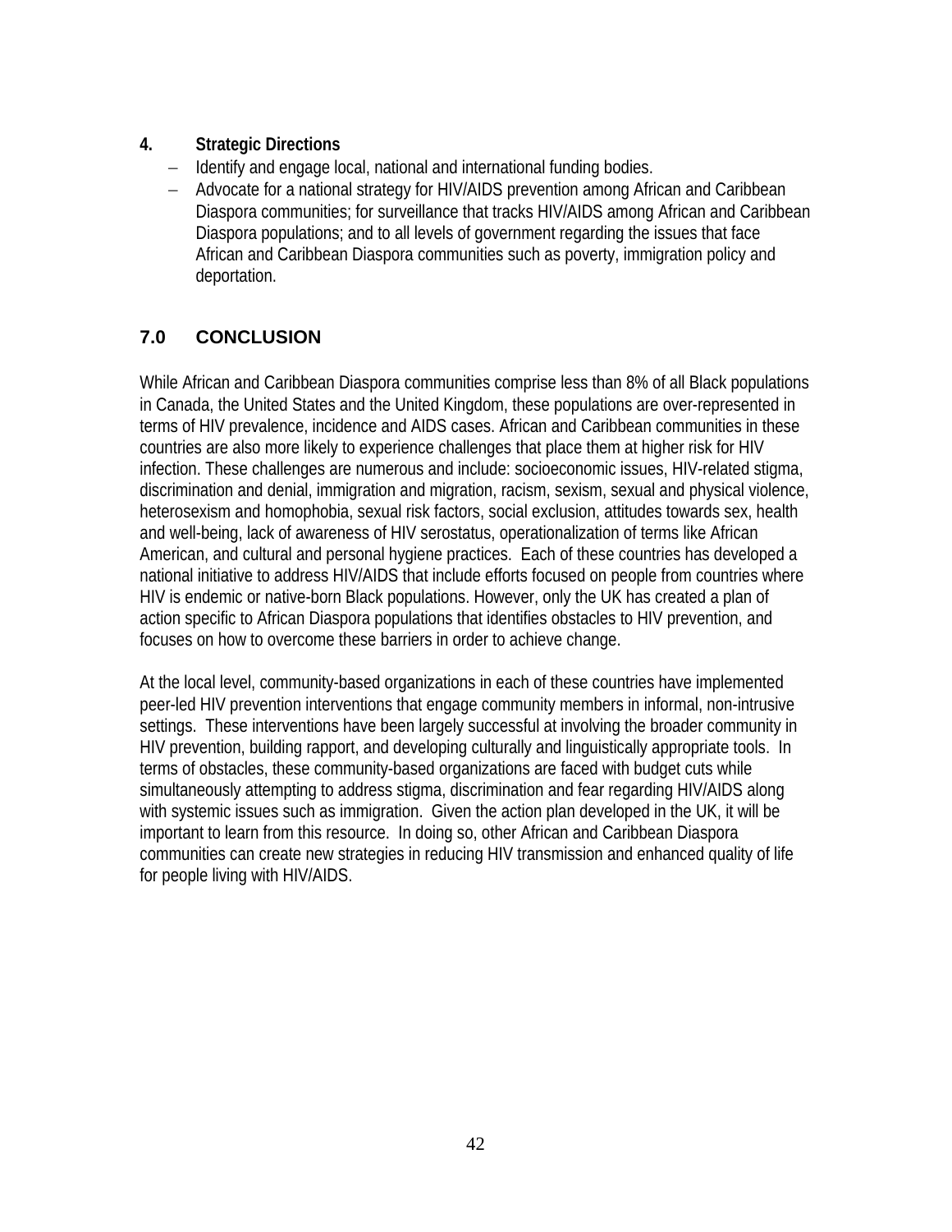4. **Strategic Directions**
   - Identify and engage local, national and international funding bodies.
   - Advocate for a national strategy for HIV/AIDS prevention among African and Caribbean Diaspora communities; for surveillance that tracks HIV/AIDS among African and Caribbean Diaspora populations; and to all levels of government regarding the issues that face African and Caribbean Diaspora communities such as poverty, immigration policy and deportation.

## 7.0 CONCLUSION

While African and Caribbean Diaspora communities comprise less than 8% of all Black populations in Canada, the United States and the United Kingdom, these populations are over-represented in terms of HIV prevalence, incidence and AIDS cases. African and Caribbean communities in these countries are also more likely to experience challenges that place them at higher risk for HIV infection. These challenges are numerous and include: socioeconomic issues, HIV-related stigma, discrimination and denial, immigration and migration, racism, sexism, sexual and physical violence, heterosexism and homophobia, sexual risk factors, social exclusion, attitudes towards sex, health and well-being, lack of awareness of HIV serostatus, operationalization of terms like African American, and cultural and personal hygiene practices. Each of these countries has developed a national initiative to address HIV/AIDS that include efforts focused on people from countries where HIV is endemic or native-born Black populations. However, only the UK has created a plan of action specific to African Diaspora populations that identifies obstacles to HIV prevention, and focuses on how to overcome these barriers in order to achieve change.

At the local level, community-based organizations in each of these countries have implemented peer-led HIV prevention interventions that engage community members in informal, non-intrusive settings. These interventions have been largely successful at involving the broader community in HIV prevention, building rapport, and developing culturally and linguistically appropriate tools. In terms of obstacles, these community-based organizations are faced with budget cuts while simultaneously attempting to address stigma, discrimination and fear regarding HIV/AIDS along with systemic issues such as immigration. Given the action plan developed in the UK, it will be important to learn from this resource. In doing so, other African and Caribbean Diaspora communities can create new strategies in reducing HIV transmission and enhanced quality of life for people living with HIV/AIDS.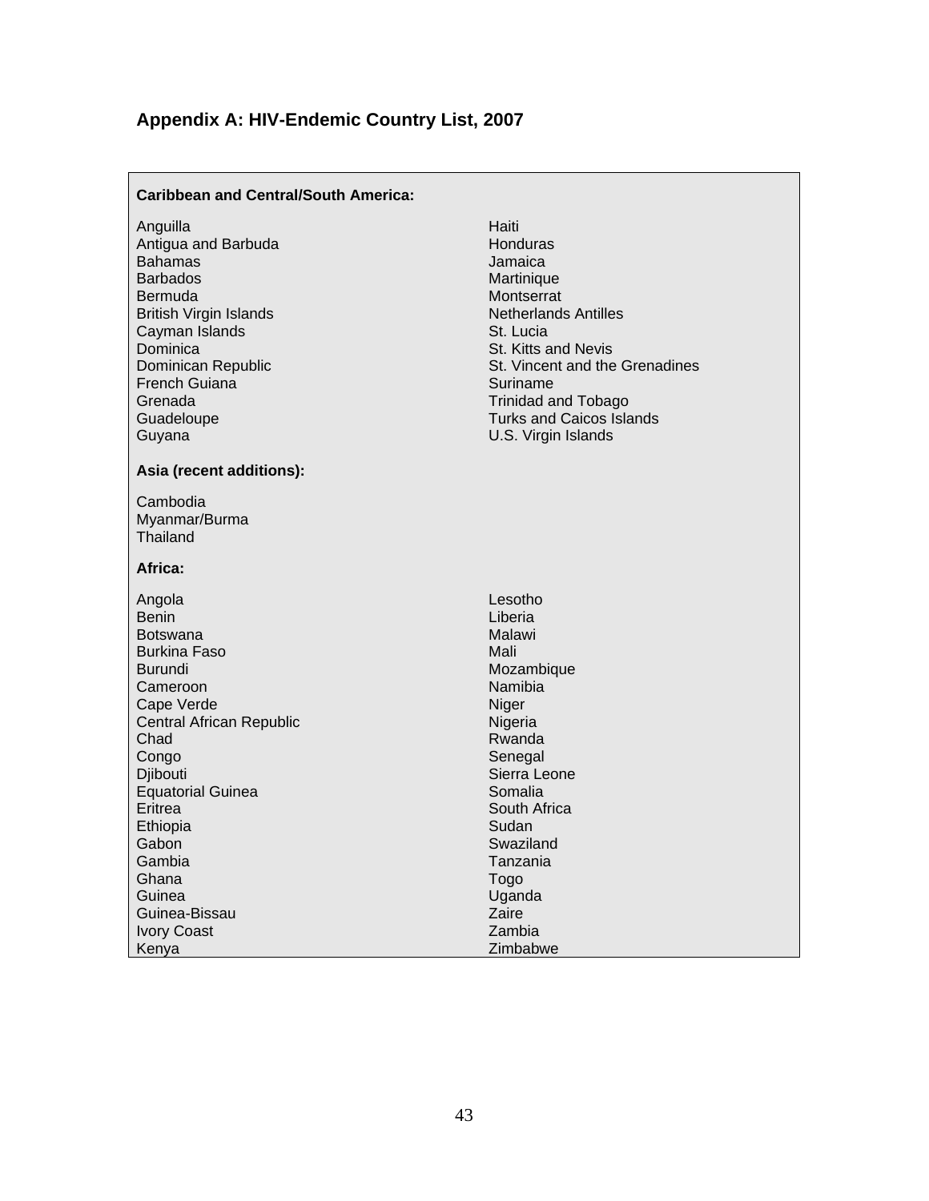## Appendix A: HIV-Endemic Country List, 2007

**Caribbean and Central/South America:**

Anguilla
Antigua and Barbuda
Bahamas
Barbados
Bermuda
British Virgin Islands
Cayman Islands
Dominica
Dominican Republic
French Guiana
Grenada
Guadeloupe
Guyana
Haiti
Honduras
Jamaica
Martinique
Montserrat
Netherlands Antilles
St. Lucia
St. Kitts and Nevis
St. Vincent and the Grenadines
Suriname
Trinidad and Tobago
Turks and Caicos Islands
U.S. Virgin Islands

**Asia (recent additions):**

Cambodia
Myanmar/Burma
Thailand

**Africa:**

Angola
Benin
Botswana
Burkina Faso
Burundi
Cameroon
Cape Verde
Central African Republic
Chad
Congo
Djibouti
Equatorial Guinea
Eritrea
Ethiopia
Gabon
Gambia
Ghana
Guinea
Guinea-Bissau
Ivory Coast
Kenya
Lesotho
Liberia
Malawi
Mali
Mozambique
Namibia
Niger
Nigeria
Rwanda
Senegal
Sierra Leone
Somalia
South Africa
Sudan
Swaziland
Tanzania
Togo
Uganda
Zaire
Zambia
Zimbabwe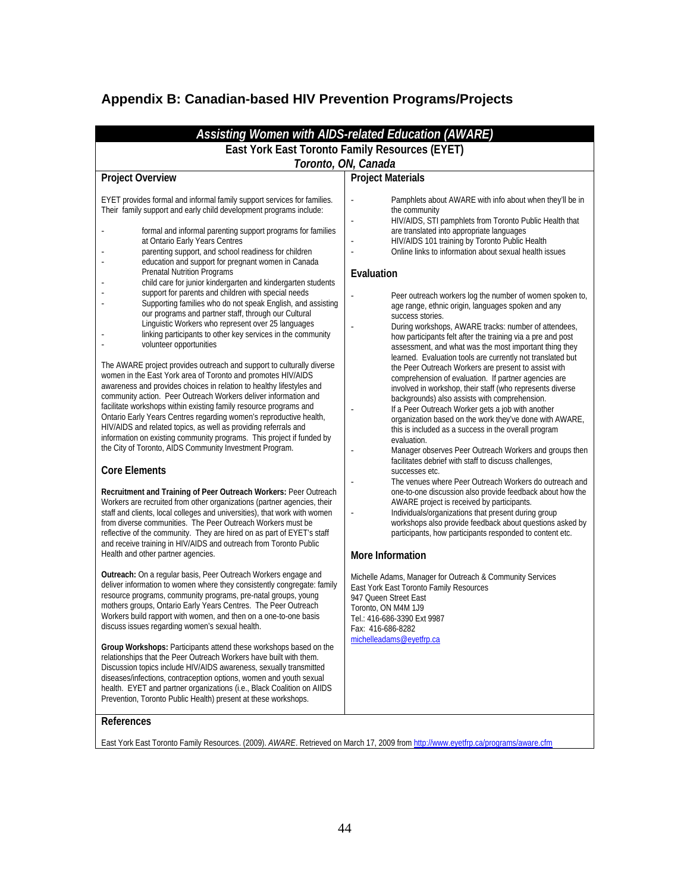# Appendix B: Canadian-based HIV Prevention Programs/Projects

## *Assisting Women with AIDS-related Education (AWARE)*

### East York East Toronto Family Resources (EYET)

***Toronto, ON, Canada***

### Project Overview

EYET provides formal and informal family support services for families. Their family support and early child development programs include:

- formal and informal parenting support programs for families at Ontario Early Years Centres
- parenting support, and school readiness for children
- education and support for pregnant women in Canada Prenatal Nutrition Programs
- child care for junior kindergarten and kindergarten students
- support for parents and children with special needs
- Supporting families who do not speak English, and assisting our programs and partner staff, through our Cultural Linguistic Workers who represent over 25 languages
- linking participants to other key services in the community
- volunteer opportunities

The AWARE project provides outreach and support to culturally diverse women in the East York area of Toronto and promotes HIV/AIDS awareness and provides choices in relation to healthy lifestyles and community action. Peer Outreach Workers deliver information and facilitate workshops within existing family resource programs and Ontario Early Years Centres regarding women's reproductive health, HIV/AIDS and related topics, as well as providing referrals and information on existing community programs. This project if funded by the City of Toronto, AIDS Community Investment Program.

### Core Elements

**Recruitment and Training of Peer Outreach Workers:** Peer Outreach Workers are recruited from other organizations (partner agencies, their staff and clients, local colleges and universities), that work with women from diverse communities. The Peer Outreach Workers must be reflective of the community. They are hired on as part of EYET's staff and receive training in HIV/AIDS and outreach from Toronto Public Health and other partner agencies.

**Outreach:** On a regular basis, Peer Outreach Workers engage and deliver information to women where they consistently congregate: family resource programs, community programs, pre-natal groups, young mothers groups, Ontario Early Years Centres. The Peer Outreach Workers build rapport with women, and then on a one-to-one basis discuss issues regarding women's sexual health.

**Group Workshops:** Participants attend these workshops based on the relationships that the Peer Outreach Workers have built with them. Discussion topics include HIV/AIDS awareness, sexually transmitted diseases/infections, contraception options, women and youth sexual health. EYET and partner organizations (i.e., Black Coalition on AIIDS Prevention, Toronto Public Health) present at these workshops.

### Project Materials

- Pamphlets about AWARE with info about when they'll be in the community
- HIV/AIDS, STI pamphlets from Toronto Public Health that are translated into appropriate languages
- HIV/AIDS 101 training by Toronto Public Health
- Online links to information about sexual health issues

### Evaluation

- Peer outreach workers log the number of women spoken to, age range, ethnic origin, languages spoken and any success stories.
- During workshops, AWARE tracks: number of attendees, how participants felt after the training via a pre and post assessment, and what was the most important thing they learned. Evaluation tools are currently not translated but the Peer Outreach Workers are present to assist with comprehension of evaluation. If partner agencies are involved in workshop, their staff (who represents diverse backgrounds) also assists with comprehension.
- If a Peer Outreach Worker gets a job with another organization based on the work they've done with AWARE, this is included as a success in the overall program evaluation.
- Manager observes Peer Outreach Workers and groups then facilitates debrief with staff to discuss challenges, successes etc.
- The venues where Peer Outreach Workers do outreach and one-to-one discussion also provide feedback about how the AWARE project is received by participants.
- Individuals/organizations that present during group workshops also provide feedback about questions asked by participants, how participants responded to content etc.

### More Information

Michelle Adams, Manager for Outreach & Community Services
East York East Toronto Family Resources
947 Queen Street East
Toronto, ON M4M 1J9
Tel.: 416-686-3390 Ext 9987
Fax: 416-686-8282
michelleadams@eyetfrp.ca

### References

East York East Toronto Family Resources. (2009). *AWARE*. Retrieved on March 17, 2009 from http://www.eyetfrp.ca/programs/aware.cfm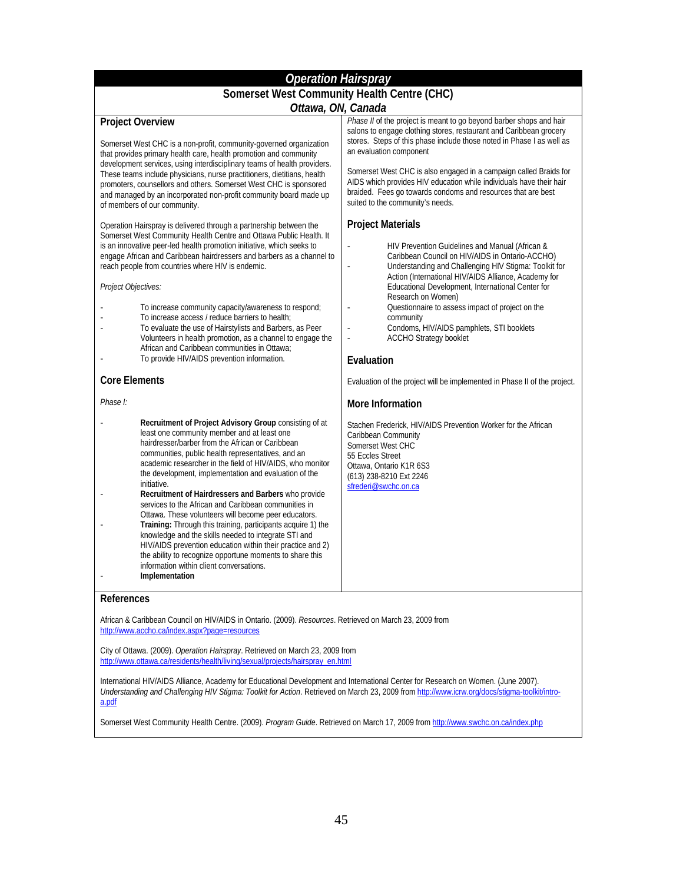# *Operation Hairspray*

## Somerset West Community Health Centre (CHC)

### *Ottawa, ON, Canada*

### Project Overview

Somerset West CHC is a non-profit, community-governed organization that provides primary health care, health promotion and community development services, using interdisciplinary teams of health providers. These teams include physicians, nurse practitioners, dietitians, health promoters, counsellors and others. Somerset West CHC is sponsored and managed by an incorporated non-profit community board made up of members of our community.

Operation Hairspray is delivered through a partnership between the Somerset West Community Health Centre and Ottawa Public Health. It is an innovative peer-led health promotion initiative, which seeks to engage African and Caribbean hairdressers and barbers as a channel to reach people from countries where HIV is endemic.

*Project Objectives:*

- To increase community capacity/awareness to respond;
- To increase access / reduce barriers to health;
- To evaluate the use of Hairstylists and Barbers, as Peer Volunteers in health promotion, as a channel to engage the African and Caribbean communities in Ottawa;
- To provide HIV/AIDS prevention information.

### Core Elements

*Phase I:*

- **Recruitment of Project Advisory Group** consisting of at least one community member and at least one hairdresser/barber from the African or Caribbean communities, public health representatives, and an academic researcher in the field of HIV/AIDS, who monitor the development, implementation and evaluation of the initiative.
- **Recruitment of Hairdressers and Barbers** who provide services to the African and Caribbean communities in Ottawa. These volunteers will become peer educators.
- **Training:** Through this training, participants acquire 1) the knowledge and the skills needed to integrate STI and HIV/AIDS prevention education within their practice and 2) the ability to recognize opportune moments to share this information within client conversations.
- **Implementation**

*Phase II* of the project is meant to go beyond barber shops and hair salons to engage clothing stores, restaurant and Caribbean grocery stores. Steps of this phase include those noted in Phase I as well as an evaluation component

Somerset West CHC is also engaged in a campaign called Braids for AIDS which provides HIV education while individuals have their hair braided. Fees go towards condoms and resources that are best suited to the community's needs.

### Project Materials

- HIV Prevention Guidelines and Manual (African & Caribbean Council on HIV/AIDS in Ontario-ACCHO)
- Understanding and Challenging HIV Stigma: Toolkit for Action (International HIV/AIDS Alliance, Academy for Educational Development, International Center for Research on Women)
- Questionnaire to assess impact of project on the community
- Condoms, HIV/AIDS pamphlets, STI booklets
- ACCHO Strategy booklet

### Evaluation

Evaluation of the project will be implemented in Phase II of the project.

### More Information

Stachen Frederick, HIV/AIDS Prevention Worker for the African Caribbean Community
Somerset West CHC
55 Eccles Street
Ottawa, Ontario K1R 6S3
(613) 238-8210 Ext 2246
sfrederi@swchc.on.ca

### References

African & Caribbean Council on HIV/AIDS in Ontario. (2009). *Resources*. Retrieved on March 23, 2009 from http://www.accho.ca/index.aspx?page=resources

City of Ottawa. (2009). *Operation Hairspray*. Retrieved on March 23, 2009 from http://www.ottawa.ca/residents/health/living/sexual/projects/hairspray_en.html

International HIV/AIDS Alliance, Academy for Educational Development and International Center for Research on Women. (June 2007). *Understanding and Challenging HIV Stigma: Toolkit for Action*. Retrieved on March 23, 2009 from http://www.icrw.org/docs/stigma-toolkit/intro-a.pdf

Somerset West Community Health Centre. (2009). *Program Guide*. Retrieved on March 17, 2009 from http://www.swchc.on.ca/index.php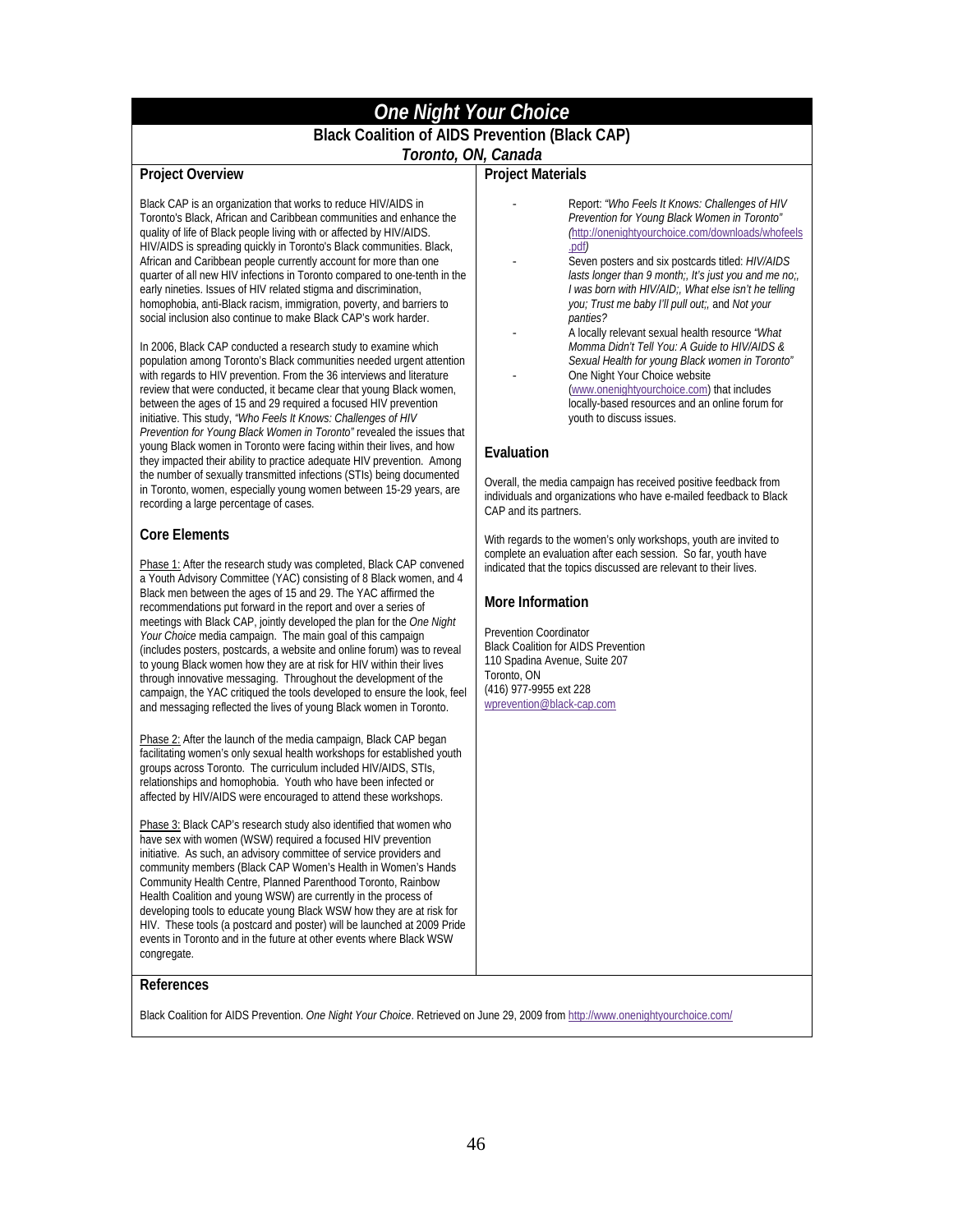# *One Night Your Choice*

## Black Coalition of AIDS Prevention (Black CAP)

### *Toronto, ON, Canada*

### Project Overview

Black CAP is an organization that works to reduce HIV/AIDS in Toronto's Black, African and Caribbean communities and enhance the quality of life of Black people living with or affected by HIV/AIDS. HIV/AIDS is spreading quickly in Toronto's Black communities. Black, African and Caribbean people currently account for more than one quarter of all new HIV infections in Toronto compared to one-tenth in the early nineties. Issues of HIV related stigma and discrimination, homophobia, anti-Black racism, immigration, poverty, and barriers to social inclusion also continue to make Black CAP's work harder.

In 2006, Black CAP conducted a research study to examine which population among Toronto's Black communities needed urgent attention with regards to HIV prevention. From the 36 interviews and literature review that were conducted, it became clear that young Black women, between the ages of 15 and 29 required a focused HIV prevention initiative. This study, *"Who Feels It Knows: Challenges of HIV Prevention for Young Black Women in Toronto"* revealed the issues that young Black women in Toronto were facing within their lives, and how they impacted their ability to practice adequate HIV prevention. Among the number of sexually transmitted infections (STIs) being documented in Toronto, women, especially young women between 15-29 years, are recording a large percentage of cases.

### Core Elements

Phase 1: After the research study was completed, Black CAP convened a Youth Advisory Committee (YAC) consisting of 8 Black women, and 4 Black men between the ages of 15 and 29. The YAC affirmed the recommendations put forward in the report and over a series of meetings with Black CAP, jointly developed the plan for the *One Night Your Choice* media campaign. The main goal of this campaign (includes posters, postcards, a website and online forum) was to reveal to young Black women how they are at risk for HIV within their lives through innovative messaging. Throughout the development of the campaign, the YAC critiqued the tools developed to ensure the look, feel and messaging reflected the lives of young Black women in Toronto.

Phase 2: After the launch of the media campaign, Black CAP began facilitating women's only sexual health workshops for established youth groups across Toronto. The curriculum included HIV/AIDS, STIs, relationships and homophobia. Youth who have been infected or affected by HIV/AIDS were encouraged to attend these workshops.

Phase 3: Black CAP's research study also identified that women who have sex with women (WSW) required a focused HIV prevention initiative. As such, an advisory committee of service providers and community members (Black CAP Women's Health in Women's Hands Community Health Centre, Planned Parenthood Toronto, Rainbow Health Coalition and young WSW) are currently in the process of developing tools to educate young Black WSW how they are at risk for HIV. These tools (a postcard and poster) will be launched at 2009 Pride events in Toronto and in the future at other events where Black WSW congregate.

### Project Materials

- Report: *"Who Feels It Knows: Challenges of HIV Prevention for Young Black Women in Toronto" (*http://onenightyourchoice.com/downloads/whofeels.pdf*)*
- Seven posters and six postcards titled: *HIV/AIDS lasts longer than 9 month;, It's just you and me no;, I was born with HIV/AID;, What else isn't he telling you; Trust me baby I'll pull out;,* and *Not your panties?*
- A locally relevant sexual health resource *"What Momma Didn't Tell You: A Guide to HIV/AIDS & Sexual Health for young Black women in Toronto"*
- One Night Your Choice website (www.onenightyourchoice.com) that includes locally-based resources and an online forum for youth to discuss issues.

### Evaluation

Overall, the media campaign has received positive feedback from individuals and organizations who have e-mailed feedback to Black CAP and its partners.

With regards to the women's only workshops, youth are invited to complete an evaluation after each session. So far, youth have indicated that the topics discussed are relevant to their lives.

### More Information

Prevention Coordinator
Black Coalition for AIDS Prevention
110 Spadina Avenue, Suite 207
Toronto, ON
(416) 977-9955 ext 228
wprevention@black-cap.com

### References

Black Coalition for AIDS Prevention. *One Night Your Choice*. Retrieved on June 29, 2009 from http://www.onenightyourchoice.com/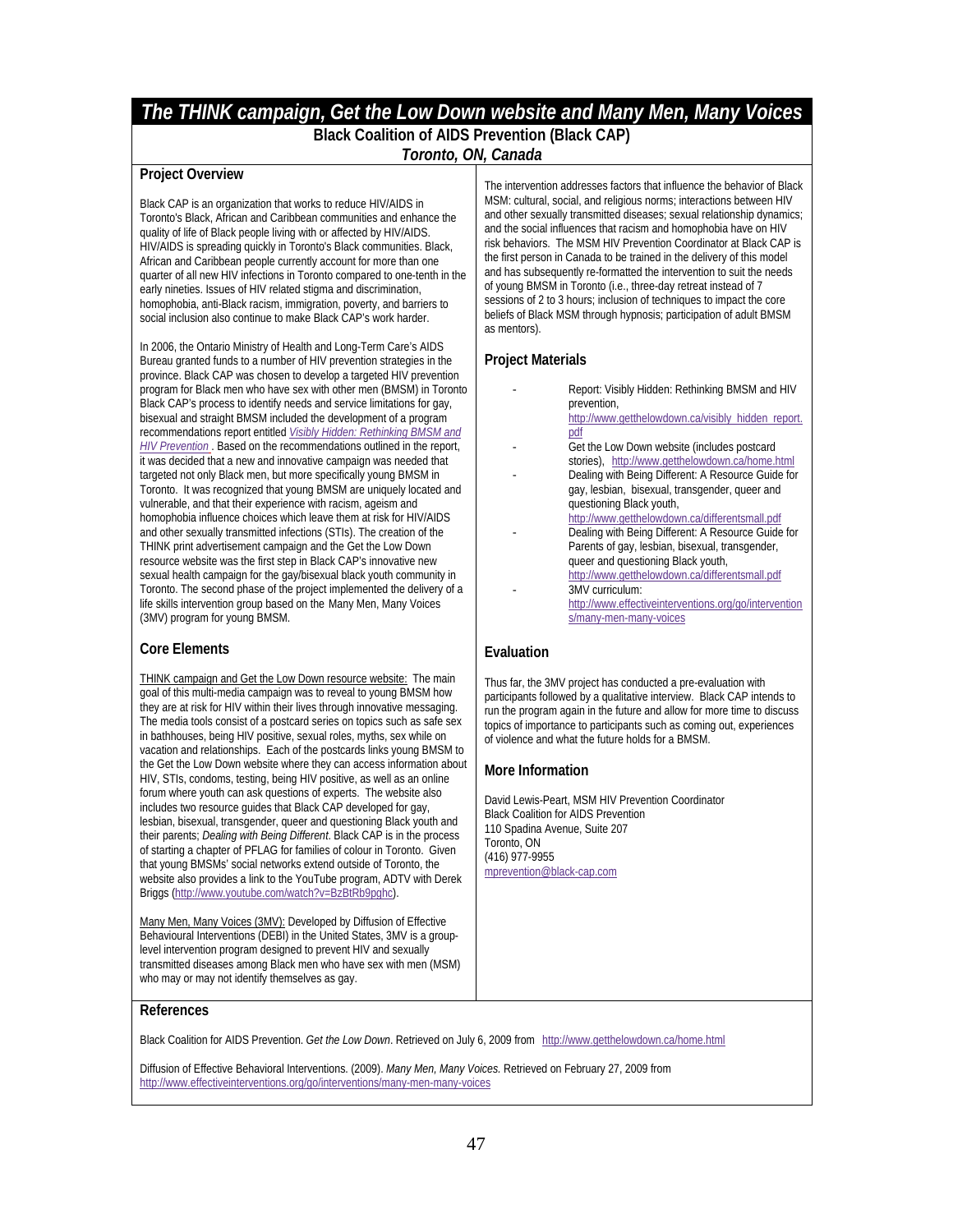# The THINK campaign, Get the Low Down website and Many Men, Many Voices

**Black Coalition of AIDS Prevention (Black CAP)**

***Toronto, ON, Canada***

## Project Overview

Black CAP is an organization that works to reduce HIV/AIDS in Toronto's Black, African and Caribbean communities and enhance the quality of life of Black people living with or affected by HIV/AIDS. HIV/AIDS is spreading quickly in Toronto's Black communities. Black, African and Caribbean people currently account for more than one quarter of all new HIV infections in Toronto compared to one-tenth in the early nineties. Issues of HIV related stigma and discrimination, homophobia, anti-Black racism, immigration, poverty, and barriers to social inclusion also continue to make Black CAP's work harder.

In 2006, the Ontario Ministry of Health and Long-Term Care's AIDS Bureau granted funds to a number of HIV prevention strategies in the province. Black CAP was chosen to develop a targeted HIV prevention program for Black men who have sex with other men (BMSM) in Toronto Black CAP's process to identify needs and service limitations for gay, bisexual and straight BMSM included the development of a program recommendations report entitled *Visibly Hidden: Rethinking BMSM and HIV Prevention* . Based on the recommendations outlined in the report, it was decided that a new and innovative campaign was needed that targeted not only Black men, but more specifically young BMSM in Toronto. It was recognized that young BMSM are uniquely located and vulnerable, and that their experience with racism, ageism and homophobia influence choices which leave them at risk for HIV/AIDS and other sexually transmitted infections (STIs). The creation of the THINK print advertisement campaign and the Get the Low Down resource website was the first step in Black CAP's innovative new sexual health campaign for the gay/bisexual black youth community in Toronto. The second phase of the project implemented the delivery of a life skills intervention group based on the Many Men, Many Voices (3MV) program for young BMSM.

## Core Elements

THINK campaign and Get the Low Down resource website: The main goal of this multi-media campaign was to reveal to young BMSM how they are at risk for HIV within their lives through innovative messaging. The media tools consist of a postcard series on topics such as safe sex in bathhouses, being HIV positive, sexual roles, myths, sex while on vacation and relationships. Each of the postcards links young BMSM to the Get the Low Down website where they can access information about HIV, STIs, condoms, testing, being HIV positive, as well as an online forum where youth can ask questions of experts. The website also includes two resource guides that Black CAP developed for gay, lesbian, bisexual, transgender, queer and questioning Black youth and their parents; *Dealing with Being Different*. Black CAP is in the process of starting a chapter of PFLAG for families of colour in Toronto. Given that young BMSMs' social networks extend outside of Toronto, the website also provides a link to the YouTube program, ADTV with Derek Briggs (http://www.youtube.com/watch?v=BzBtRb9pghc).

Many Men, Many Voices (3MV): Developed by Diffusion of Effective Behavioural Interventions (DEBI) in the United States, 3MV is a group-level intervention program designed to prevent HIV and sexually transmitted diseases among Black men who have sex with men (MSM) who may or may not identify themselves as gay.

The intervention addresses factors that influence the behavior of Black MSM: cultural, social, and religious norms; interactions between HIV and other sexually transmitted diseases; sexual relationship dynamics; and the social influences that racism and homophobia have on HIV risk behaviors. The MSM HIV Prevention Coordinator at Black CAP is the first person in Canada to be trained in the delivery of this model and has subsequently re-formatted the intervention to suit the needs of young BMSM in Toronto (i.e., three-day retreat instead of 7 sessions of 2 to 3 hours; inclusion of techniques to impact the core beliefs of Black MSM through hypnosis; participation of adult BMSM as mentors).

## Project Materials

- Report: Visibly Hidden: Rethinking BMSM and HIV prevention, http://www.getthelowdown.ca/visibly_hidden_report.pdf
- Get the Low Down website (includes postcard stories), http://www.getthelowdown.ca/home.html
- Dealing with Being Different: A Resource Guide for gay, lesbian, bisexual, transgender, queer and questioning Black youth, http://www.getthelowdown.ca/differentsmall.pdf
- Dealing with Being Different: A Resource Guide for Parents of gay, lesbian, bisexual, transgender, queer and questioning Black youth, http://www.getthelowdown.ca/differentsmall.pdf
- 3MV curriculum: http://www.effectiveinterventions.org/go/interventions/many-men-many-voices

## Evaluation

Thus far, the 3MV project has conducted a pre-evaluation with participants followed by a qualitative interview. Black CAP intends to run the program again in the future and allow for more time to discuss topics of importance to participants such as coming out, experiences of violence and what the future holds for a BMSM.

## More Information

David Lewis-Peart, MSM HIV Prevention Coordinator
Black Coalition for AIDS Prevention
110 Spadina Avenue, Suite 207
Toronto, ON
(416) 977-9955
mprevention@black-cap.com

## References

Black Coalition for AIDS Prevention. *Get the Low Down*. Retrieved on July 6, 2009 from http://www.getthelowdown.ca/home.html

Diffusion of Effective Behavioral Interventions. (2009). *Many Men, Many Voices.* Retrieved on February 27, 2009 from http://www.effectiveinterventions.org/go/interventions/many-men-many-voices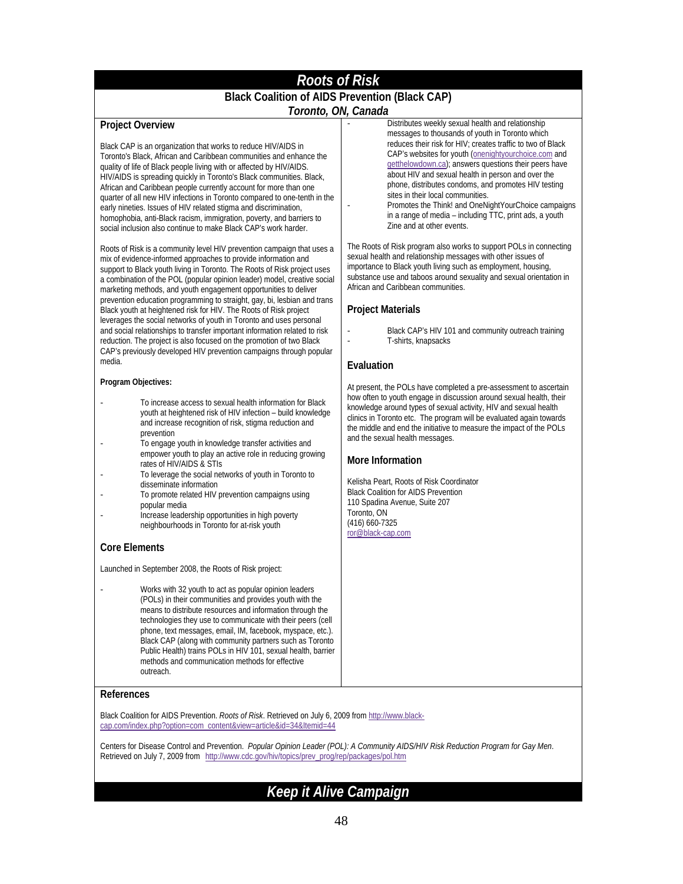# Roots of Risk

## Black Coalition of AIDS Prevention (Black CAP)

### *Toronto, ON, Canada*

### Project Overview

Black CAP is an organization that works to reduce HIV/AIDS in Toronto's Black, African and Caribbean communities and enhance the quality of life of Black people living with or affected by HIV/AIDS. HIV/AIDS is spreading quickly in Toronto's Black communities. Black, African and Caribbean people currently account for more than one quarter of all new HIV infections in Toronto compared to one-tenth in the early nineties. Issues of HIV related stigma and discrimination, homophobia, anti-Black racism, immigration, poverty, and barriers to social inclusion also continue to make Black CAP's work harder.

Roots of Risk is a community level HIV prevention campaign that uses a mix of evidence-informed approaches to provide information and support to Black youth living in Toronto. The Roots of Risk project uses a combination of the POL (popular opinion leader) model, creative social marketing methods, and youth engagement opportunities to deliver prevention education programming to straight, gay, bi, lesbian and trans Black youth at heightened risk for HIV. The Roots of Risk project leverages the social networks of youth in Toronto and uses personal and social relationships to transfer important information related to risk reduction. The project is also focused on the promotion of two Black CAP's previously developed HIV prevention campaigns through popular media.

**Program Objectives:**

- To increase access to sexual health information for Black youth at heightened risk of HIV infection – build knowledge and increase recognition of risk, stigma reduction and prevention
- To engage youth in knowledge transfer activities and empower youth to play an active role in reducing growing rates of HIV/AIDS & STIs
- To leverage the social networks of youth in Toronto to disseminate information
- To promote related HIV prevention campaigns using popular media
- Increase leadership opportunities in high poverty neighbourhoods in Toronto for at-risk youth

### Core Elements

Launched in September 2008, the Roots of Risk project:

- Works with 32 youth to act as popular opinion leaders (POLs) in their communities and provides youth with the means to distribute resources and information through the technologies they use to communicate with their peers (cell phone, text messages, email, IM, facebook, myspace, etc.). Black CAP (along with community partners such as Toronto Public Health) trains POLs in HIV 101, sexual health, barrier methods and communication methods for effective outreach.
- Distributes weekly sexual health and relationship messages to thousands of youth in Toronto which reduces their risk for HIV; creates traffic to two of Black CAP's websites for youth (onenightyourchoice.com and getthelowdown.ca); answers questions their peers have about HIV and sexual health in person and over the phone, distributes condoms, and promotes HIV testing sites in their local communities.
- Promotes the Think! and OneNightYourChoice campaigns in a range of media – including TTC, print ads, a youth Zine and at other events.

The Roots of Risk program also works to support POLs in connecting sexual health and relationship messages with other issues of importance to Black youth living such as employment, housing, substance use and taboos around sexuality and sexual orientation in African and Caribbean communities.

### Project Materials

- Black CAP's HIV 101 and community outreach training
- T-shirts, knapsacks

### Evaluation

At present, the POLs have completed a pre-assessment to ascertain how often to youth engage in discussion around sexual health, their knowledge around types of sexual activity, HIV and sexual health clinics in Toronto etc. The program will be evaluated again towards the middle and end the initiative to measure the impact of the POLs and the sexual health messages.

### More Information

Kelisha Peart, Roots of Risk Coordinator
Black Coalition for AIDS Prevention
110 Spadina Avenue, Suite 207
Toronto, ON
(416) 660-7325
ror@black-cap.com

### References

Black Coalition for AIDS Prevention. *Roots of Risk*. Retrieved on July 6, 2009 from http://www.black-cap.com/index.php?option=com_content&view=article&id=34&Itemid=44

Centers for Disease Control and Prevention. *Popular Opinion Leader (POL): A Community AIDS/HIV Risk Reduction Program for Gay Men*. Retrieved on July 7, 2009 from http://www.cdc.gov/hiv/topics/prev_prog/rep/packages/pol.htm

# Keep it Alive Campaign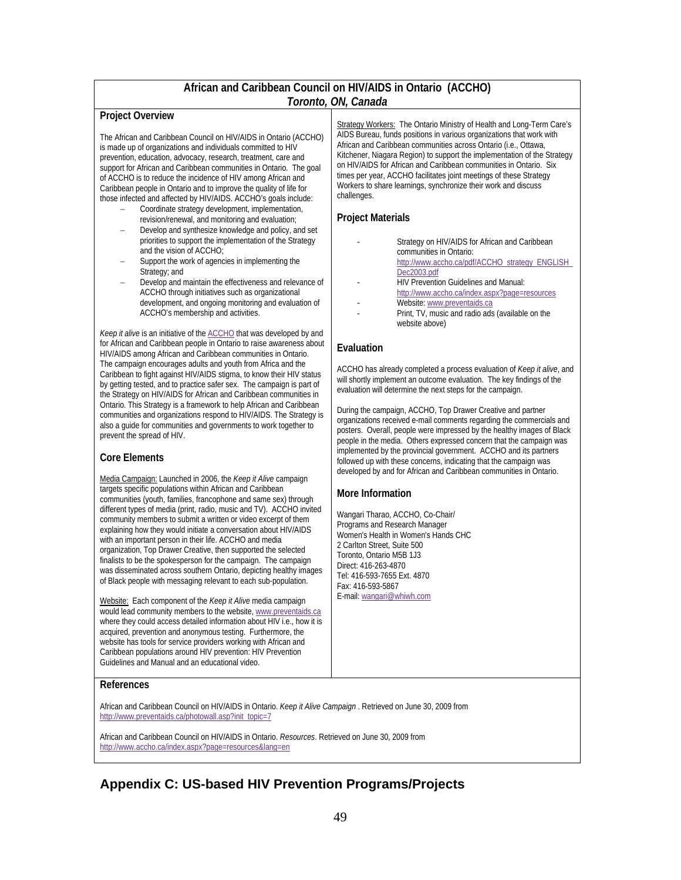## African and Caribbean Council on HIV/AIDS in Ontario (ACCHO)

***Toronto, ON, Canada***

### Project Overview

The African and Caribbean Council on HIV/AIDS in Ontario (ACCHO) is made up of organizations and individuals committed to HIV prevention, education, advocacy, research, treatment, care and support for African and Caribbean communities in Ontario. The goal of ACCHO is to reduce the incidence of HIV among African and Caribbean people in Ontario and to improve the quality of life for those infected and affected by HIV/AIDS. ACCHO's goals include:

- Coordinate strategy development, implementation, revision/renewal, and monitoring and evaluation;
- Develop and synthesize knowledge and policy, and set priorities to support the implementation of the Strategy and the vision of ACCHO;
- Support the work of agencies in implementing the Strategy; and
- Develop and maintain the effectiveness and relevance of ACCHO through initiatives such as organizational development, and ongoing monitoring and evaluation of ACCHO's membership and activities.

*Keep it alive* is an initiative of the ACCHO that was developed by and for African and Caribbean people in Ontario to raise awareness about HIV/AIDS among African and Caribbean communities in Ontario. The campaign encourages adults and youth from Africa and the Caribbean to fight against HIV/AIDS stigma, to know their HIV status by getting tested, and to practice safer sex. The campaign is part of the Strategy on HIV/AIDS for African and Caribbean communities in Ontario. This Strategy is a framework to help African and Caribbean communities and organizations respond to HIV/AIDS. The Strategy is also a guide for communities and governments to work together to prevent the spread of HIV.

### Core Elements

Media Campaign: Launched in 2006, the *Keep it Alive* campaign targets specific populations within African and Caribbean communities (youth, families, francophone and same sex) through different types of media (print, radio, music and TV). ACCHO invited community members to submit a written or video excerpt of them explaining how they would initiate a conversation about HIV/AIDS with an important person in their life. ACCHO and media organization, Top Drawer Creative, then supported the selected finalists to be the spokesperson for the campaign. The campaign was disseminated across southern Ontario, depicting healthy images of Black people with messaging relevant to each sub-population.

Website: Each component of the *Keep it Alive* media campaign would lead community members to the website, www.preventaids.ca where they could access detailed information about HIV i.e., how it is acquired, prevention and anonymous testing. Furthermore, the website has tools for service providers working with African and Caribbean populations around HIV prevention: HIV Prevention Guidelines and Manual and an educational video.

Strategy Workers: The Ontario Ministry of Health and Long-Term Care's AIDS Bureau, funds positions in various organizations that work with African and Caribbean communities across Ontario (i.e., Ottawa, Kitchener, Niagara Region) to support the implementation of the Strategy on HIV/AIDS for African and Caribbean communities in Ontario. Six times per year, ACCHO facilitates joint meetings of these Strategy Workers to share learnings, synchronize their work and discuss challenges.

### Project Materials

- Strategy on HIV/AIDS for African and Caribbean communities in Ontario: http://www.accho.ca/pdf/ACCHO_strategy_ENGLISH_Dec2003.pdf
- HIV Prevention Guidelines and Manual: http://www.accho.ca/index.aspx?page=resources
- Website: www.preventaids.ca
- Print, TV, music and radio ads (available on the website above)

### Evaluation

ACCHO has already completed a process evaluation of *Keep it alive*, and will shortly implement an outcome evaluation. The key findings of the evaluation will determine the next steps for the campaign.

During the campaign, ACCHO, Top Drawer Creative and partner organizations received e-mail comments regarding the commercials and posters. Overall, people were impressed by the healthy images of Black people in the media. Others expressed concern that the campaign was implemented by the provincial government. ACCHO and its partners followed up with these concerns, indicating that the campaign was developed by and for African and Caribbean communities in Ontario.

### More Information

Wangari Tharao, ACCHO, Co-Chair/
Programs and Research Manager
Women's Health in Women's Hands CHC
2 Carlton Street, Suite 500
Toronto, Ontario M5B 1J3
Direct: 416-263-4870
Tel: 416-593-7655 Ext. 4870
Fax: 416-593-5867
E-mail: wangari@whiwh.com

### References

African and Caribbean Council on HIV/AIDS in Ontario. *Keep it Alive Campaign* . Retrieved on June 30, 2009 from http://www.preventaids.ca/photowall.asp?init_topic=7

African and Caribbean Council on HIV/AIDS in Ontario. *Resources*. Retrieved on June 30, 2009 from http://www.accho.ca/index.aspx?page=resources&lang=en

# Appendix C: US-based HIV Prevention Programs/Projects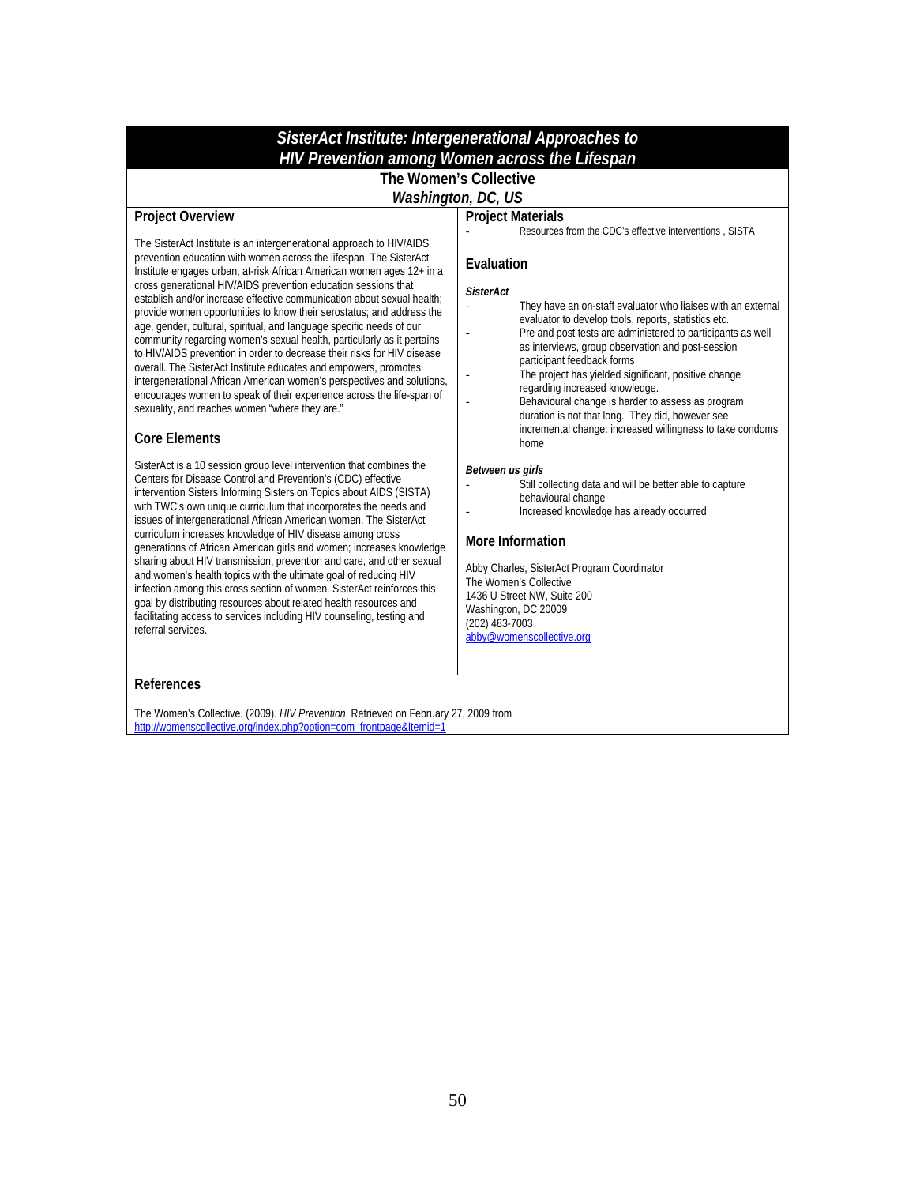# *SisterAct Institute: Intergenerational Approaches to HIV Prevention among Women across the Lifespan*

**The Women's Collective**

***Washington, DC, US***

## Project Overview

The SisterAct Institute is an intergenerational approach to HIV/AIDS prevention education with women across the lifespan. The SisterAct Institute engages urban, at-risk African American women ages 12+ in a cross generational HIV/AIDS prevention education sessions that establish and/or increase effective communication about sexual health; provide women opportunities to know their serostatus; and address the age, gender, cultural, spiritual, and language specific needs of our community regarding women's sexual health, particularly as it pertains to HIV/AIDS prevention in order to decrease their risks for HIV disease overall. The SisterAct Institute educates and empowers, promotes intergenerational African American women's perspectives and solutions, encourages women to speak of their experience across the life-span of sexuality, and reaches women "where they are."

## Core Elements

SisterAct is a 10 session group level intervention that combines the Centers for Disease Control and Prevention's (CDC) effective intervention Sisters Informing Sisters on Topics about AIDS (SISTA) with TWC's own unique curriculum that incorporates the needs and issues of intergenerational African American women. The SisterAct curriculum increases knowledge of HIV disease among cross generations of African American girls and women; increases knowledge sharing about HIV transmission, prevention and care, and other sexual and women's health topics with the ultimate goal of reducing HIV infection among this cross section of women. SisterAct reinforces this goal by distributing resources about related health resources and facilitating access to services including HIV counseling, testing and referral services.

## Project Materials

- Resources from the CDC's effective interventions , SISTA

## Evaluation

***SisterAct***

- They have an on-staff evaluator who liaises with an external evaluator to develop tools, reports, statistics etc.
- Pre and post tests are administered to participants as well as interviews, group observation and post-session participant feedback forms
- The project has yielded significant, positive change regarding increased knowledge.
- Behavioural change is harder to assess as program duration is not that long. They did, however see incremental change: increased willingness to take condoms home

***Between us girls***

- Still collecting data and will be better able to capture behavioural change
- Increased knowledge has already occurred

## More Information

Abby Charles, SisterAct Program Coordinator
The Women's Collective
1436 U Street NW, Suite 200
Washington, DC 20009
(202) 483-7003
abby@womenscollective.org

## References

The Women's Collective. (2009). *HIV Prevention*. Retrieved on February 27, 2009 from http://womenscollective.org/index.php?option=com_frontpage&Itemid=1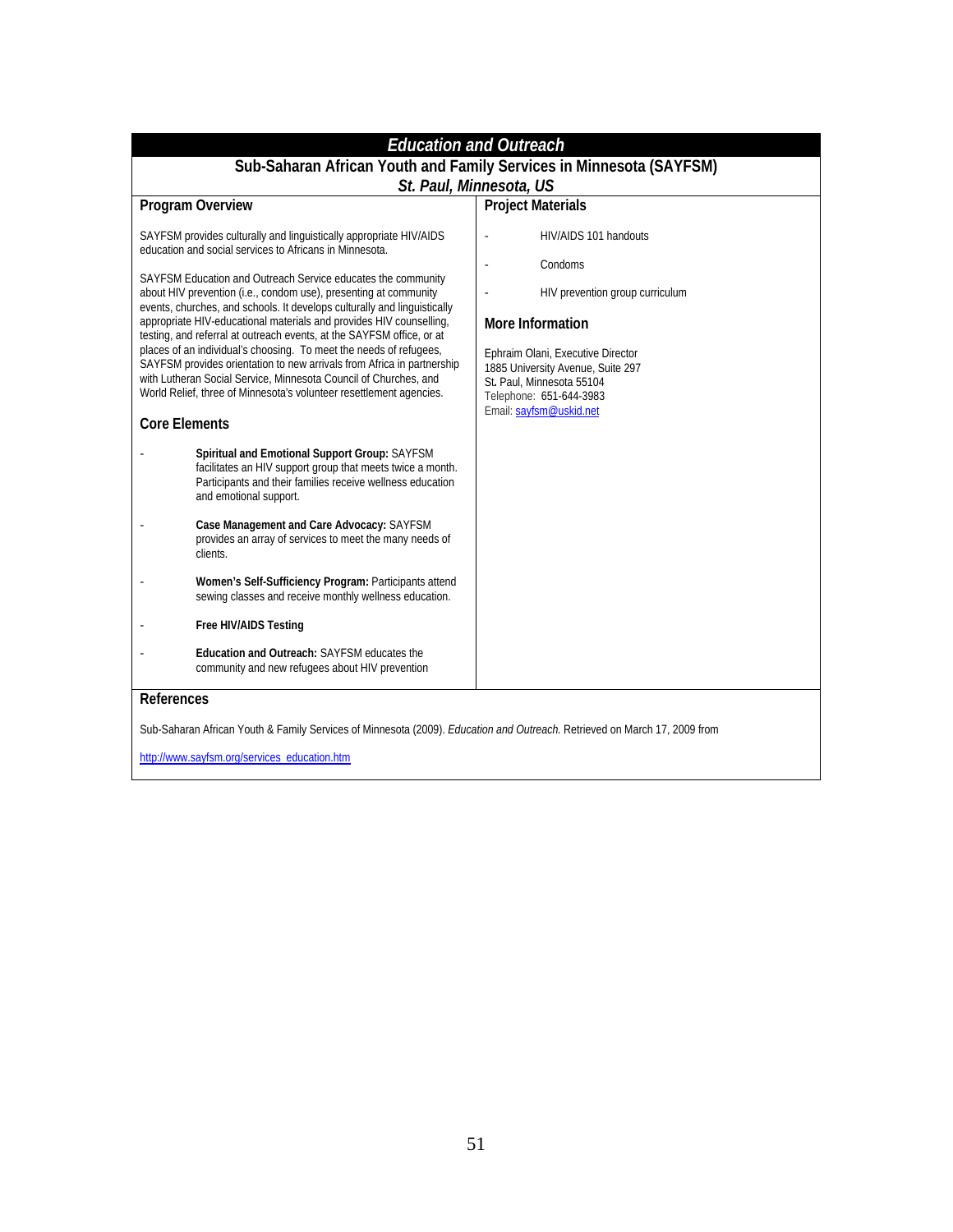# *Education and Outreach*

## Sub-Saharan African Youth and Family Services in Minnesota (SAYFSM)

***St. Paul, Minnesota, US***

### Program Overview

SAYFSM provides culturally and linguistically appropriate HIV/AIDS education and social services to Africans in Minnesota.

SAYFSM Education and Outreach Service educates the community about HIV prevention (i.e., condom use), presenting at community events, churches, and schools. It develops culturally and linguistically appropriate HIV-educational materials and provides HIV counselling, testing, and referral at outreach events, at the SAYFSM office, or at places of an individual's choosing. To meet the needs of refugees, SAYFSM provides orientation to new arrivals from Africa in partnership with Lutheran Social Service, Minnesota Council of Churches, and World Relief, three of Minnesota's volunteer resettlement agencies.

### Core Elements

- **Spiritual and Emotional Support Group:** SAYFSM facilitates an HIV support group that meets twice a month. Participants and their families receive wellness education and emotional support.
- **Case Management and Care Advocacy:** SAYFSM provides an array of services to meet the many needs of clients.
- **Women's Self-Sufficiency Program:** Participants attend sewing classes and receive monthly wellness education.
- **Free HIV/AIDS Testing**
- **Education and Outreach:** SAYFSM educates the community and new refugees about HIV prevention

### Project Materials

- HIV/AIDS 101 handouts
- Condoms
- HIV prevention group curriculum

### More Information

Ephraim Olani, Executive Director
1885 University Avenue, Suite 297
St. Paul, Minnesota 55104
Telephone: 651-644-3983
Email: sayfsm@uskid.net

### References

Sub-Saharan African Youth & Family Services of Minnesota (2009). *Education and Outreach.* Retrieved on March 17, 2009 from

http://www.sayfsm.org/services_education.htm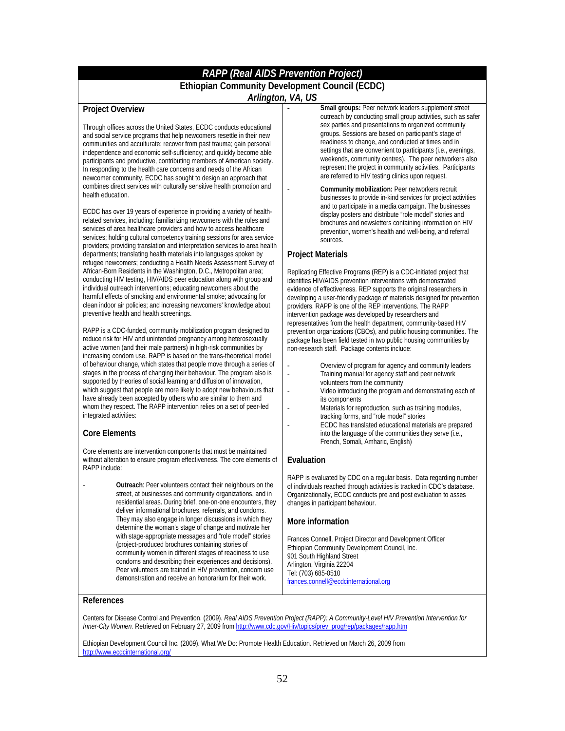# *RAPP (Real AIDS Prevention Project)*

## Ethiopian Community Development Council (ECDC)

### *Arlington, VA, US*

## Project Overview

Through offices across the United States, ECDC conducts educational and social service programs that help newcomers resettle in their new communities and acculturate; recover from past trauma; gain personal independence and economic self-sufficiency; and quickly become able participants and productive, contributing members of American society. In responding to the health care concerns and needs of the African newcomer community, ECDC has sought to design an approach that combines direct services with culturally sensitive health promotion and health education.

ECDC has over 19 years of experience in providing a variety of health-related services, including: familiarizing newcomers with the roles and services of area healthcare providers and how to access healthcare services; holding cultural competency training sessions for area service providers; providing translation and interpretation services to area health departments; translating health materials into languages spoken by refugee newcomers; conducting a Health Needs Assessment Survey of African-Born Residents in the Washington, D.C., Metropolitan area; conducting HIV testing, HIV/AIDS peer education along with group and individual outreach interventions; educating newcomers about the harmful effects of smoking and environmental smoke; advocating for clean indoor air policies; and increasing newcomers' knowledge about preventive health and health screenings.

RAPP is a CDC-funded, community mobilization program designed to reduce risk for HIV and unintended pregnancy among heterosexually active women (and their male partners) in high-risk communities by increasing condom use. RAPP is based on the trans-theoretical model of behaviour change, which states that people move through a series of stages in the process of changing their behaviour. The program also is supported by theories of social learning and diffusion of innovation, which suggest that people are more likely to adopt new behaviours that have already been accepted by others who are similar to them and whom they respect. The RAPP intervention relies on a set of peer-led integrated activities:

## Core Elements

Core elements are intervention components that must be maintained without alteration to ensure program effectiveness. The core elements of RAPP include:

- **Outreach**: Peer volunteers contact their neighbours on the street, at businesses and community organizations, and in residential areas. During brief, one-on-one encounters, they deliver informational brochures, referrals, and condoms. They may also engage in longer discussions in which they determine the woman's stage of change and motivate her with stage-appropriate messages and "role model" stories (project-produced brochures containing stories of community women in different stages of readiness to use condoms and describing their experiences and decisions). Peer volunteers are trained in HIV prevention, condom use demonstration and receive an honorarium for their work.
- **Small groups:** Peer network leaders supplement street outreach by conducting small group activities, such as safer sex parties and presentations to organized community groups. Sessions are based on participant's stage of readiness to change, and conducted at times and in settings that are convenient to participants (i.e., evenings, weekends, community centres). The peer networkers also represent the project in community activities. Participants are referred to HIV testing clinics upon request.
- **Community mobilization:** Peer networkers recruit businesses to provide in-kind services for project activities and to participate in a media campaign. The businesses display posters and distribute "role model" stories and brochures and newsletters containing information on HIV prevention, women's health and well-being, and referral sources.

## Project Materials

Replicating Effective Programs (REP) is a CDC-initiated project that identifies HIV/AIDS prevention interventions with demonstrated evidence of effectiveness. REP supports the original researchers in developing a user-friendly package of materials designed for prevention providers. RAPP is one of the REP interventions. The RAPP intervention package was developed by researchers and representatives from the health department, community-based HIV prevention organizations (CBOs), and public housing communities. The package has been field tested in two public housing communities by non-research staff. Package contents include:

- Overview of program for agency and community leaders
- Training manual for agency staff and peer network volunteers from the community
- Video introducing the program and demonstrating each of its components
- Materials for reproduction, such as training modules, tracking forms, and "role model" stories
- ECDC has translated educational materials are prepared into the language of the communities they serve (i.e., French, Somali, Amharic, English)

## Evaluation

RAPP is evaluated by CDC on a regular basis. Data regarding number of individuals reached through activities is tracked in CDC's database. Organizationally, ECDC conducts pre and post evaluation to asses changes in participant behaviour.

## More information

Frances Connell, Project Director and Development Officer
Ethiopian Community Development Council, Inc.
901 South Highland Street
Arlington, Virginia 22204
Tel: (703) 685-0510
frances.connell@ecdcinternational.org

## References

Centers for Disease Control and Prevention. (2009). *Real AIDS Prevention Project (RAPP): A Community-Level HIV Prevention Intervention for Inner-City Women.* Retrieved on February 27, 2009 from http://www.cdc.gov/Hiv/topics/prev_prog/rep/packages/rapp.htm

Ethiopian Development Council Inc. (2009). What We Do: Promote Health Education. Retrieved on March 26, 2009 from http://www.ecdcinternational.org/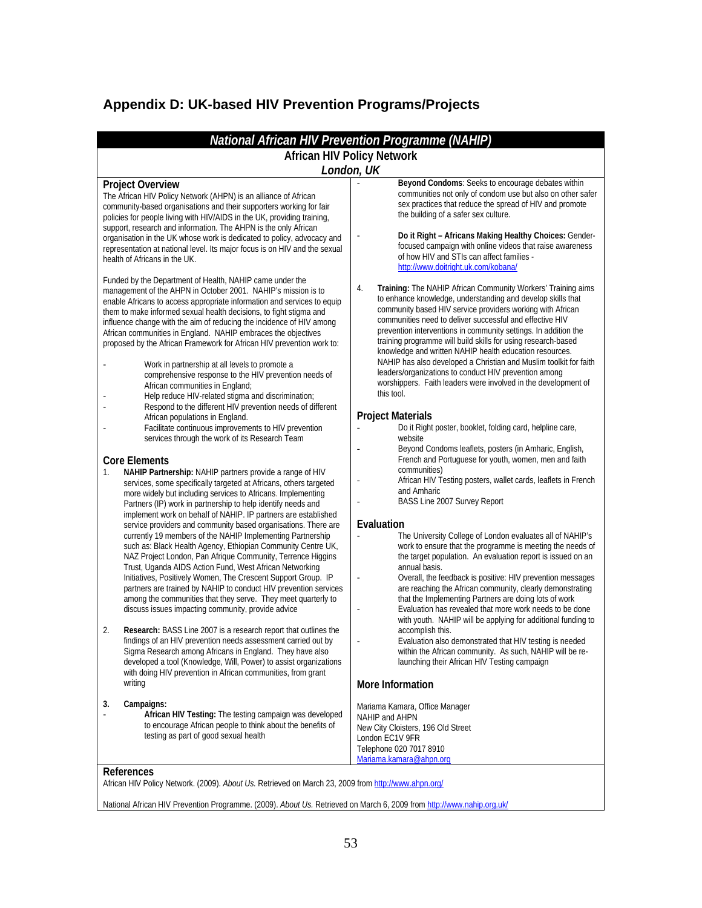# Appendix D: UK-based HIV Prevention Programs/Projects

## *National African HIV Prevention Programme (NAHIP)*

**African HIV Policy Network**

***London, UK***

### Project Overview

The African HIV Policy Network (AHPN) is an alliance of African community-based organisations and their supporters working for fair policies for people living with HIV/AIDS in the UK, providing training, support, research and information. The AHPN is the only African organisation in the UK whose work is dedicated to policy, advocacy and representation at national level. Its major focus is on HIV and the sexual health of Africans in the UK.

Funded by the Department of Health, NAHIP came under the management of the AHPN in October 2001. NAHIP's mission is to enable Africans to access appropriate information and services to equip them to make informed sexual health decisions, to fight stigma and influence change with the aim of reducing the incidence of HIV among African communities in England. NAHIP embraces the objectives proposed by the African Framework for African HIV prevention work to:

- Work in partnership at all levels to promote a comprehensive response to the HIV prevention needs of African communities in England;
- Help reduce HIV-related stigma and discrimination;
- Respond to the different HIV prevention needs of different African populations in England.
- Facilitate continuous improvements to HIV prevention services through the work of its Research Team

### Core Elements

1. **NAHIP Partnership:** NAHIP partners provide a range of HIV services, some specifically targeted at Africans, others targeted more widely but including services to Africans. Implementing Partners (IP) work in partnership to help identify needs and implement work on behalf of NAHIP. IP partners are established service providers and community based organisations. There are currently 19 members of the NAHIP Implementing Partnership such as: Black Health Agency, Ethiopian Community Centre UK, NAZ Project London, Pan Afrique Community, Terrence Higgins Trust, Uganda AIDS Action Fund, West African Networking Initiatives, Positively Women, The Crescent Support Group. IP partners are trained by NAHIP to conduct HIV prevention services among the communities that they serve. They meet quarterly to discuss issues impacting community, provide advice

2. **Research:** BASS Line 2007 is a research report that outlines the findings of an HIV prevention needs assessment carried out by Sigma Research among Africans in England. They have also developed a tool (Knowledge, Will, Power) to assist organizations with doing HIV prevention in African communities, from grant writing

3. **Campaigns:**
   - **African HIV Testing:** The testing campaign was developed to encourage African people to think about the benefits of testing as part of good sexual health
   - **Beyond Condoms**: Seeks to encourage debates within communities not only of condom use but also on other safer sex practices that reduce the spread of HIV and promote the building of a safer sex culture.
   - **Do it Right – Africans Making Healthy Choices:** Gender-focused campaign with online videos that raise awareness of how HIV and STIs can affect families - http://www.doitright.uk.com/kobana/

4. **Training:** The NAHIP African Community Workers' Training aims to enhance knowledge, understanding and develop skills that community based HIV service providers working with African communities need to deliver successful and effective HIV prevention interventions in community settings. In addition the training programme will build skills for using research-based knowledge and written NAHIP health education resources. NAHIP has also developed a Christian and Muslim toolkit for faith leaders/organizations to conduct HIV prevention among worshippers. Faith leaders were involved in the development of this tool.

### Project Materials

- Do it Right poster, booklet, folding card, helpline care, website
- Beyond Condoms leaflets, posters (in Amharic, English, French and Portuguese for youth, women, men and faith communities)
- African HIV Testing posters, wallet cards, leaflets in French and Amharic
- BASS Line 2007 Survey Report

### Evaluation

- The University College of London evaluates all of NAHIP's work to ensure that the programme is meeting the needs of the target population. An evaluation report is issued on an annual basis.
- Overall, the feedback is positive: HIV prevention messages are reaching the African community, clearly demonstrating that the Implementing Partners are doing lots of work
- Evaluation has revealed that more work needs to be done with youth. NAHIP will be applying for additional funding to accomplish this.
- Evaluation also demonstrated that HIV testing is needed within the African community. As such, NAHIP will be re-launching their African HIV Testing campaign

### More Information

Mariama Kamara, Office Manager
NAHIP and AHPN
New City Cloisters, 196 Old Street
London EC1V 9FR
Telephone 020 7017 8910
Mariama.kamara@ahpn.org

### References

African HIV Policy Network. (2009). *About Us.* Retrieved on March 23, 2009 from http://www.ahpn.org/

National African HIV Prevention Programme. (2009). *About Us.* Retrieved on March 6, 2009 from http://www.nahip.org.uk/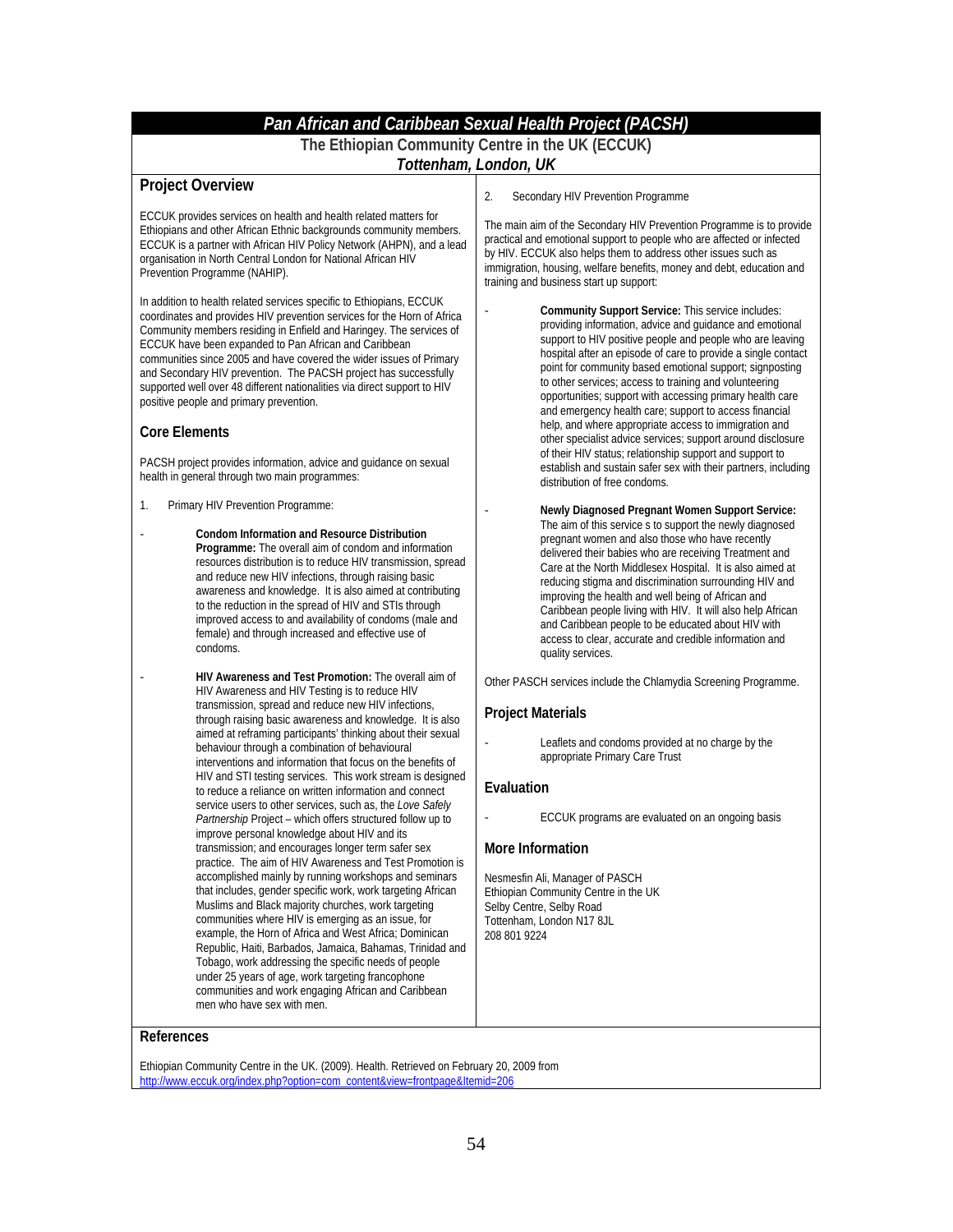# *Pan African and Caribbean Sexual Health Project (PACSH)*

**The Ethiopian Community Centre in the UK (ECCUK)**

***Tottenham, London, UK***

## Project Overview

ECCUK provides services on health and health related matters for Ethiopians and other African Ethnic backgrounds community members. ECCUK is a partner with African HIV Policy Network (AHPN), and a lead organisation in North Central London for National African HIV Prevention Programme (NAHIP).

In addition to health related services specific to Ethiopians, ECCUK coordinates and provides HIV prevention services for the Horn of Africa Community members residing in Enfield and Haringey. The services of ECCUK have been expanded to Pan African and Caribbean communities since 2005 and have covered the wider issues of Primary and Secondary HIV prevention. The PACSH project has successfully supported well over 48 different nationalities via direct support to HIV positive people and primary prevention.

## Core Elements

PACSH project provides information, advice and guidance on sexual health in general through two main programmes:

1. Primary HIV Prevention Programme:

- **Condom Information and Resource Distribution Programme:** The overall aim of condom and information resources distribution is to reduce HIV transmission, spread and reduce new HIV infections, through raising basic awareness and knowledge. It is also aimed at contributing to the reduction in the spread of HIV and STIs through improved access to and availability of condoms (male and female) and through increased and effective use of condoms.

- **HIV Awareness and Test Promotion:** The overall aim of HIV Awareness and HIV Testing is to reduce HIV transmission, spread and reduce new HIV infections, through raising basic awareness and knowledge. It is also aimed at reframing participants' thinking about their sexual behaviour through a combination of behavioural interventions and information that focus on the benefits of HIV and STI testing services. This work stream is designed to reduce a reliance on written information and connect service users to other services, such as, the *Love Safely Partnership* Project – which offers structured follow up to improve personal knowledge about HIV and its transmission; and encourages longer term safer sex practice. The aim of HIV Awareness and Test Promotion is accomplished mainly by running workshops and seminars that includes, gender specific work, work targeting African Muslims and Black majority churches, work targeting communities where HIV is emerging as an issue, for example, the Horn of Africa and West Africa; Dominican Republic, Haiti, Barbados, Jamaica, Bahamas, Trinidad and Tobago, work addressing the specific needs of people under 25 years of age, work targeting francophone communities and work engaging African and Caribbean men who have sex with men.

2. Secondary HIV Prevention Programme

The main aim of the Secondary HIV Prevention Programme is to provide practical and emotional support to people who are affected or infected by HIV. ECCUK also helps them to address other issues such as immigration, housing, welfare benefits, money and debt, education and training and business start up support:

- **Community Support Service:** This service includes: providing information, advice and guidance and emotional support to HIV positive people and people who are leaving hospital after an episode of care to provide a single contact point for community based emotional support; signposting to other services; access to training and volunteering opportunities; support with accessing primary health care and emergency health care; support to access financial help, and where appropriate access to immigration and other specialist advice services; support around disclosure of their HIV status; relationship support and support to establish and sustain safer sex with their partners, including distribution of free condoms.

- **Newly Diagnosed Pregnant Women Support Service:** The aim of this service s to support the newly diagnosed pregnant women and also those who have recently delivered their babies who are receiving Treatment and Care at the North Middlesex Hospital. It is also aimed at reducing stigma and discrimination surrounding HIV and improving the health and well being of African and Caribbean people living with HIV. It will also help African and Caribbean people to be educated about HIV with access to clear, accurate and credible information and quality services.

Other PASCH services include the Chlamydia Screening Programme.

## Project Materials

- Leaflets and condoms provided at no charge by the appropriate Primary Care Trust

## Evaluation

- ECCUK programs are evaluated on an ongoing basis

## More Information

Nesmesfin Ali, Manager of PASCH
Ethiopian Community Centre in the UK
Selby Centre, Selby Road
Tottenham, London N17 8JL
208 801 9224

## References

Ethiopian Community Centre in the UK. (2009). Health. Retrieved on February 20, 2009 from http://www.eccuk.org/index.php?option=com_content&view=frontpage&Itemid=206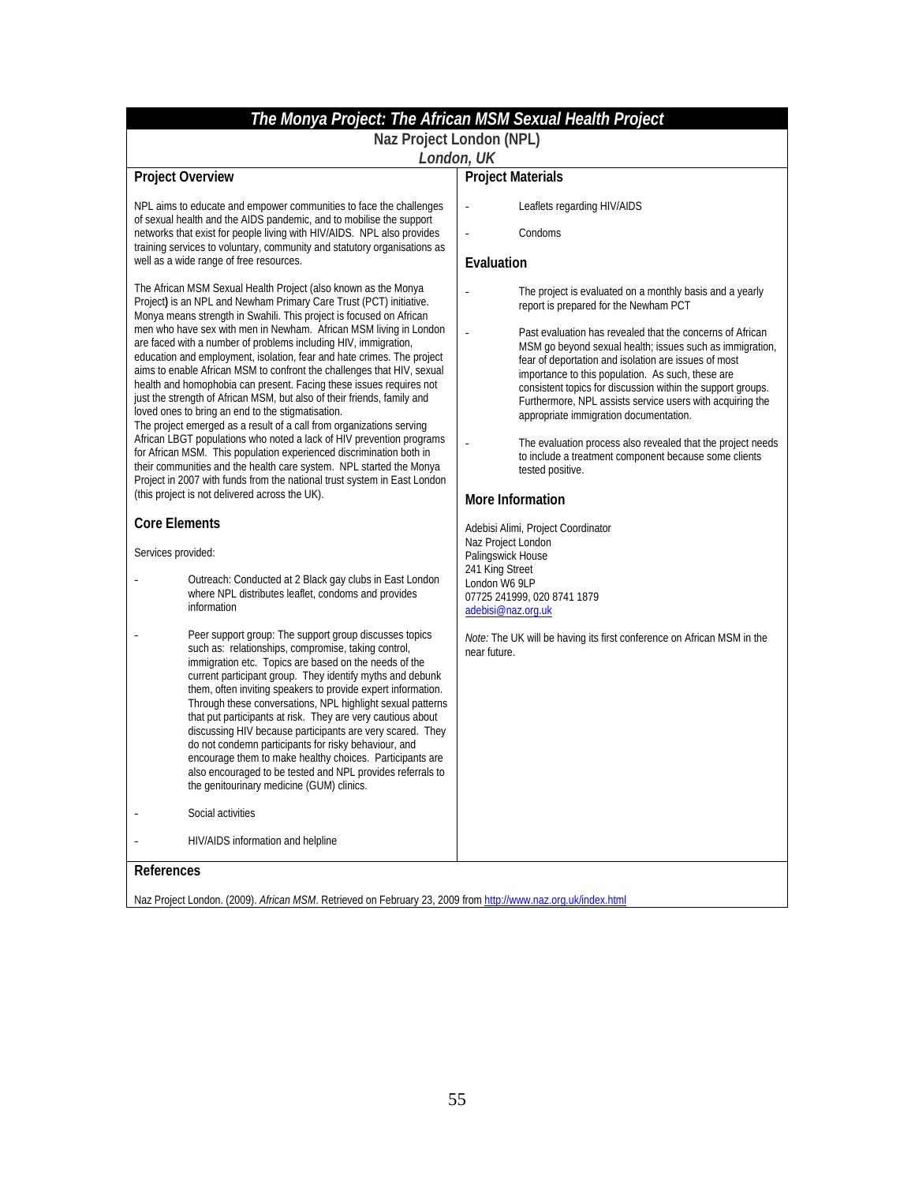# *The Monya Project: The African MSM Sexual Health Project*

**Naz Project London (NPL)**

*London, UK*

## Project Overview

NPL aims to educate and empower communities to face the challenges of sexual health and the AIDS pandemic, and to mobilise the support networks that exist for people living with HIV/AIDS. NPL also provides training services to voluntary, community and statutory organisations as well as a wide range of free resources.

The African MSM Sexual Health Project (also known as the Monya Project**)** is an NPL and Newham Primary Care Trust (PCT) initiative. Monya means strength in Swahili. This project is focused on African men who have sex with men in Newham. African MSM living in London are faced with a number of problems including HIV, immigration, education and employment, isolation, fear and hate crimes. The project aims to enable African MSM to confront the challenges that HIV, sexual health and homophobia can present. Facing these issues requires not just the strength of African MSM, but also of their friends, family and loved ones to bring an end to the stigmatisation.
The project emerged as a result of a call from organizations serving African LBGT populations who noted a lack of HIV prevention programs for African MSM. This population experienced discrimination both in their communities and the health care system. NPL started the Monya Project in 2007 with funds from the national trust system in East London (this project is not delivered across the UK).

## Core Elements

Services provided:

- Outreach: Conducted at 2 Black gay clubs in East London where NPL distributes leaflet, condoms and provides information
- Peer support group: The support group discusses topics such as: relationships, compromise, taking control, immigration etc. Topics are based on the needs of the current participant group. They identify myths and debunk them, often inviting speakers to provide expert information. Through these conversations, NPL highlight sexual patterns that put participants at risk. They are very cautious about discussing HIV because participants are very scared. They do not condemn participants for risky behaviour, and encourage them to make healthy choices. Participants are also encouraged to be tested and NPL provides referrals to the genitourinary medicine (GUM) clinics.
- Social activities
- HIV/AIDS information and helpline

## Project Materials

- Leaflets regarding HIV/AIDS
- Condoms

## Evaluation

- The project is evaluated on a monthly basis and a yearly report is prepared for the Newham PCT
- Past evaluation has revealed that the concerns of African MSM go beyond sexual health; issues such as immigration, fear of deportation and isolation are issues of most importance to this population. As such, these are consistent topics for discussion within the support groups. Furthermore, NPL assists service users with acquiring the appropriate immigration documentation.
- The evaluation process also revealed that the project needs to include a treatment component because some clients tested positive.

## More Information

Adebisi Alimi, Project Coordinator
Naz Project London
Palingswick House
241 King Street
London W6 9LP
07725 241999, 020 8741 1879
adebisi@naz.org.uk

*Note:* The UK will be having its first conference on African MSM in the near future.

## References

Naz Project London. (2009). *African MSM*. Retrieved on February 23, 2009 from http://www.naz.org.uk/index.html